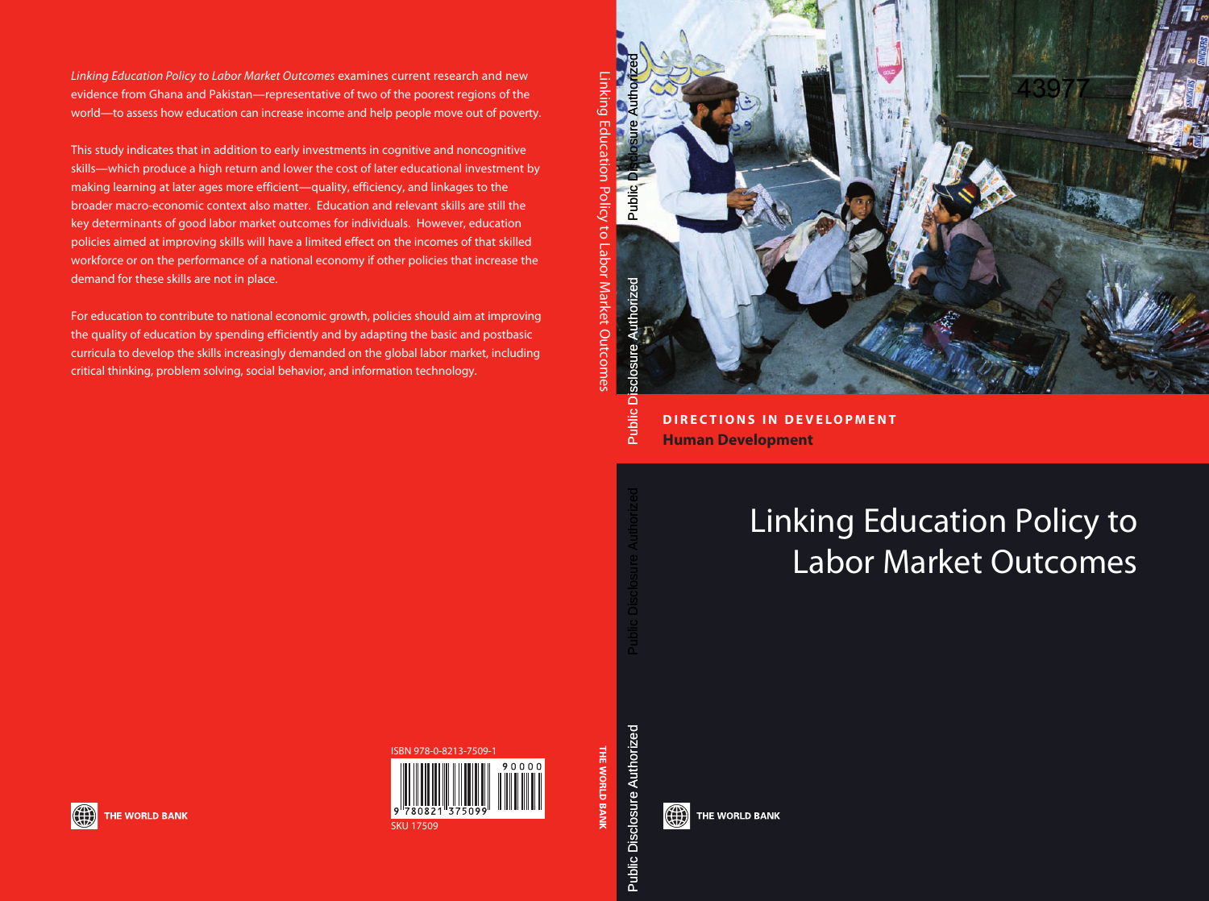# Linking Education Policy to Labor Market Outcomes

DIRECTIONS IN DEVELOPMENT

**Human Development**

*Linking Education Policy to Labor Market Outcomes* examines current research and new evidence from Ghana and Pakistan—representative of two of the poorest regions of the world—to assess how education can increase income and help people move out of poverty.

This study indicates that in addition to early investments in cognitive and noncognitive skills—which produce a high return and lower the cost of later educational investment by making learning at later ages more efficient—quality, efficiency, and linkages to the broader macro-economic context also matter. Education and relevant skills are still the key determinants of good labor market outcomes for individuals. However, education policies aimed at improving skills will have a limited effect on the incomes of that skilled workforce or on the performance of a national economy if other policies that increase the demand for these skills are not in place.

For education to contribute to national economic growth, policies should aim at improving the quality of education by spending efficiently and by adapting the basic and postbasic curricula to develop the skills increasingly demanded on the global labor market, including critical thinking, problem solving, social behavior, and information technology.

ISBN 978-0-8213-7509-1

SKU 17509

THE WORLD BANK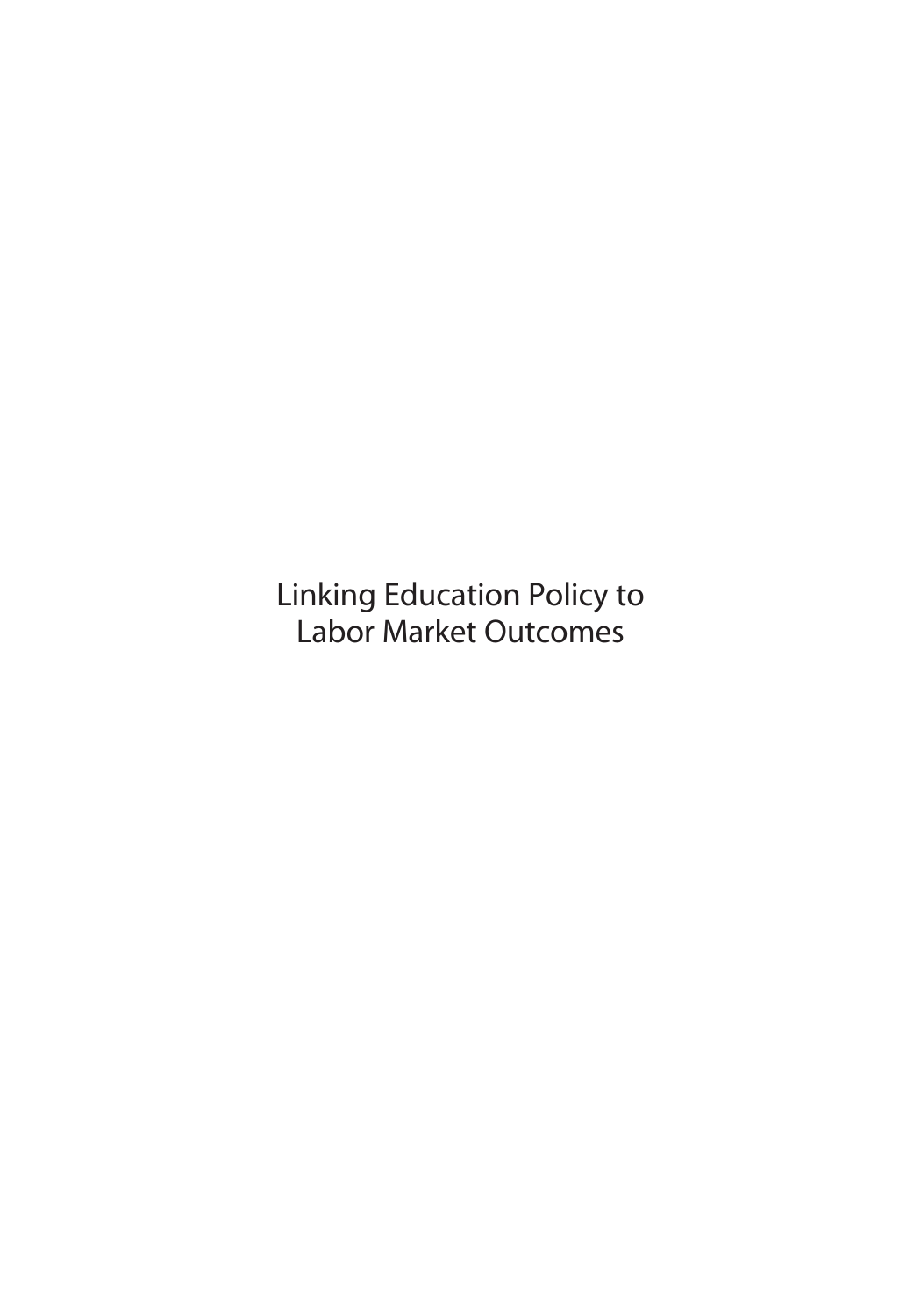Linking Education Policy to Labor Market Outcomes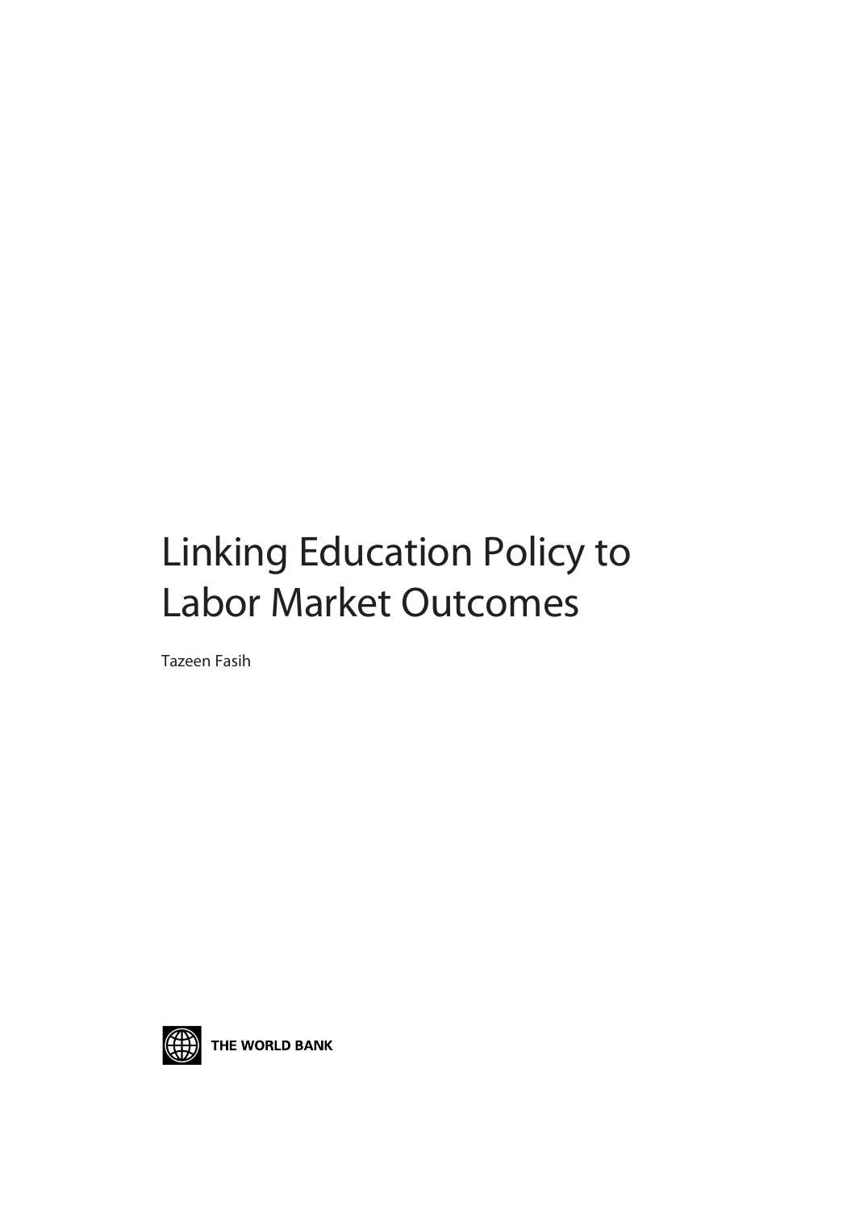# Linking Education Policy to Labor Market Outcomes

Tazeen Fasih

THE WORLD BANK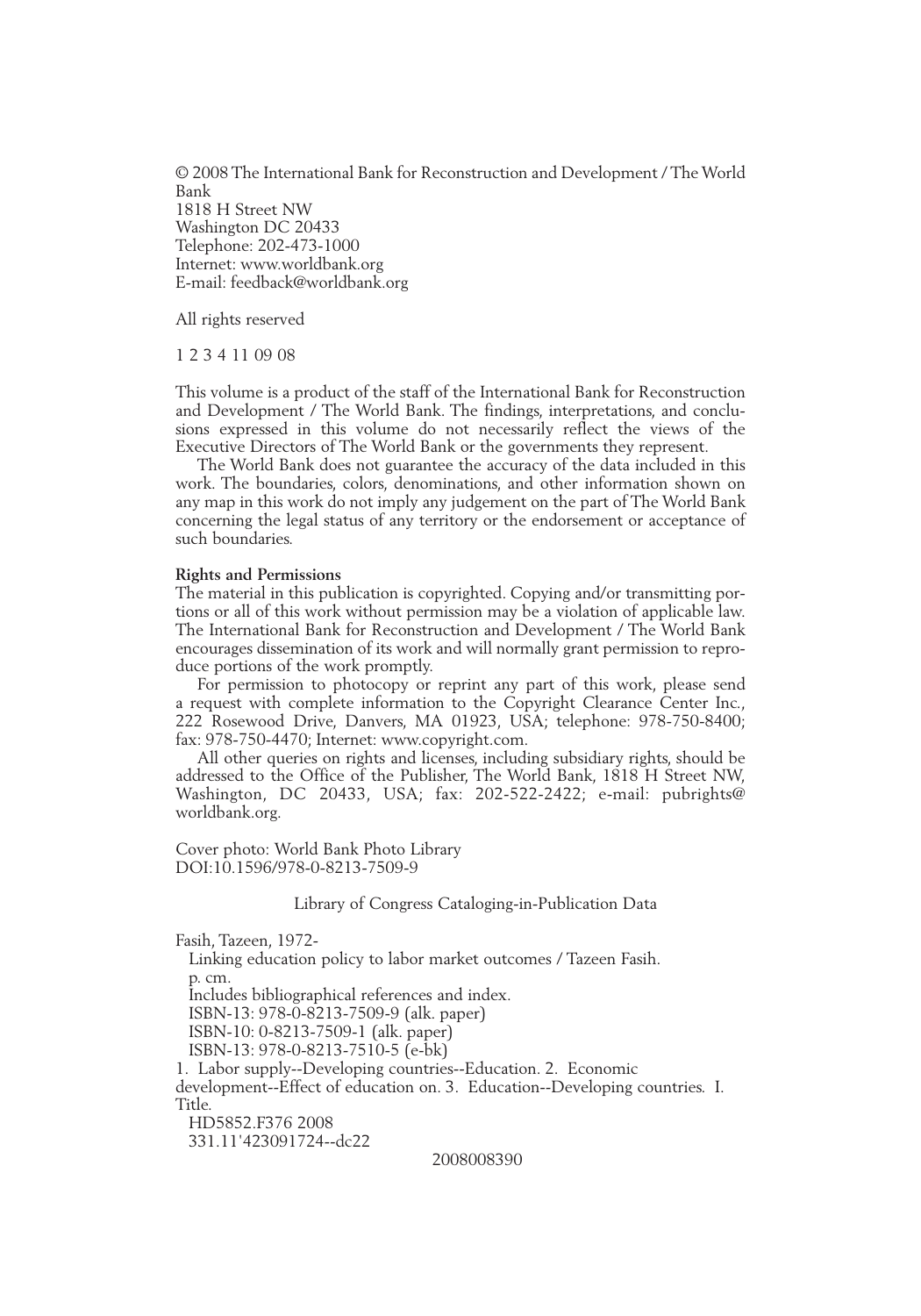© 2008 The International Bank for Reconstruction and Development / The World Bank
1818 H Street NW
Washington DC 20433
Telephone: 202-473-1000
Internet: www.worldbank.org
E-mail: feedback@worldbank.org

All rights reserved

1 2 3 4 11 09 08

This volume is a product of the staff of the International Bank for Reconstruction and Development / The World Bank. The findings, interpretations, and conclusions expressed in this volume do not necessarily reflect the views of the Executive Directors of The World Bank or the governments they represent.

The World Bank does not guarantee the accuracy of the data included in this work. The boundaries, colors, denominations, and other information shown on any map in this work do not imply any judgement on the part of The World Bank concerning the legal status of any territory or the endorsement or acceptance of such boundaries.

**Rights and Permissions**
The material in this publication is copyrighted. Copying and/or transmitting portions or all of this work without permission may be a violation of applicable law. The International Bank for Reconstruction and Development / The World Bank encourages dissemination of its work and will normally grant permission to reproduce portions of the work promptly.

For permission to photocopy or reprint any part of this work, please send a request with complete information to the Copyright Clearance Center Inc., 222 Rosewood Drive, Danvers, MA 01923, USA; telephone: 978-750-8400; fax: 978-750-4470; Internet: www.copyright.com.

All other queries on rights and licenses, including subsidiary rights, should be addressed to the Office of the Publisher, The World Bank, 1818 H Street NW, Washington, DC 20433, USA; fax: 202-522-2422; e-mail: pubrights@worldbank.org.

Cover photo: World Bank Photo Library
DOI:10.1596/978-0-8213-7509-9

Library of Congress Cataloging-in-Publication Data

Fasih, Tazeen, 1972-
Linking education policy to labor market outcomes / Tazeen Fasih.
p. cm.
Includes bibliographical references and index.
ISBN-13: 978-0-8213-7509-9 (alk. paper)
ISBN-10: 0-8213-7509-1 (alk. paper)
ISBN-13: 978-0-8213-7510-5 (e-bk)
1. Labor supply--Developing countries--Education. 2. Economic development--Effect of education on. 3. Education--Developing countries. I. Title.
HD5852.F376 2008
331.11'423091724--dc22

2008008390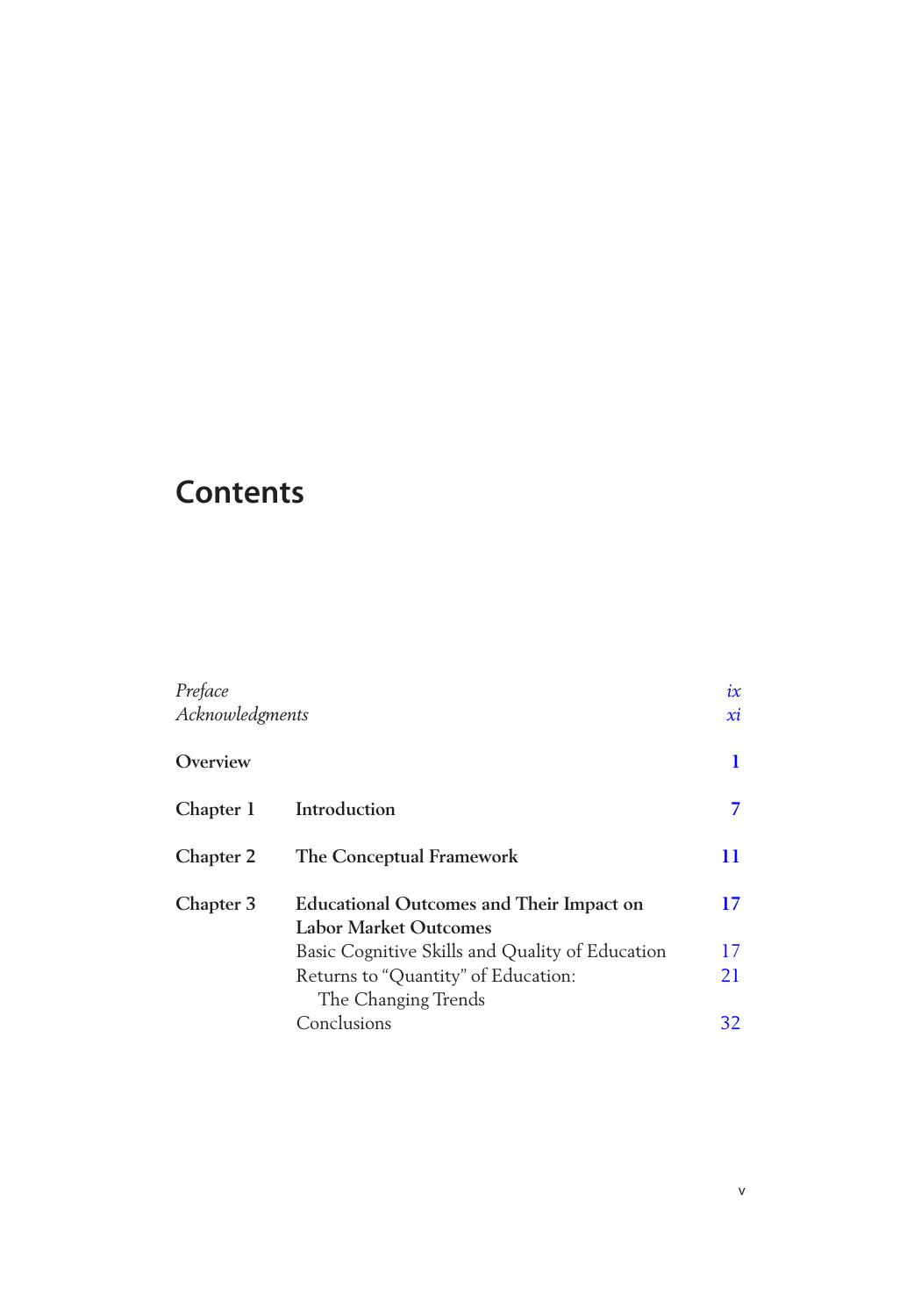# Contents

| | | |
|---|---|---|
| *Preface* | | *ix* |
| *Acknowledgments* | | *xi* |
| **Overview** | | **1** |
| **Chapter 1** | **Introduction** | **7** |
| **Chapter 2** | **The Conceptual Framework** | **11** |
| **Chapter 3** | **Educational Outcomes and Their Impact on Labor Market Outcomes** | **17** |
| | Basic Cognitive Skills and Quality of Education | 17 |
| | Returns to "Quantity" of Education: The Changing Trends | 21 |
| | Conclusions | 32 |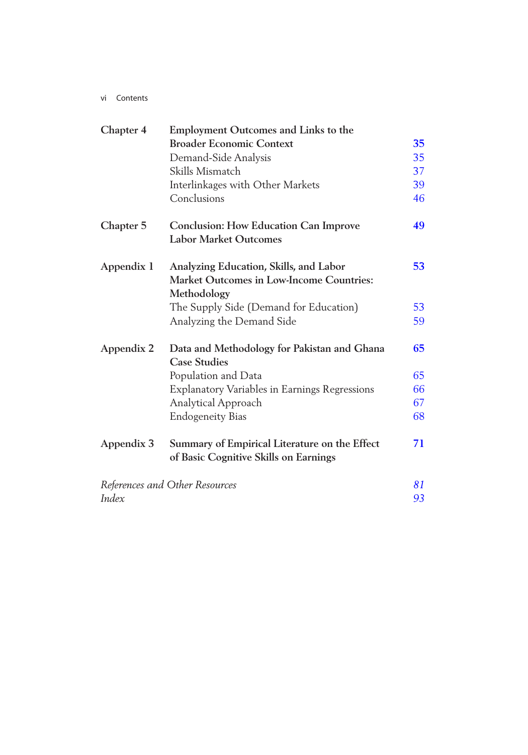| | | |
|---|---|---|
| **Chapter 4** | **Employment Outcomes and Links to the Broader Economic Context** | **35** |
| | Demand-Side Analysis | 35 |
| | Skills Mismatch | 37 |
| | Interlinkages with Other Markets | 39 |
| | Conclusions | 46 |
| **Chapter 5** | **Conclusion: How Education Can Improve Labor Market Outcomes** | **49** |
| **Appendix 1** | **Analyzing Education, Skills, and Labor Market Outcomes in Low-Income Countries: Methodology** | **53** |
| | The Supply Side (Demand for Education) | 53 |
| | Analyzing the Demand Side | 59 |
| **Appendix 2** | **Data and Methodology for Pakistan and Ghana Case Studies** | **65** |
| | Population and Data | 65 |
| | Explanatory Variables in Earnings Regressions | 66 |
| | Analytical Approach | 67 |
| | Endogeneity Bias | 68 |
| **Appendix 3** | **Summary of Empirical Literature on the Effect of Basic Cognitive Skills on Earnings** | **71** |
| *References and Other Resources* | | *81* |
| *Index* | | *93* |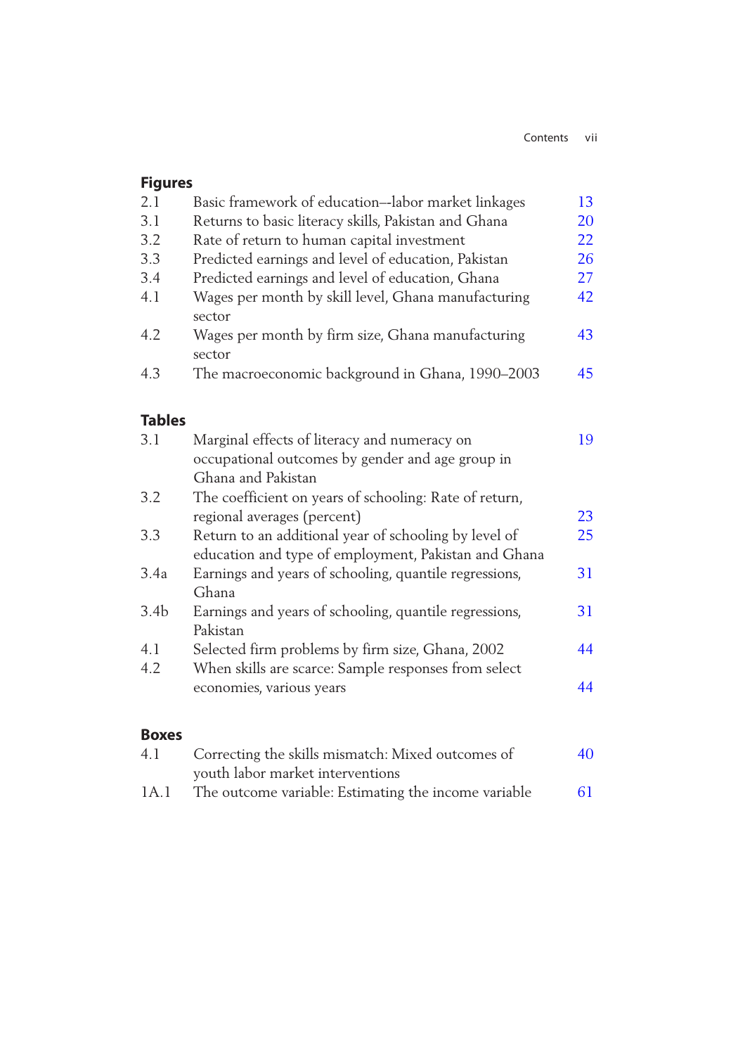## Figures

| | | |
|---|---|---|
| 2.1 | Basic framework of education–-labor market linkages | 13 |
| 3.1 | Returns to basic literacy skills, Pakistan and Ghana | 20 |
| 3.2 | Rate of return to human capital investment | 22 |
| 3.3 | Predicted earnings and level of education, Pakistan | 26 |
| 3.4 | Predicted earnings and level of education, Ghana | 27 |
| 4.1 | Wages per month by skill level, Ghana manufacturing sector | 42 |
| 4.2 | Wages per month by firm size, Ghana manufacturing sector | 43 |
| 4.3 | The macroeconomic background in Ghana, 1990–2003 | 45 |

## Tables

| | | |
|---|---|---|
| 3.1 | Marginal effects of literacy and numeracy on occupational outcomes by gender and age group in Ghana and Pakistan | 19 |
| 3.2 | The coefficient on years of schooling: Rate of return, regional averages (percent) | 23 |
| 3.3 | Return to an additional year of schooling by level of education and type of employment, Pakistan and Ghana | 25 |
| 3.4a | Earnings and years of schooling, quantile regressions, Ghana | 31 |
| 3.4b | Earnings and years of schooling, quantile regressions, Pakistan | 31 |
| 4.1 | Selected firm problems by firm size, Ghana, 2002 | 44 |
| 4.2 | When skills are scarce: Sample responses from select economies, various years | 44 |

## Boxes

| | | |
|---|---|---|
| 4.1 | Correcting the skills mismatch: Mixed outcomes of youth labor market interventions | 40 |
| 1A.1 | The outcome variable: Estimating the income variable | 61 |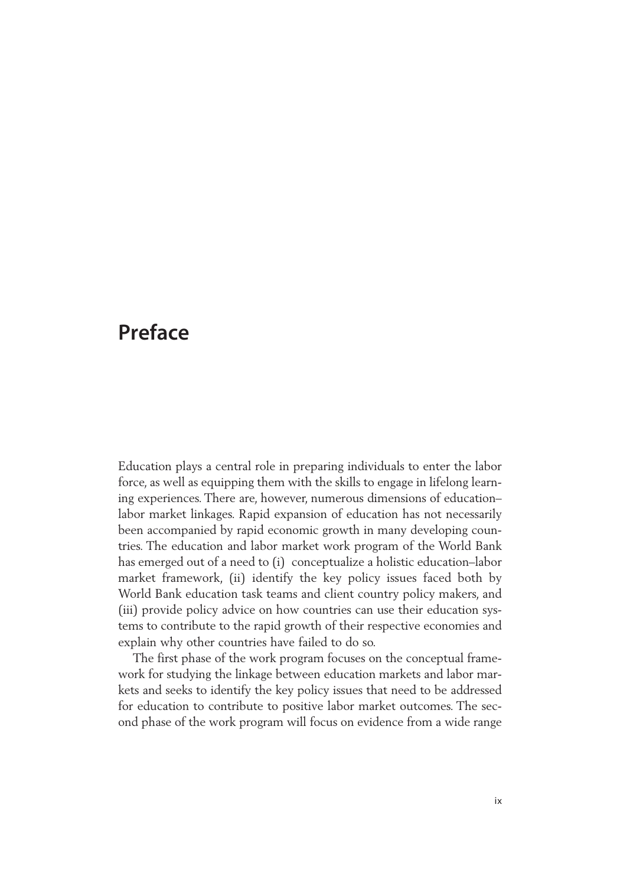# Preface

Education plays a central role in preparing individuals to enter the labor force, as well as equipping them with the skills to engage in lifelong learning experiences. There are, however, numerous dimensions of education–labor market linkages. Rapid expansion of education has not necessarily been accompanied by rapid economic growth in many developing countries. The education and labor market work program of the World Bank has emerged out of a need to (i) conceptualize a holistic education–labor market framework, (ii) identify the key policy issues faced both by World Bank education task teams and client country policy makers, and (iii) provide policy advice on how countries can use their education systems to contribute to the rapid growth of their respective economies and explain why other countries have failed to do so.

The first phase of the work program focuses on the conceptual framework for studying the linkage between education markets and labor markets and seeks to identify the key policy issues that need to be addressed for education to contribute to positive labor market outcomes. The second phase of the work program will focus on evidence from a wide range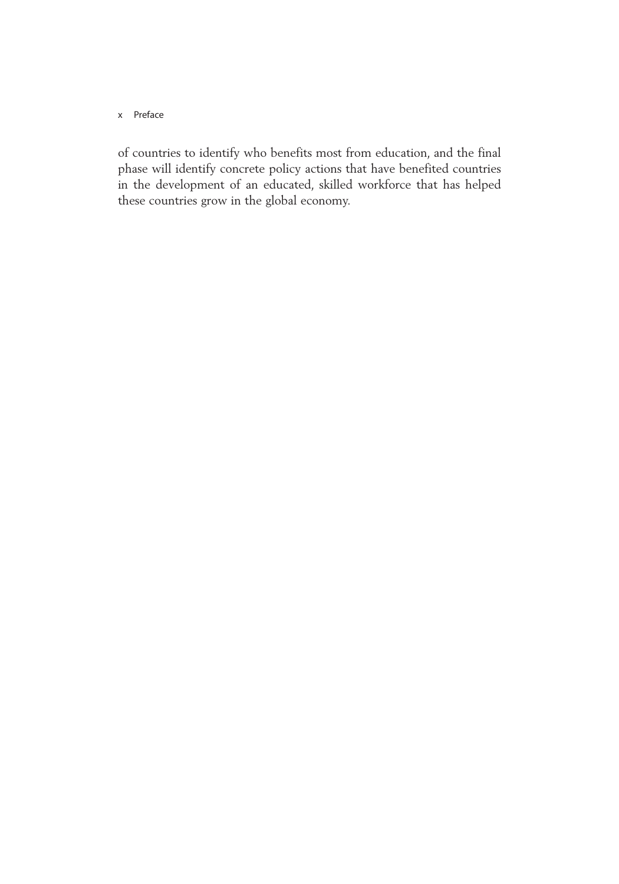of countries to identify who benefits most from education, and the final phase will identify concrete policy actions that have benefited countries in the development of an educated, skilled workforce that has helped these countries grow in the global economy.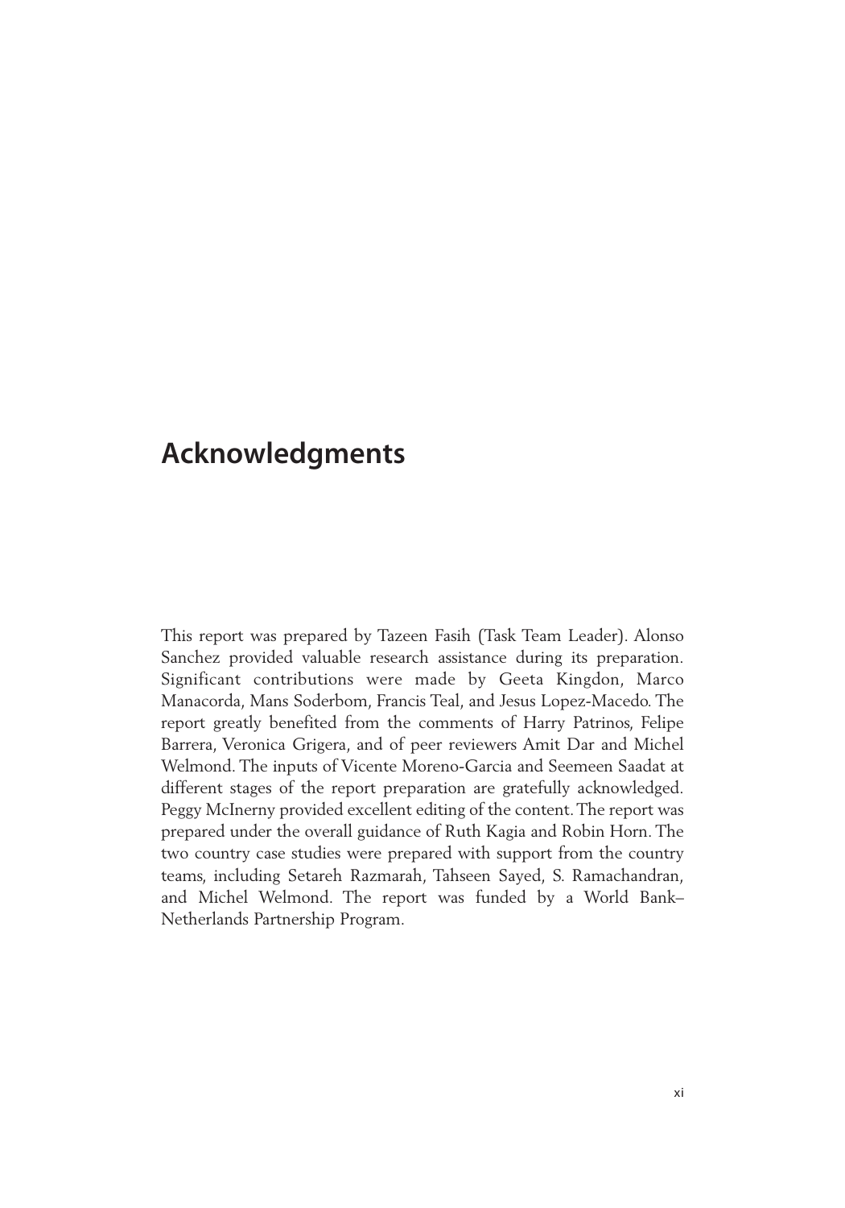# Acknowledgments

This report was prepared by Tazeen Fasih (Task Team Leader). Alonso Sanchez provided valuable research assistance during its preparation. Significant contributions were made by Geeta Kingdon, Marco Manacorda, Mans Soderbom, Francis Teal, and Jesus Lopez-Macedo. The report greatly benefited from the comments of Harry Patrinos, Felipe Barrera, Veronica Grigera, and of peer reviewers Amit Dar and Michel Welmond. The inputs of Vicente Moreno-Garcia and Seemeen Saadat at different stages of the report preparation are gratefully acknowledged. Peggy McInerny provided excellent editing of the content. The report was prepared under the overall guidance of Ruth Kagia and Robin Horn. The two country case studies were prepared with support from the country teams, including Setareh Razmarah, Tahseen Sayed, S. Ramachandran, and Michel Welmond. The report was funded by a World Bank–Netherlands Partnership Program.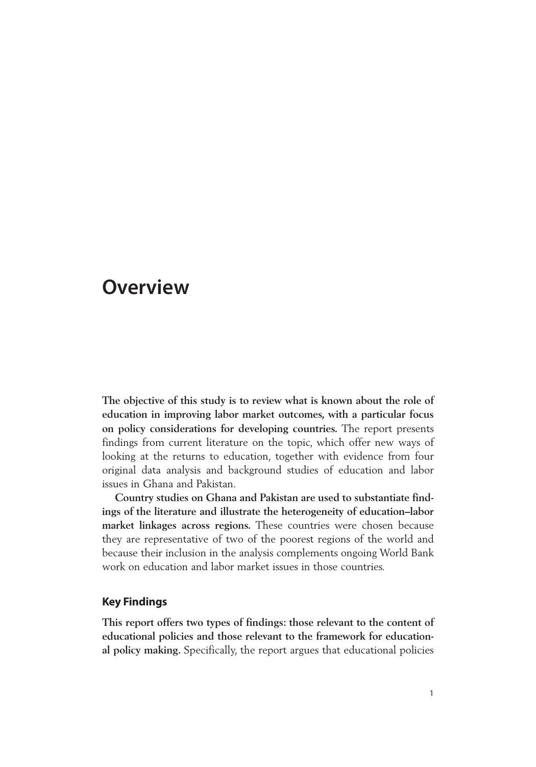# Overview

**The objective of this study is to review what is known about the role of education in improving labor market outcomes, with a particular focus on policy considerations for developing countries.** The report presents findings from current literature on the topic, which offer new ways of looking at the returns to education, together with evidence from four original data analysis and background studies of education and labor issues in Ghana and Pakistan.

**Country studies on Ghana and Pakistan are used to substantiate findings of the literature and illustrate the heterogeneity of education–labor market linkages across regions.** These countries were chosen because they are representative of two of the poorest regions of the world and because their inclusion in the analysis complements ongoing World Bank work on education and labor market issues in those countries.

## Key Findings

**This report offers two types of findings: those relevant to the content of educational policies and those relevant to the framework for educational policy making.** Specifically, the report argues that educational policies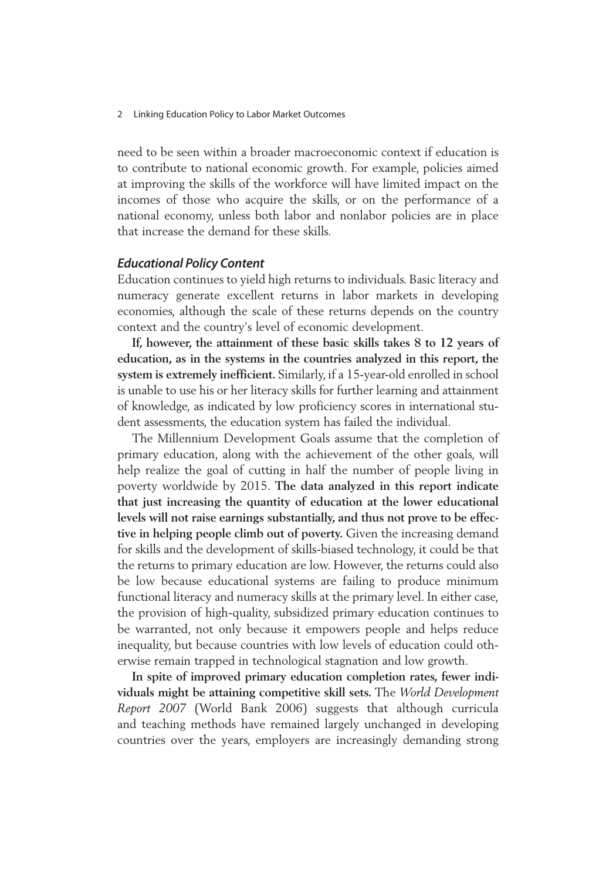need to be seen within a broader macroeconomic context if education is to contribute to national economic growth. For example, policies aimed at improving the skills of the workforce will have limited impact on the incomes of those who acquire the skills, or on the performance of a national economy, unless both labor and nonlabor policies are in place that increase the demand for these skills.

### *Educational Policy Content*

Education continues to yield high returns to individuals. Basic literacy and numeracy generate excellent returns in labor markets in developing economies, although the scale of these returns depends on the country context and the country's level of economic development.

**If, however, the attainment of these basic skills takes 8 to 12 years of education, as in the systems in the countries analyzed in this report, the system is extremely inefficient.** Similarly, if a 15-year-old enrolled in school is unable to use his or her literacy skills for further learning and attainment of knowledge, as indicated by low proficiency scores in international student assessments, the education system has failed the individual.

The Millennium Development Goals assume that the completion of primary education, along with the achievement of the other goals, will help realize the goal of cutting in half the number of people living in poverty worldwide by 2015. **The data analyzed in this report indicate that just increasing the quantity of education at the lower educational levels will not raise earnings substantially, and thus not prove to be effective in helping people climb out of poverty.** Given the increasing demand for skills and the development of skills-biased technology, it could be that the returns to primary education are low. However, the returns could also be low because educational systems are failing to produce minimum functional literacy and numeracy skills at the primary level. In either case, the provision of high-quality, subsidized primary education continues to be warranted, not only because it empowers people and helps reduce inequality, but because countries with low levels of education could otherwise remain trapped in technological stagnation and low growth.

**In spite of improved primary education completion rates, fewer individuals might be attaining competitive skill sets.** The *World Development Report 2007* (World Bank 2006) suggests that although curricula and teaching methods have remained largely unchanged in developing countries over the years, employers are increasingly demanding strong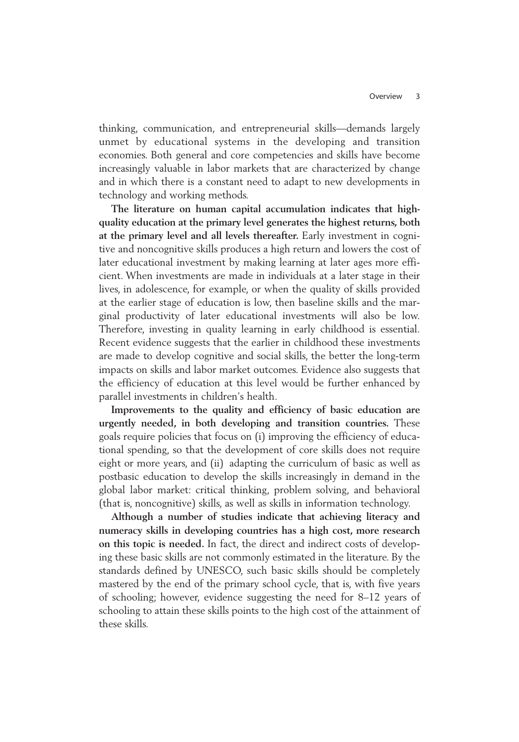thinking, communication, and entrepreneurial skills—demands largely unmet by educational systems in the developing and transition economies. Both general and core competencies and skills have become increasingly valuable in labor markets that are characterized by change and in which there is a constant need to adapt to new developments in technology and working methods.

**The literature on human capital accumulation indicates that high-quality education at the primary level generates the highest returns, both at the primary level and all levels thereafter.** Early investment in cognitive and noncognitive skills produces a high return and lowers the cost of later educational investment by making learning at later ages more efficient. When investments are made in individuals at a later stage in their lives, in adolescence, for example, or when the quality of skills provided at the earlier stage of education is low, then baseline skills and the marginal productivity of later educational investments will also be low. Therefore, investing in quality learning in early childhood is essential. Recent evidence suggests that the earlier in childhood these investments are made to develop cognitive and social skills, the better the long-term impacts on skills and labor market outcomes. Evidence also suggests that the efficiency of education at this level would be further enhanced by parallel investments in children's health.

**Improvements to the quality and efficiency of basic education are urgently needed, in both developing and transition countries.** These goals require policies that focus on (i) improving the efficiency of educational spending, so that the development of core skills does not require eight or more years, and (ii) adapting the curriculum of basic as well as postbasic education to develop the skills increasingly in demand in the global labor market: critical thinking, problem solving, and behavioral (that is, noncognitive) skills, as well as skills in information technology.

**Although a number of studies indicate that achieving literacy and numeracy skills in developing countries has a high cost, more research on this topic is needed.** In fact, the direct and indirect costs of developing these basic skills are not commonly estimated in the literature. By the standards defined by UNESCO, such basic skills should be completely mastered by the end of the primary school cycle, that is, with five years of schooling; however, evidence suggesting the need for 8–12 years of schooling to attain these skills points to the high cost of the attainment of these skills.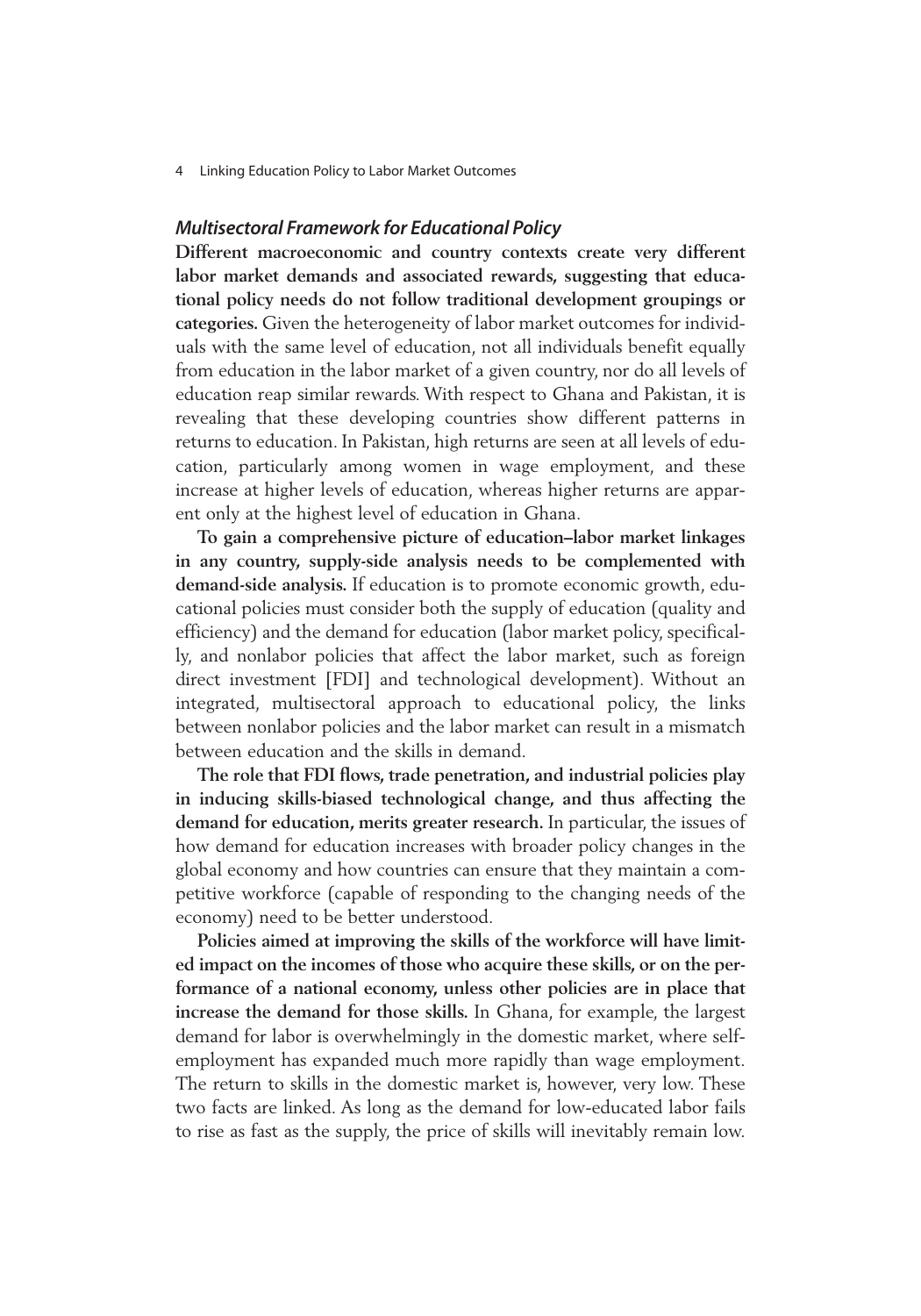### *Multisectoral Framework for Educational Policy*

**Different macroeconomic and country contexts create very different labor market demands and associated rewards, suggesting that educational policy needs do not follow traditional development groupings or categories.** Given the heterogeneity of labor market outcomes for individuals with the same level of education, not all individuals benefit equally from education in the labor market of a given country, nor do all levels of education reap similar rewards. With respect to Ghana and Pakistan, it is revealing that these developing countries show different patterns in returns to education. In Pakistan, high returns are seen at all levels of education, particularly among women in wage employment, and these increase at higher levels of education, whereas higher returns are apparent only at the highest level of education in Ghana.

**To gain a comprehensive picture of education–labor market linkages in any country, supply-side analysis needs to be complemented with demand-side analysis.** If education is to promote economic growth, educational policies must consider both the supply of education (quality and efficiency) and the demand for education (labor market policy, specifically, and nonlabor policies that affect the labor market, such as foreign direct investment [FDI] and technological development). Without an integrated, multisectoral approach to educational policy, the links between nonlabor policies and the labor market can result in a mismatch between education and the skills in demand.

**The role that FDI flows, trade penetration, and industrial policies play in inducing skills-biased technological change, and thus affecting the demand for education, merits greater research.** In particular, the issues of how demand for education increases with broader policy changes in the global economy and how countries can ensure that they maintain a competitive workforce (capable of responding to the changing needs of the economy) need to be better understood.

**Policies aimed at improving the skills of the workforce will have limited impact on the incomes of those who acquire these skills, or on the performance of a national economy, unless other policies are in place that increase the demand for those skills.** In Ghana, for example, the largest demand for labor is overwhelmingly in the domestic market, where self-employment has expanded much more rapidly than wage employment. The return to skills in the domestic market is, however, very low. These two facts are linked. As long as the demand for low-educated labor fails to rise as fast as the supply, the price of skills will inevitably remain low.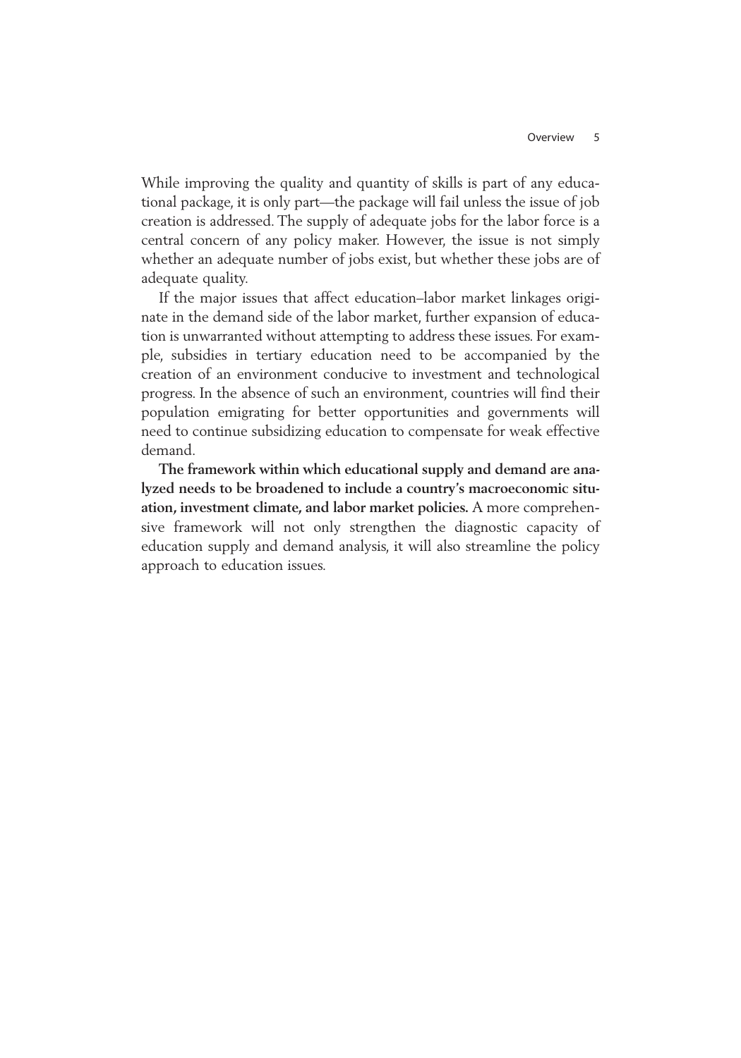While improving the quality and quantity of skills is part of any educational package, it is only part—the package will fail unless the issue of job creation is addressed. The supply of adequate jobs for the labor force is a central concern of any policy maker. However, the issue is not simply whether an adequate number of jobs exist, but whether these jobs are of adequate quality.

If the major issues that affect education–labor market linkages originate in the demand side of the labor market, further expansion of education is unwarranted without attempting to address these issues. For example, subsidies in tertiary education need to be accompanied by the creation of an environment conducive to investment and technological progress. In the absence of such an environment, countries will find their population emigrating for better opportunities and governments will need to continue subsidizing education to compensate for weak effective demand.

**The framework within which educational supply and demand are analyzed needs to be broadened to include a country's macroeconomic situation, investment climate, and labor market policies.** A more comprehensive framework will not only strengthen the diagnostic capacity of education supply and demand analysis, it will also streamline the policy approach to education issues.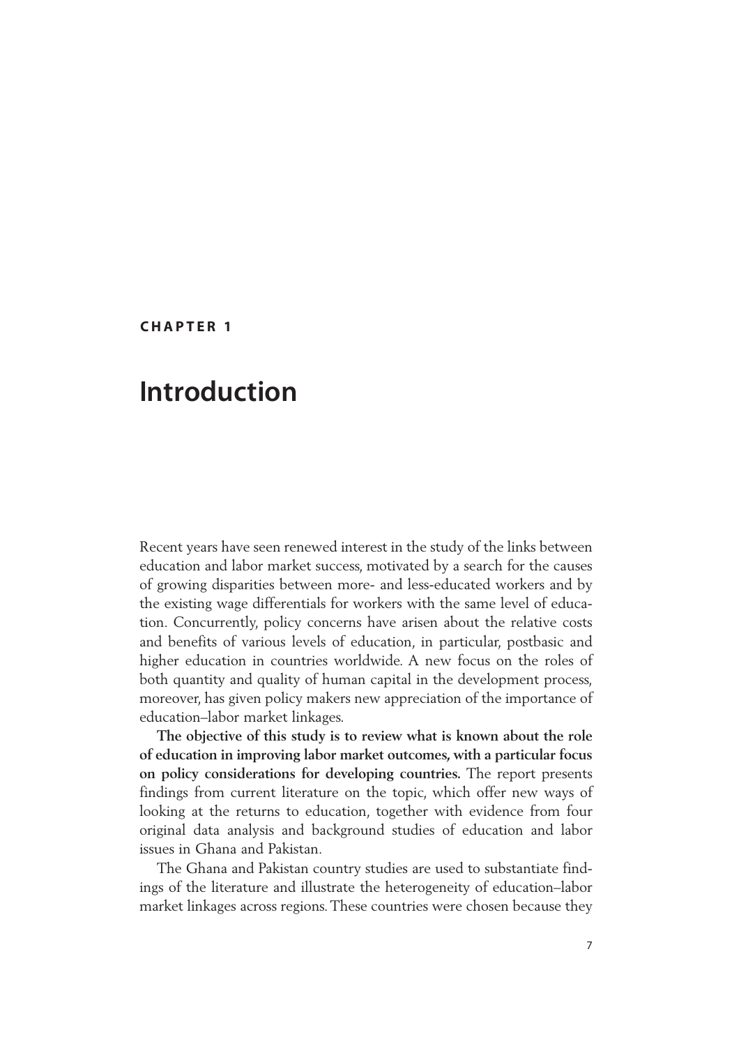# CHAPTER 1

# Introduction

Recent years have seen renewed interest in the study of the links between education and labor market success, motivated by a search for the causes of growing disparities between more- and less-educated workers and by the existing wage differentials for workers with the same level of education. Concurrently, policy concerns have arisen about the relative costs and benefits of various levels of education, in particular, postbasic and higher education in countries worldwide. A new focus on the roles of both quantity and quality of human capital in the development process, moreover, has given policy makers new appreciation of the importance of education–labor market linkages.

**The objective of this study is to review what is known about the role of education in improving labor market outcomes, with a particular focus on policy considerations for developing countries.** The report presents findings from current literature on the topic, which offer new ways of looking at the returns to education, together with evidence from four original data analysis and background studies of education and labor issues in Ghana and Pakistan.

The Ghana and Pakistan country studies are used to substantiate findings of the literature and illustrate the heterogeneity of education–labor market linkages across regions. These countries were chosen because they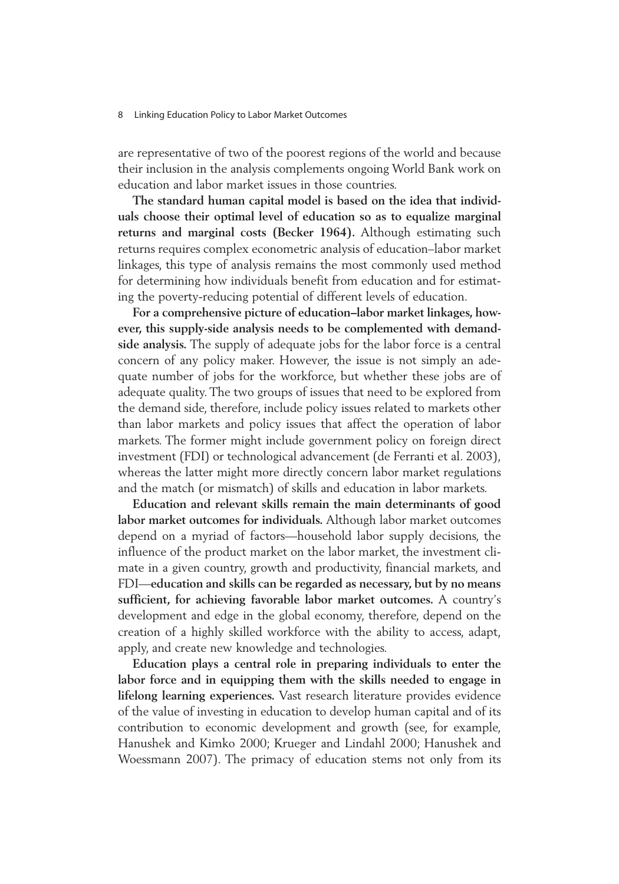are representative of two of the poorest regions of the world and because their inclusion in the analysis complements ongoing World Bank work on education and labor market issues in those countries.

**The standard human capital model is based on the idea that individuals choose their optimal level of education so as to equalize marginal returns and marginal costs (Becker 1964).** Although estimating such returns requires complex econometric analysis of education–labor market linkages, this type of analysis remains the most commonly used method for determining how individuals benefit from education and for estimating the poverty-reducing potential of different levels of education.

**For a comprehensive picture of education–labor market linkages, however, this supply-side analysis needs to be complemented with demand-side analysis.** The supply of adequate jobs for the labor force is a central concern of any policy maker. However, the issue is not simply an adequate number of jobs for the workforce, but whether these jobs are of adequate quality. The two groups of issues that need to be explored from the demand side, therefore, include policy issues related to markets other than labor markets and policy issues that affect the operation of labor markets. The former might include government policy on foreign direct investment (FDI) or technological advancement (de Ferranti et al. 2003), whereas the latter might more directly concern labor market regulations and the match (or mismatch) of skills and education in labor markets.

**Education and relevant skills remain the main determinants of good labor market outcomes for individuals.** Although labor market outcomes depend on a myriad of factors—household labor supply decisions, the influence of the product market on the labor market, the investment climate in a given country, growth and productivity, financial markets, and FDI—**education and skills can be regarded as necessary, but by no means sufficient, for achieving favorable labor market outcomes.** A country's development and edge in the global economy, therefore, depend on the creation of a highly skilled workforce with the ability to access, adapt, apply, and create new knowledge and technologies.

**Education plays a central role in preparing individuals to enter the labor force and in equipping them with the skills needed to engage in lifelong learning experiences.** Vast research literature provides evidence of the value of investing in education to develop human capital and of its contribution to economic development and growth (see, for example, Hanushek and Kimko 2000; Krueger and Lindahl 2000; Hanushek and Woessmann 2007). The primacy of education stems not only from its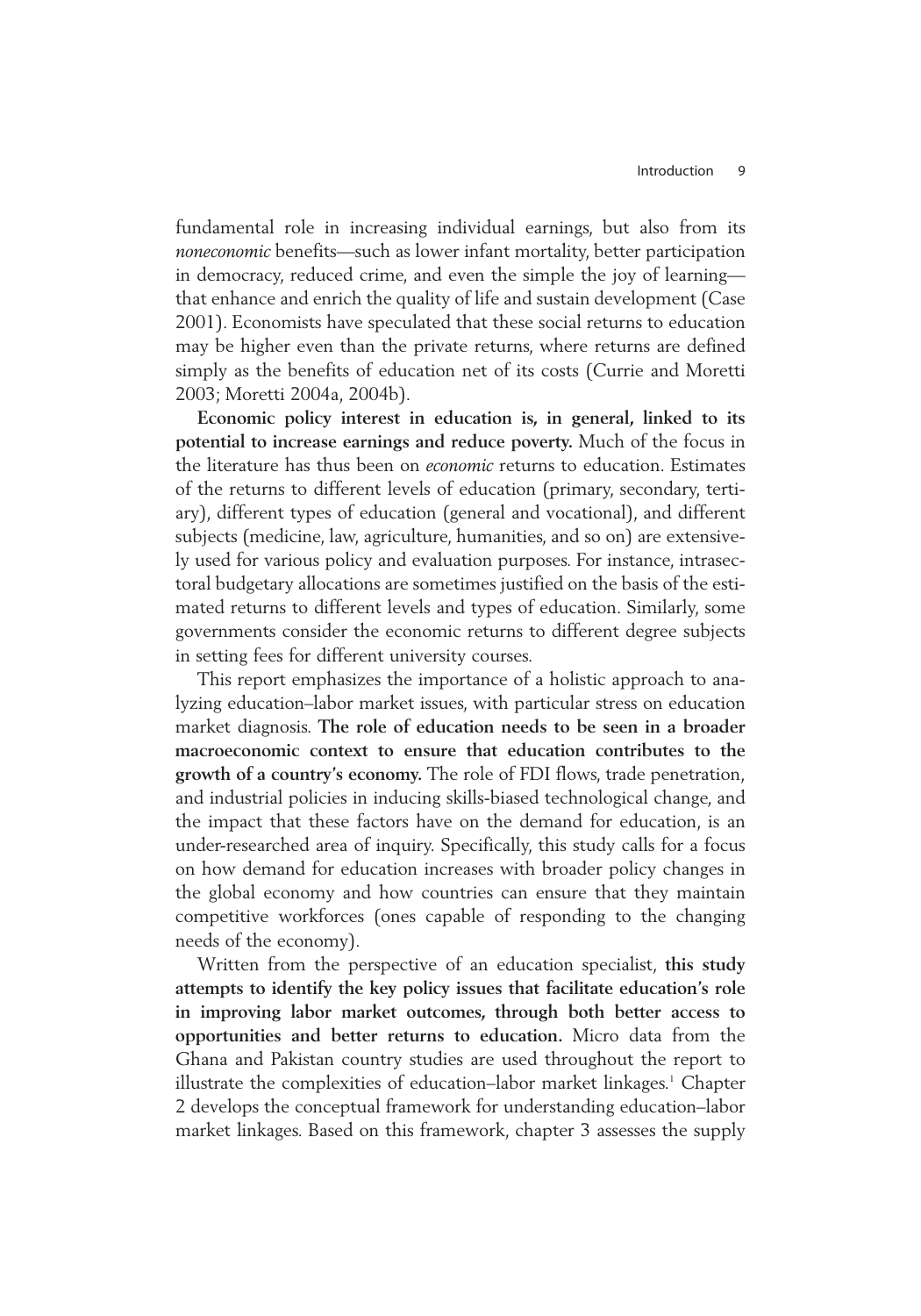fundamental role in increasing individual earnings, but also from its *noneconomic* benefits—such as lower infant mortality, better participation in democracy, reduced crime, and even the simple the joy of learning—that enhance and enrich the quality of life and sustain development (Case 2001). Economists have speculated that these social returns to education may be higher even than the private returns, where returns are defined simply as the benefits of education net of its costs (Currie and Moretti 2003; Moretti 2004a, 2004b).

**Economic policy interest in education is, in general, linked to its potential to increase earnings and reduce poverty.** Much of the focus in the literature has thus been on *economic* returns to education. Estimates of the returns to different levels of education (primary, secondary, tertiary), different types of education (general and vocational), and different subjects (medicine, law, agriculture, humanities, and so on) are extensively used for various policy and evaluation purposes. For instance, intrasectoral budgetary allocations are sometimes justified on the basis of the estimated returns to different levels and types of education. Similarly, some governments consider the economic returns to different degree subjects in setting fees for different university courses.

This report emphasizes the importance of a holistic approach to analyzing education–labor market issues, with particular stress on education market diagnosis. **The role of education needs to be seen in a broader macroeconomic context to ensure that education contributes to the growth of a country's economy.** The role of FDI flows, trade penetration, and industrial policies in inducing skills-biased technological change, and the impact that these factors have on the demand for education, is an under-researched area of inquiry. Specifically, this study calls for a focus on how demand for education increases with broader policy changes in the global economy and how countries can ensure that they maintain competitive workforces (ones capable of responding to the changing needs of the economy).

Written from the perspective of an education specialist, **this study attempts to identify the key policy issues that facilitate education's role in improving labor market outcomes, through both better access to opportunities and better returns to education.** Micro data from the Ghana and Pakistan country studies are used throughout the report to illustrate the complexities of education–labor market linkages.[1] Chapter 2 develops the conceptual framework for understanding education–labor market linkages. Based on this framework, chapter 3 assesses the supply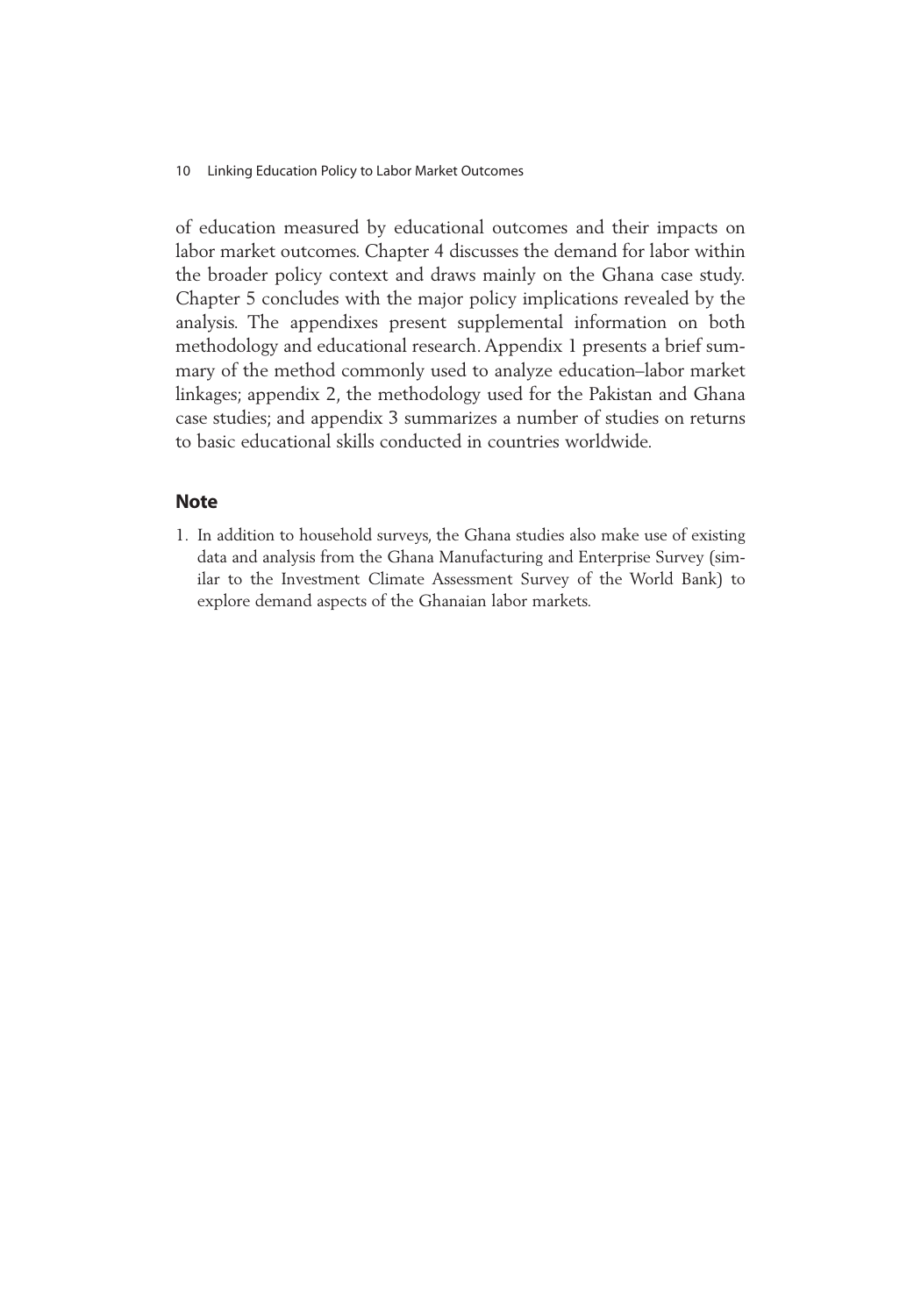of education measured by educational outcomes and their impacts on labor market outcomes. Chapter 4 discusses the demand for labor within the broader policy context and draws mainly on the Ghana case study. Chapter 5 concludes with the major policy implications revealed by the analysis. The appendixes present supplemental information on both methodology and educational research. Appendix 1 presents a brief summary of the method commonly used to analyze education–labor market linkages; appendix 2, the methodology used for the Pakistan and Ghana case studies; and appendix 3 summarizes a number of studies on returns to basic educational skills conducted in countries worldwide.

## Note

1. In addition to household surveys, the Ghana studies also make use of existing data and analysis from the Ghana Manufacturing and Enterprise Survey (similar to the Investment Climate Assessment Survey of the World Bank) to explore demand aspects of the Ghanaian labor markets.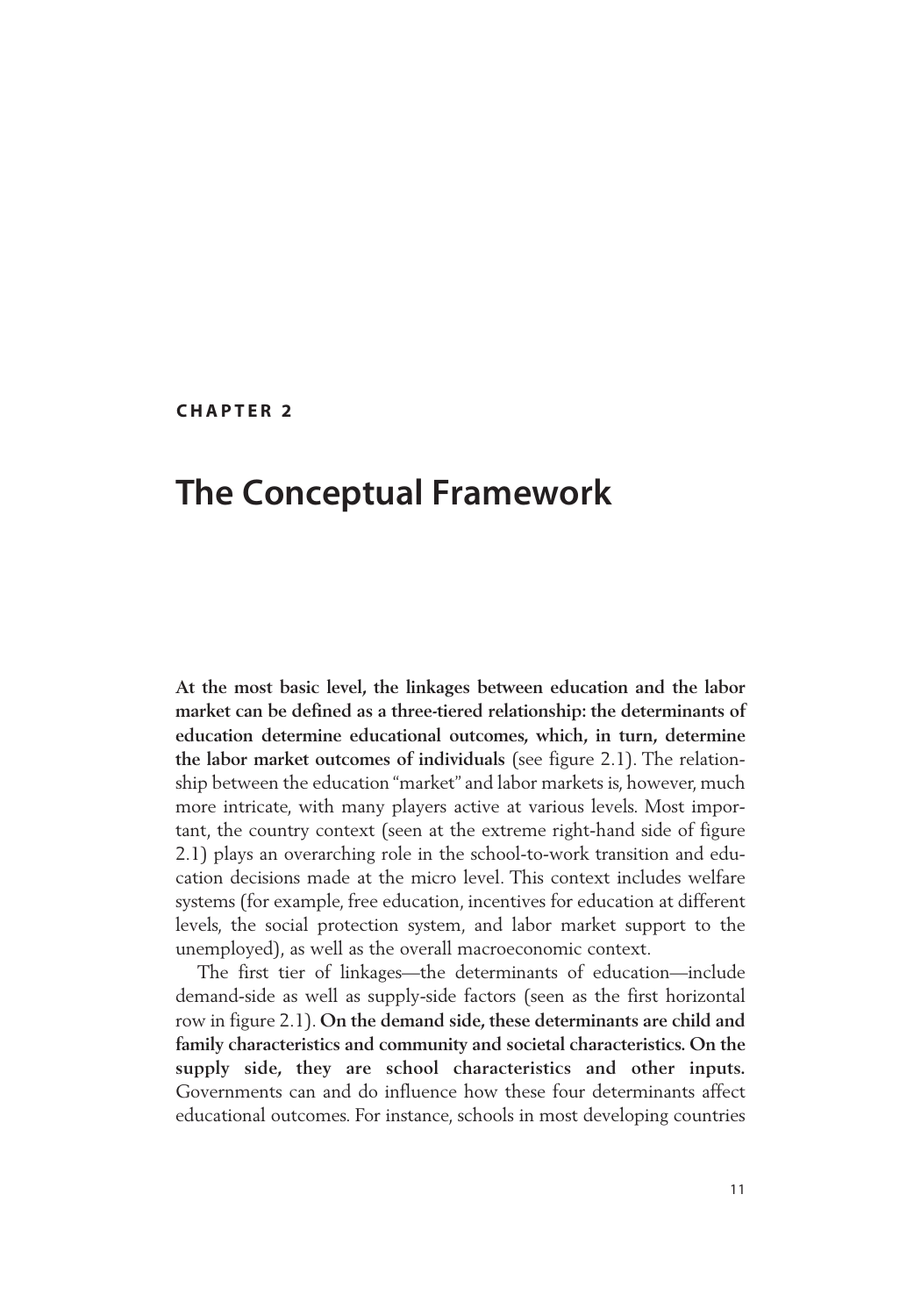**CHAPTER 2**

# The Conceptual Framework

**At the most basic level, the linkages between education and the labor market can be defined as a three-tiered relationship: the determinants of education determine educational outcomes, which, in turn, determine the labor market outcomes of individuals** (see figure 2.1). The relationship between the education "market" and labor markets is, however, much more intricate, with many players active at various levels. Most important, the country context (seen at the extreme right-hand side of figure 2.1) plays an overarching role in the school-to-work transition and education decisions made at the micro level. This context includes welfare systems (for example, free education, incentives for education at different levels, the social protection system, and labor market support to the unemployed), as well as the overall macroeconomic context.

The first tier of linkages—the determinants of education—include demand-side as well as supply-side factors (seen as the first horizontal row in figure 2.1). **On the demand side, these determinants are child and family characteristics and community and societal characteristics. On the supply side, they are school characteristics and other inputs.** Governments can and do influence how these four determinants affect educational outcomes. For instance, schools in most developing countries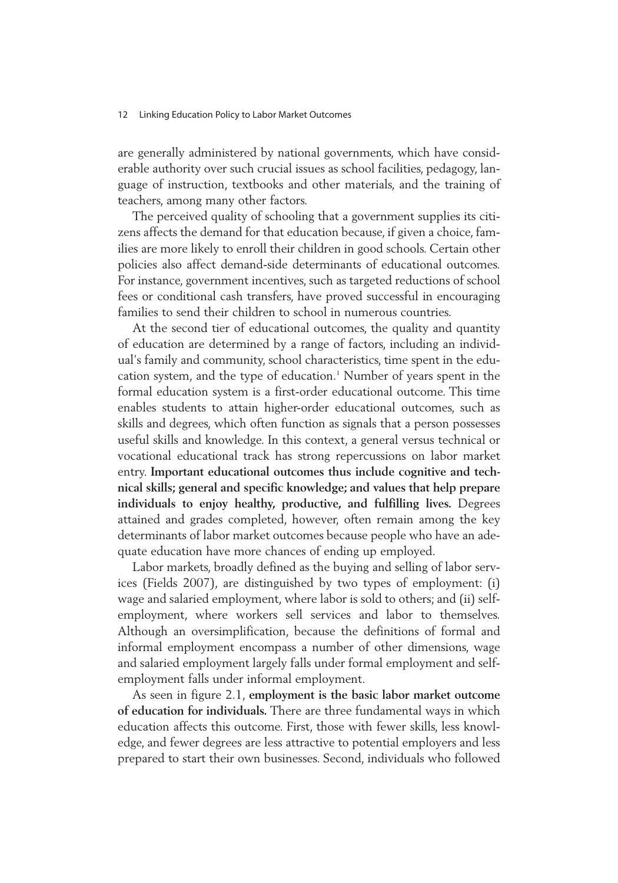are generally administered by national governments, which have considerable authority over such crucial issues as school facilities, pedagogy, language of instruction, textbooks and other materials, and the training of teachers, among many other factors.

The perceived quality of schooling that a government supplies its citizens affects the demand for that education because, if given a choice, families are more likely to enroll their children in good schools. Certain other policies also affect demand-side determinants of educational outcomes. For instance, government incentives, such as targeted reductions of school fees or conditional cash transfers, have proved successful in encouraging families to send their children to school in numerous countries.

At the second tier of educational outcomes, the quality and quantity of education are determined by a range of factors, including an individual's family and community, school characteristics, time spent in the education system, and the type of education.[1] Number of years spent in the formal education system is a first-order educational outcome. This time enables students to attain higher-order educational outcomes, such as skills and degrees, which often function as signals that a person possesses useful skills and knowledge. In this context, a general versus technical or vocational educational track has strong repercussions on labor market entry. **Important educational outcomes thus include cognitive and technical skills; general and specific knowledge; and values that help prepare individuals to enjoy healthy, productive, and fulfilling lives.** Degrees attained and grades completed, however, often remain among the key determinants of labor market outcomes because people who have an adequate education have more chances of ending up employed.

Labor markets, broadly defined as the buying and selling of labor services (Fields 2007), are distinguished by two types of employment: (i) wage and salaried employment, where labor is sold to others; and (ii) self-employment, where workers sell services and labor to themselves. Although an oversimplification, because the definitions of formal and informal employment encompass a number of other dimensions, wage and salaried employment largely falls under formal employment and self-employment falls under informal employment.

As seen in figure 2.1, **employment is the basic labor market outcome of education for individuals.** There are three fundamental ways in which education affects this outcome. First, those with fewer skills, less knowledge, and fewer degrees are less attractive to potential employers and less prepared to start their own businesses. Second, individuals who followed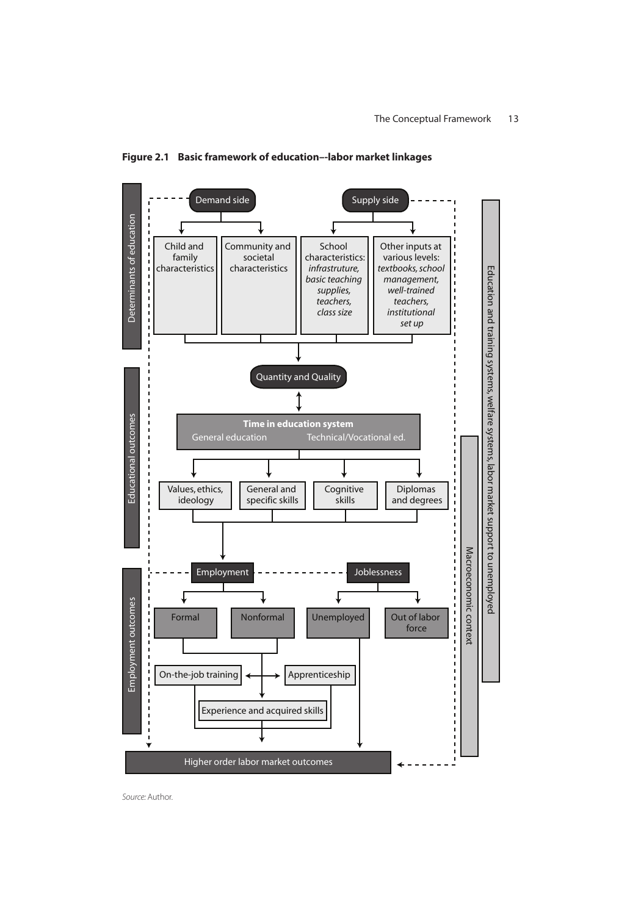**Figure 2.1 Basic framework of education–-labor market linkages**

Determinants of education

Demand side
- Child and family characteristics
- Community and societal characteristics

Supply side
- School characteristics: *infrastruture, basic teaching supplies, teachers, class size*
- Other inputs at various levels: *textbooks, school management, well-trained teachers, institutional set up*

Quantity and Quality

Educational outcomes

**Time in education system**
General education | Technical/Vocational ed.

- Values, ethics, ideology
- General and specific skills
- Cognitive skills
- Diplomas and degrees

Employment outcomes

Employment
- Formal
- Nonformal

Joblessness
- Unemployed
- Out of labor force

On-the-job training ↔ Apprenticeship

Experience and acquired skills

Higher order labor market outcomes

Macroeconomic context

Education and training systems, welfare systems, labor market support to unemployed

*Source:* Author.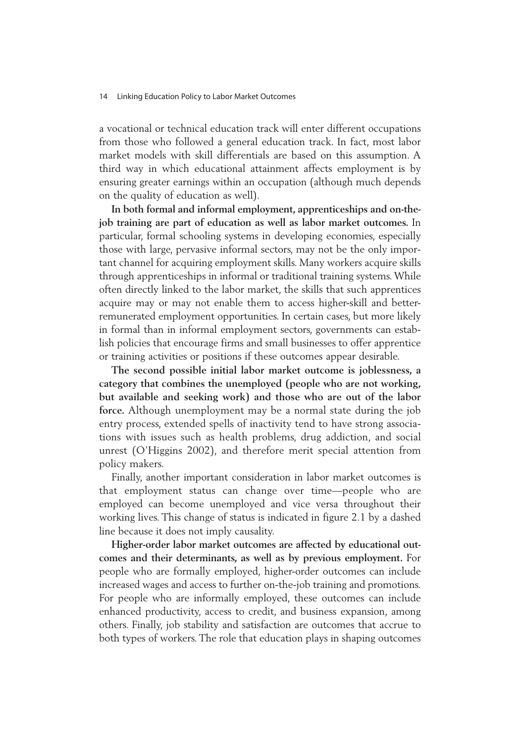a vocational or technical education track will enter different occupations from those who followed a general education track. In fact, most labor market models with skill differentials are based on this assumption. A third way in which educational attainment affects employment is by ensuring greater earnings within an occupation (although much depends on the quality of education as well).

**In both formal and informal employment, apprenticeships and on-the-job training are part of education as well as labor market outcomes.** In particular, formal schooling systems in developing economies, especially those with large, pervasive informal sectors, may not be the only important channel for acquiring employment skills. Many workers acquire skills through apprenticeships in informal or traditional training systems. While often directly linked to the labor market, the skills that such apprentices acquire may or may not enable them to access higher-skill and better-remunerated employment opportunities. In certain cases, but more likely in formal than in informal employment sectors, governments can establish policies that encourage firms and small businesses to offer apprentice or training activities or positions if these outcomes appear desirable.

**The second possible initial labor market outcome is joblessness, a category that combines the unemployed (people who are not working, but available and seeking work) and those who are out of the labor force.** Although unemployment may be a normal state during the job entry process, extended spells of inactivity tend to have strong associations with issues such as health problems, drug addiction, and social unrest (O'Higgins 2002), and therefore merit special attention from policy makers.

Finally, another important consideration in labor market outcomes is that employment status can change over time—people who are employed can become unemployed and vice versa throughout their working lives. This change of status is indicated in figure 2.1 by a dashed line because it does not imply causality.

**Higher-order labor market outcomes are affected by educational outcomes and their determinants, as well as by previous employment.** For people who are formally employed, higher-order outcomes can include increased wages and access to further on-the-job training and promotions. For people who are informally employed, these outcomes can include enhanced productivity, access to credit, and business expansion, among others. Finally, job stability and satisfaction are outcomes that accrue to both types of workers. The role that education plays in shaping outcomes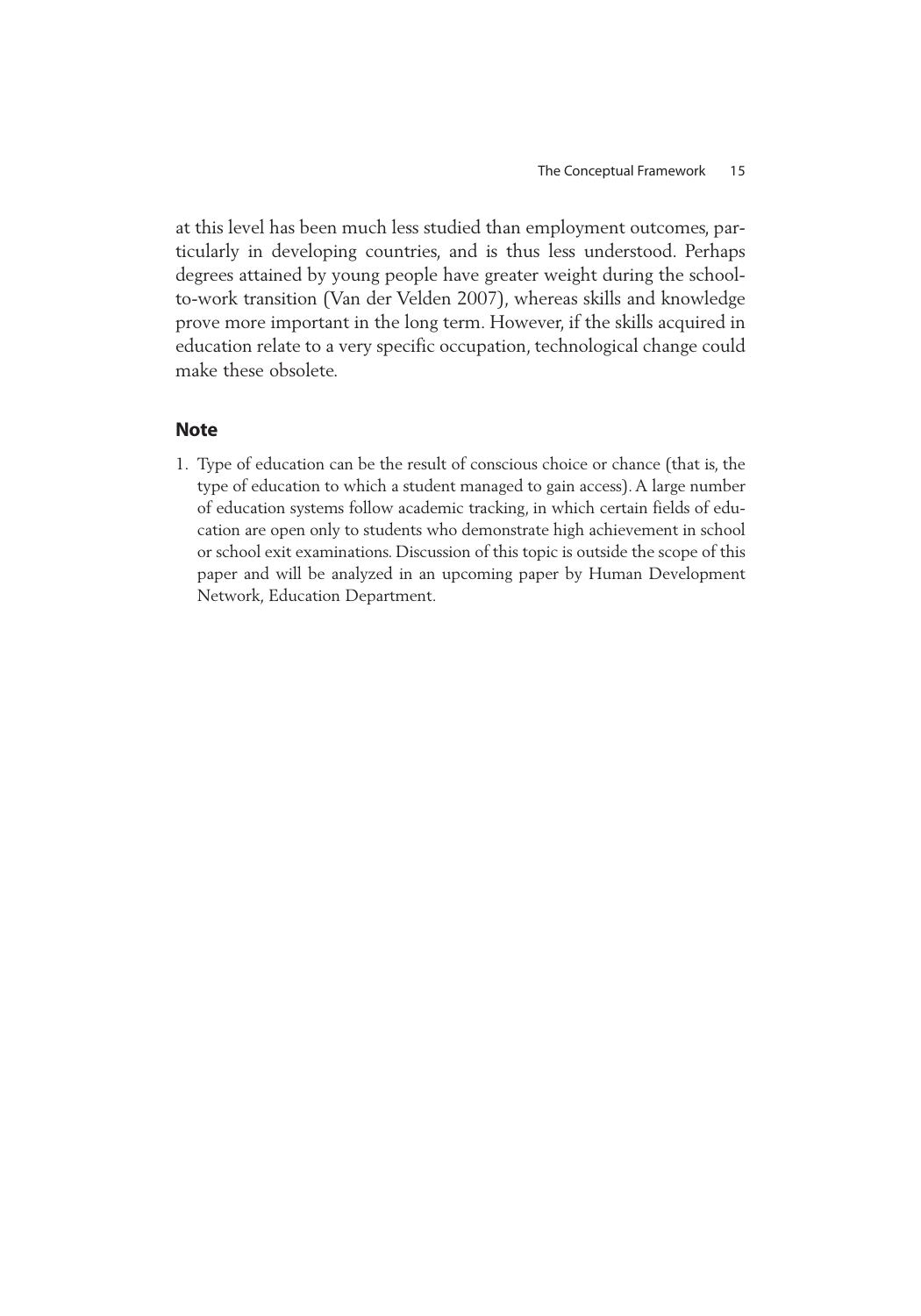at this level has been much less studied than employment outcomes, particularly in developing countries, and is thus less understood. Perhaps degrees attained by young people have greater weight during the school-to-work transition (Van der Velden 2007), whereas skills and knowledge prove more important in the long term. However, if the skills acquired in education relate to a very specific occupation, technological change could make these obsolete.

## Note

1. Type of education can be the result of conscious choice or chance (that is, the type of education to which a student managed to gain access). A large number of education systems follow academic tracking, in which certain fields of education are open only to students who demonstrate high achievement in school or school exit examinations. Discussion of this topic is outside the scope of this paper and will be analyzed in an upcoming paper by Human Development Network, Education Department.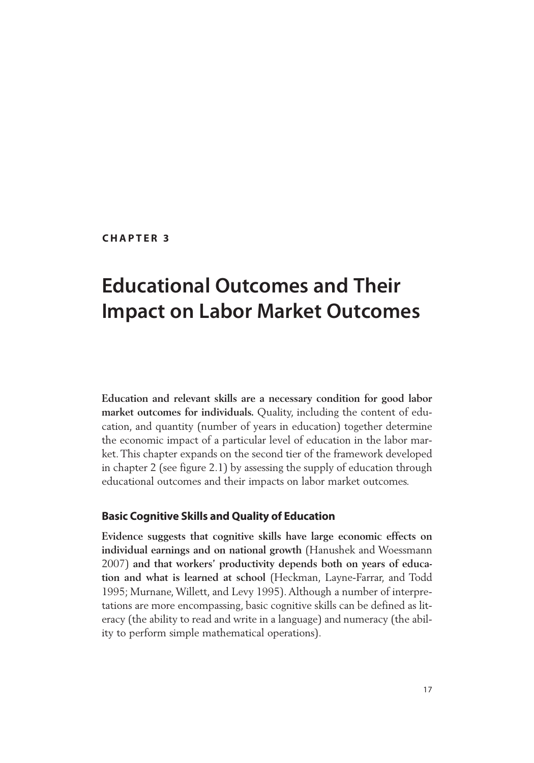**CHAPTER 3**

# Educational Outcomes and Their Impact on Labor Market Outcomes

**Education and relevant skills are a necessary condition for good labor market outcomes for individuals.** Quality, including the content of education, and quantity (number of years in education) together determine the economic impact of a particular level of education in the labor market. This chapter expands on the second tier of the framework developed in chapter 2 (see figure 2.1) by assessing the supply of education through educational outcomes and their impacts on labor market outcomes.

## Basic Cognitive Skills and Quality of Education

**Evidence suggests that cognitive skills have large economic effects on individual earnings and on national growth** (Hanushek and Woessmann 2007) **and that workers' productivity depends both on years of education and what is learned at school** (Heckman, Layne-Farrar, and Todd 1995; Murnane, Willett, and Levy 1995). Although a number of interpretations are more encompassing, basic cognitive skills can be defined as literacy (the ability to read and write in a language) and numeracy (the ability to perform simple mathematical operations).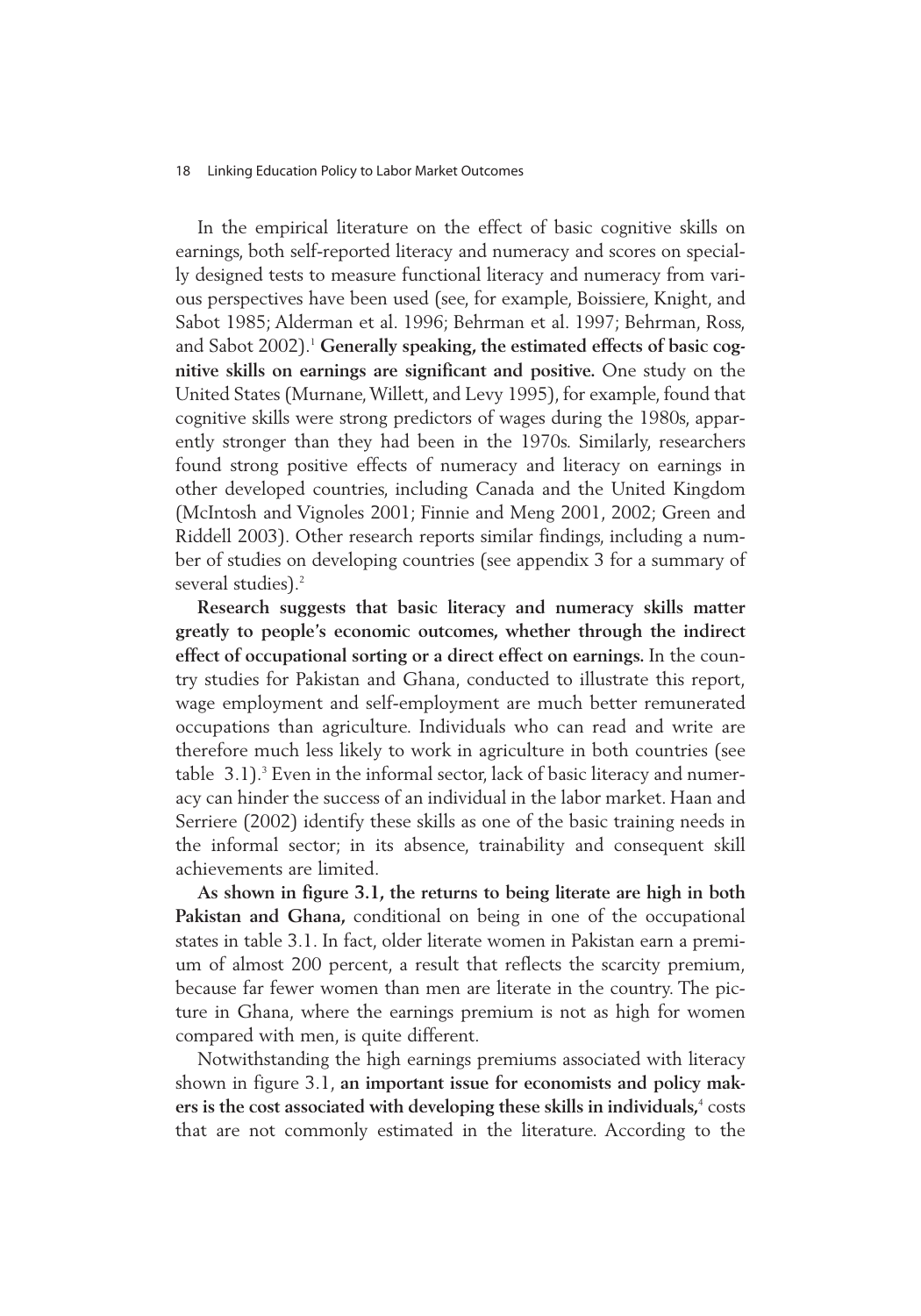In the empirical literature on the effect of basic cognitive skills on earnings, both self-reported literacy and numeracy and scores on specially designed tests to measure functional literacy and numeracy from various perspectives have been used (see, for example, Boissiere, Knight, and Sabot 1985; Alderman et al. 1996; Behrman et al. 1997; Behrman, Ross, and Sabot 2002).[1] **Generally speaking, the estimated effects of basic cognitive skills on earnings are significant and positive.** One study on the United States (Murnane, Willett, and Levy 1995), for example, found that cognitive skills were strong predictors of wages during the 1980s, apparently stronger than they had been in the 1970s. Similarly, researchers found strong positive effects of numeracy and literacy on earnings in other developed countries, including Canada and the United Kingdom (McIntosh and Vignoles 2001; Finnie and Meng 2001, 2002; Green and Riddell 2003). Other research reports similar findings, including a number of studies on developing countries (see appendix 3 for a summary of several studies).[2]

**Research suggests that basic literacy and numeracy skills matter greatly to people's economic outcomes, whether through the indirect effect of occupational sorting or a direct effect on earnings.** In the country studies for Pakistan and Ghana, conducted to illustrate this report, wage employment and self-employment are much better remunerated occupations than agriculture. Individuals who can read and write are therefore much less likely to work in agriculture in both countries (see table 3.1).[3] Even in the informal sector, lack of basic literacy and numeracy can hinder the success of an individual in the labor market. Haan and Serriere (2002) identify these skills as one of the basic training needs in the informal sector; in its absence, trainability and consequent skill achievements are limited.

**As shown in figure 3.1, the returns to being literate are high in both Pakistan and Ghana,** conditional on being in one of the occupational states in table 3.1. In fact, older literate women in Pakistan earn a premium of almost 200 percent, a result that reflects the scarcity premium, because far fewer women than men are literate in the country. The picture in Ghana, where the earnings premium is not as high for women compared with men, is quite different.

Notwithstanding the high earnings premiums associated with literacy shown in figure 3.1, **an important issue for economists and policy makers is the cost associated with developing these skills in individuals,**[4] costs that are not commonly estimated in the literature. According to the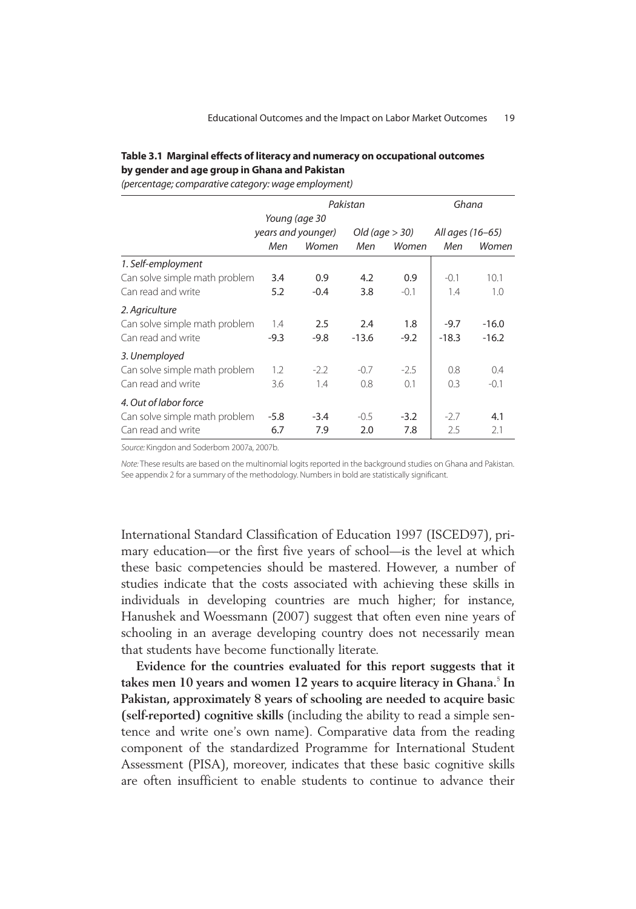**Table 3.1 Marginal effects of literacy and numeracy on occupational outcomes by gender and age group in Ghana and Pakistan**

*(percentage; comparative category: wage employment)*

| | *Pakistan* | | | | *Ghana* | |
|---|---|---|---|---|---|---|
| | *Young (age 30 years and younger)* | | *Old (age > 30)* | | *All ages (16–65)* | |
| | *Men* | *Women* | *Men* | *Women* | *Men* | *Women* |
| *1. Self-employment* | | | | | | |
| Can solve simple math problem | **3.4** | **0.9** | **4.2** | **0.9** | −0.1 | 10.1 |
| Can read and write | **5.2** | **−0.4** | **3.8** | **−0.1** | 1.4 | 1.0 |
| *2. Agriculture* | | | | | | |
| Can solve simple math problem | 1.4 | **2.5** | **2.4** | **1.8** | **−9.7** | **−16.0** |
| Can read and write | **−9.3** | **−9.8** | **−13.6** | **−9.2** | **−18.3** | **−16.2** |
| *3. Unemployed* | | | | | | |
| Can solve simple math problem | 1.2 | −2.2 | −0.7 | −2.5 | 0.8 | 0.4 |
| Can read and write | 3.6 | 1.4 | 0.8 | 0.1 | 0.3 | −0.1 |
| *4. Out of labor force* | | | | | | |
| Can solve simple math problem | **−5.8** | **−3.4** | −0.5 | **−3.2** | −2.7 | **4.1** |
| Can read and write | **6.7** | **7.9** | **2.0** | **7.8** | 2.5 | 2.1 |

*Source:* Kingdon and Soderbom 2007a, 2007b.

*Note:* These results are based on the multinomial logits reported in the background studies on Ghana and Pakistan. See appendix 2 for a summary of the methodology. Numbers in bold are statistically significant.

International Standard Classification of Education 1997 (ISCED97), primary education—or the first five years of school—is the level at which these basic competencies should be mastered. However, a number of studies indicate that the costs associated with achieving these skills in individuals in developing countries are much higher; for instance, Hanushek and Woessmann (2007) suggest that often even nine years of schooling in an average developing country does not necessarily mean that students have become functionally literate.

**Evidence for the countries evaluated for this report suggests that it takes men 10 years and women 12 years to acquire literacy in Ghana.**[5] **In Pakistan, approximately 8 years of schooling are needed to acquire basic (self-reported) cognitive skills** (including the ability to read a simple sentence and write one's own name). Comparative data from the reading component of the standardized Programme for International Student Assessment (PISA), moreover, indicates that these basic cognitive skills are often insufficient to enable students to continue to advance their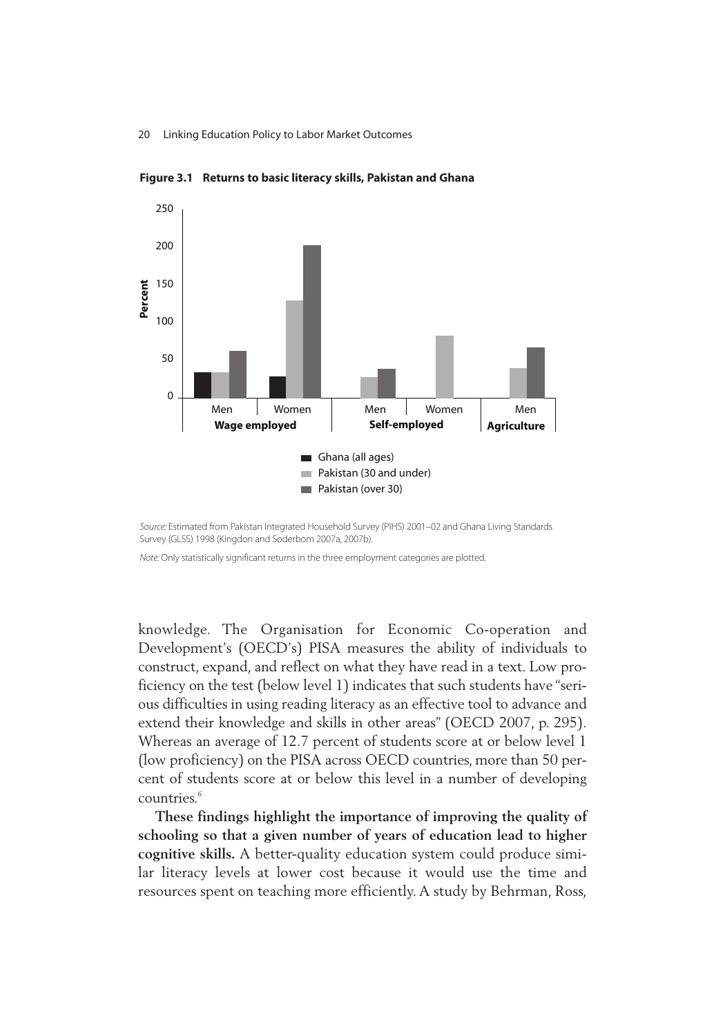**Figure 3.1 Returns to basic literacy skills, Pakistan and Ghana**

*Source:* Estimated from Pakistan Integrated Household Survey (PIHS) 2001–02 and Ghana Living Standards Survey (GLSS) 1998 (Kingdon and Soderbom 2007a, 2007b).

*Note:* Only statistically significant returns in the three employment categories are plotted.

knowledge. The Organisation for Economic Co-operation and Development's (OECD's) PISA measures the ability of individuals to construct, expand, and reflect on what they have read in a text. Low proficiency on the test (below level 1) indicates that such students have "serious difficulties in using reading literacy as an effective tool to advance and extend their knowledge and skills in other areas" (OECD 2007, p. 295). Whereas an average of 12.7 percent of students score at or below level 1 (low proficiency) on the PISA across OECD countries, more than 50 percent of students score at or below this level in a number of developing countries.[6]

**These findings highlight the importance of improving the quality of schooling so that a given number of years of education lead to higher cognitive skills.** A better-quality education system could produce similar literacy levels at lower cost because it would use the time and resources spent on teaching more efficiently. A study by Behrman, Ross,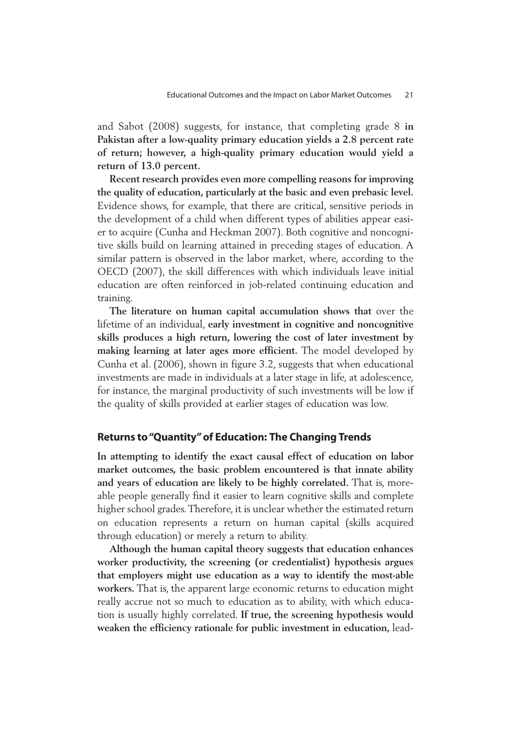and Sabot (2008) suggests, for instance, that completing grade 8 **in Pakistan after a low-quality primary education yields a 2.8 percent rate of return; however, a high-quality primary education would yield a return of 13.0 percent.**

**Recent research provides even more compelling reasons for improving the quality of education, particularly at the basic and even prebasic level.** Evidence shows, for example, that there are critical, sensitive periods in the development of a child when different types of abilities appear easier to acquire (Cunha and Heckman 2007). Both cognitive and noncognitive skills build on learning attained in preceding stages of education. A similar pattern is observed in the labor market, where, according to the OECD (2007), the skill differences with which individuals leave initial education are often reinforced in job-related continuing education and training.

**The literature on human capital accumulation shows that** over the lifetime of an individual, **early investment in cognitive and noncognitive skills produces a high return, lowering the cost of later investment by making learning at later ages more efficient.** The model developed by Cunha et al. (2006), shown in figure 3.2, suggests that when educational investments are made in individuals at a later stage in life, at adolescence, for instance, the marginal productivity of such investments will be low if the quality of skills provided at earlier stages of education was low.

## Returns to "Quantity" of Education: The Changing Trends

**In attempting to identify the exact causal effect of education on labor market outcomes, the basic problem encountered is that innate ability and years of education are likely to be highly correlated.** That is, more-able people generally find it easier to learn cognitive skills and complete higher school grades. Therefore, it is unclear whether the estimated return on education represents a return on human capital (skills acquired through education) or merely a return to ability.

**Although the human capital theory suggests that education enhances worker productivity, the screening (or credentialist) hypothesis argues that employers might use education as a way to identify the most-able workers.** That is, the apparent large economic returns to education might really accrue not so much to education as to ability, with which education is usually highly correlated. **If true, the screening hypothesis would weaken the efficiency rationale for public investment in education,** lead-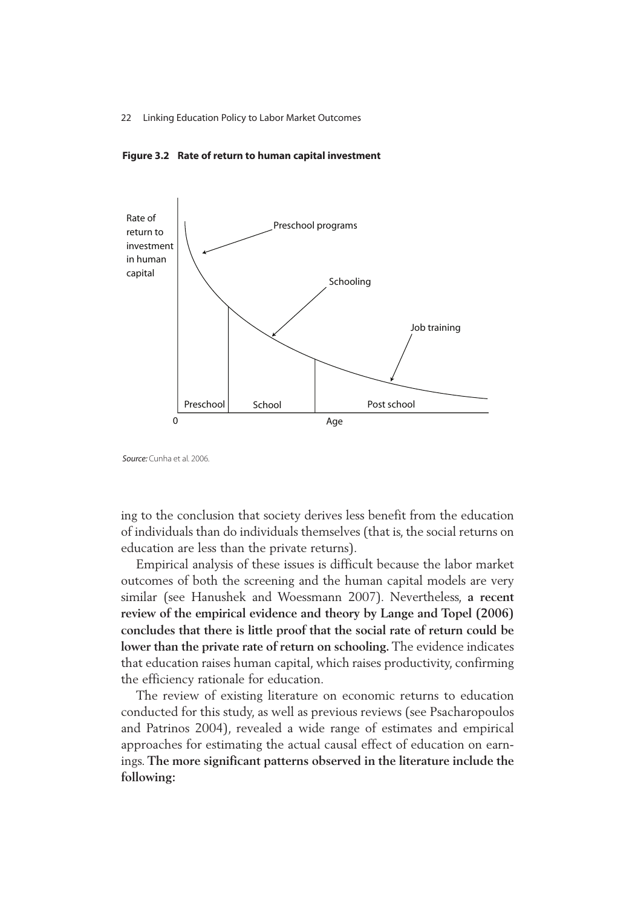**Figure 3.2 Rate of return to human capital investment**

*Source:* Cunha et al. 2006.

ing to the conclusion that society derives less benefit from the education of individuals than do individuals themselves (that is, the social returns on education are less than the private returns).

Empirical analysis of these issues is difficult because the labor market outcomes of both the screening and the human capital models are very similar (see Hanushek and Woessmann 2007). Nevertheless, **a recent review of the empirical evidence and theory by Lange and Topel (2006) concludes that there is little proof that the social rate of return could be lower than the private rate of return on schooling.** The evidence indicates that education raises human capital, which raises productivity, confirming the efficiency rationale for education.

The review of existing literature on economic returns to education conducted for this study, as well as previous reviews (see Psacharopoulos and Patrinos 2004), revealed a wide range of estimates and empirical approaches for estimating the actual causal effect of education on earnings. **The more significant patterns observed in the literature include the following:**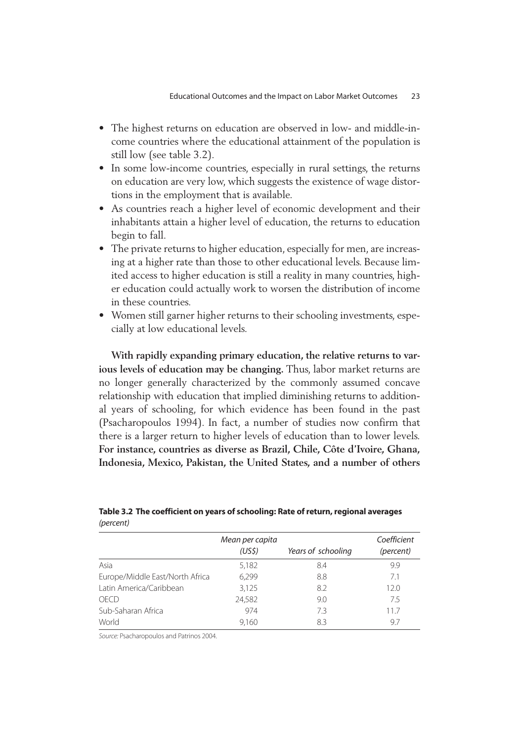- The highest returns on education are observed in low- and middle-income countries where the educational attainment of the population is still low (see table 3.2).
- In some low-income countries, especially in rural settings, the returns on education are very low, which suggests the existence of wage distortions in the employment that is available.
- As countries reach a higher level of economic development and their inhabitants attain a higher level of education, the returns to education begin to fall.
- The private returns to higher education, especially for men, are increasing at a higher rate than those to other educational levels. Because limited access to higher education is still a reality in many countries, higher education could actually work to worsen the distribution of income in these countries.
- Women still garner higher returns to their schooling investments, especially at low educational levels.

**With rapidly expanding primary education, the relative returns to various levels of education may be changing.** Thus, labor market returns are no longer generally characterized by the commonly assumed concave relationship with education that implied diminishing returns to additional years of schooling, for which evidence has been found in the past (Psacharopoulos 1994). In fact, a number of studies now confirm that there is a larger return to higher levels of education than to lower levels. **For instance, countries as diverse as Brazil, Chile, Côte d'Ivoire, Ghana, Indonesia, Mexico, Pakistan, the United States, and a number of others**

**Table 3.2 The coefficient on years of schooling: Rate of return, regional averages** *(percent)*

| | *Mean per capita (US$)* | *Years of schooling* | *Coefficient (percent)* |
|---|---|---|---|
| Asia | 5,182 | 8.4 | 9.9 |
| Europe/Middle East/North Africa | 6,299 | 8.8 | 7.1 |
| Latin America/Caribbean | 3,125 | 8.2 | 12.0 |
| OECD | 24,582 | 9.0 | 7.5 |
| Sub-Saharan Africa | 974 | 7.3 | 11.7 |
| World | 9,160 | 8.3 | 9.7 |

*Source:* Psacharopoulos and Patrinos 2004.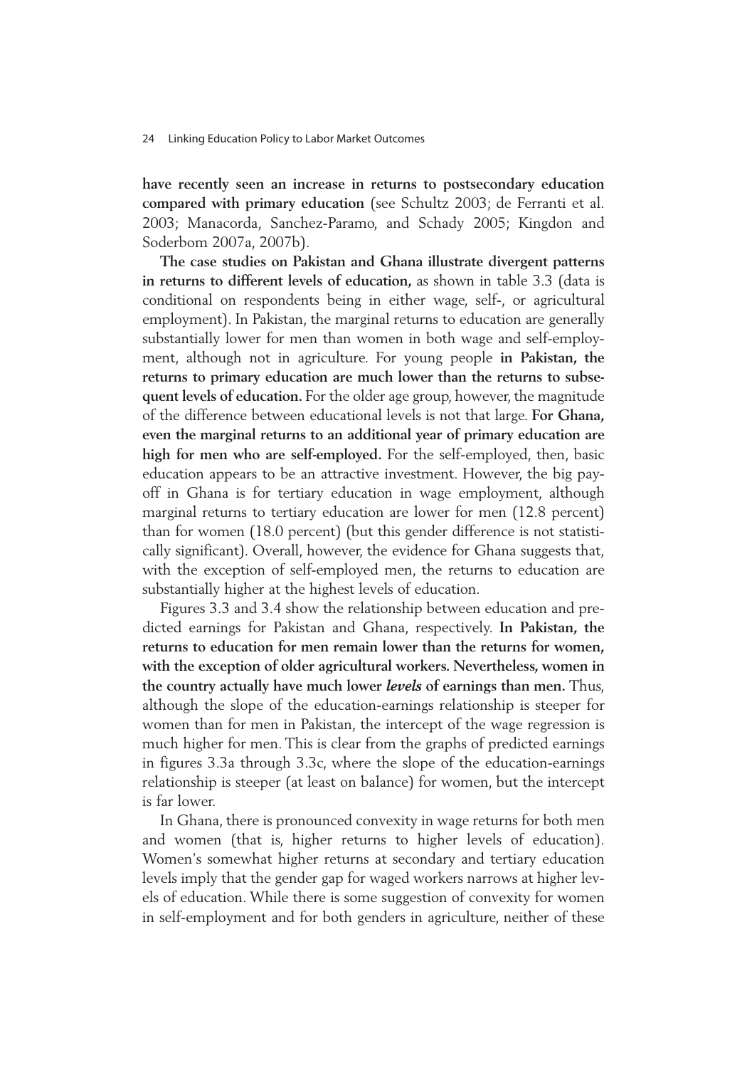**have recently seen an increase in returns to postsecondary education compared with primary education** (see Schultz 2003; de Ferranti et al. 2003; Manacorda, Sanchez-Paramo, and Schady 2005; Kingdon and Soderbom 2007a, 2007b).

**The case studies on Pakistan and Ghana illustrate divergent patterns in returns to different levels of education,** as shown in table 3.3 (data is conditional on respondents being in either wage, self-, or agricultural employment). In Pakistan, the marginal returns to education are generally substantially lower for men than women in both wage and self-employment, although not in agriculture. For young people **in Pakistan, the returns to primary education are much lower than the returns to subsequent levels of education.** For the older age group, however, the magnitude of the difference between educational levels is not that large. **For Ghana, even the marginal returns to an additional year of primary education are high for men who are self-employed.** For the self-employed, then, basic education appears to be an attractive investment. However, the big payoff in Ghana is for tertiary education in wage employment, although marginal returns to tertiary education are lower for men (12.8 percent) than for women (18.0 percent) (but this gender difference is not statistically significant). Overall, however, the evidence for Ghana suggests that, with the exception of self-employed men, the returns to education are substantially higher at the highest levels of education.

Figures 3.3 and 3.4 show the relationship between education and predicted earnings for Pakistan and Ghana, respectively. **In Pakistan, the returns to education for men remain lower than the returns for women, with the exception of older agricultural workers. Nevertheless, women in the country actually have much lower *levels* of earnings than men.** Thus, although the slope of the education-earnings relationship is steeper for women than for men in Pakistan, the intercept of the wage regression is much higher for men. This is clear from the graphs of predicted earnings in figures 3.3a through 3.3c, where the slope of the education-earnings relationship is steeper (at least on balance) for women, but the intercept is far lower.

In Ghana, there is pronounced convexity in wage returns for both men and women (that is, higher returns to higher levels of education). Women's somewhat higher returns at secondary and tertiary education levels imply that the gender gap for waged workers narrows at higher levels of education. While there is some suggestion of convexity for women in self-employment and for both genders in agriculture, neither of these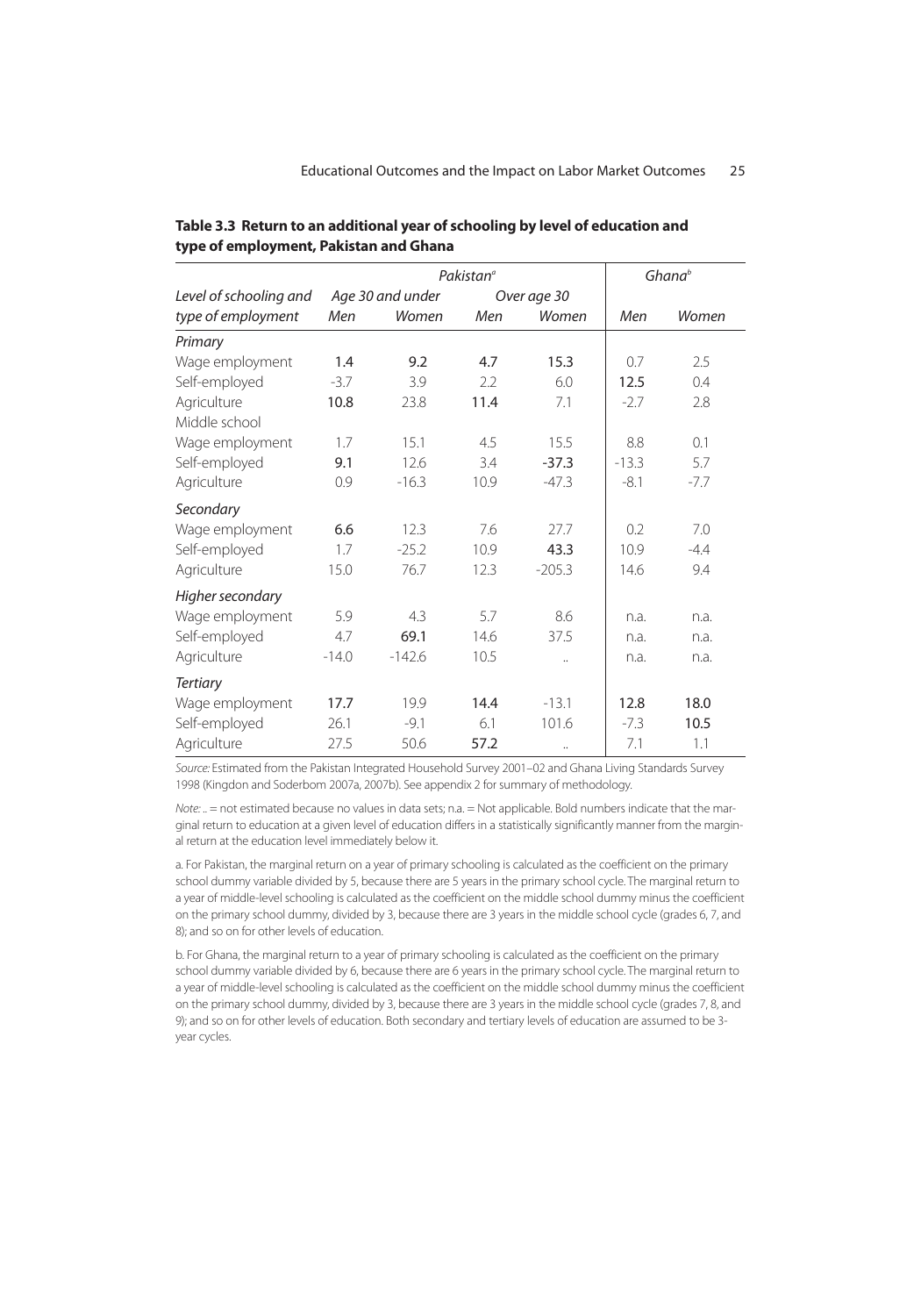**Table 3.3 Return to an additional year of schooling by level of education and type of employment, Pakistan and Ghana**

| Level of schooling and type of employment | Pakistan[a] | | | | Ghana[b] | |
|---|---|---|---|---|---|---|
| | Age 30 and under | | Over age 30 | | | |
| | Men | Women | Men | Women | Men | Women |
| *Primary* | | | | | | |
| Wage employment | **1.4** | **9.2** | **4.7** | **15.3** | 0.7 | 2.5 |
| Self-employed | -3.7 | 3.9 | 2.2 | 6.0 | **12.5** | 0.4 |
| Agriculture | **10.8** | 23.8 | **11.4** | 7.1 | -2.7 | 2.8 |
| Middle school | | | | | | |
| Wage employment | 1.7 | 15.1 | 4.5 | 15.5 | 8.8 | 0.1 |
| Self-employed | **9.1** | 12.6 | 3.4 | **-37.3** | -13.3 | 5.7 |
| Agriculture | 0.9 | -16.3 | 10.9 | -47.3 | -8.1 | -7.7 |
| *Secondary* | | | | | | |
| Wage employment | **6.6** | 12.3 | 7.6 | 27.7 | 0.2 | 7.0 |
| Self-employed | 1.7 | -25.2 | 10.9 | **43.3** | 10.9 | -4.4 |
| Agriculture | 15.0 | 76.7 | 12.3 | -205.3 | 14.6 | 9.4 |
| *Higher secondary* | | | | | | |
| Wage employment | 5.9 | 4.3 | 5.7 | 8.6 | n.a. | n.a. |
| Self-employed | 4.7 | **69.1** | 14.6 | 37.5 | n.a. | n.a. |
| Agriculture | -14.0 | -142.6 | 10.5 | .. | n.a. | n.a. |
| *Tertiary* | | | | | | |
| Wage employment | **17.7** | 19.9 | **14.4** | -13.1 | **12.8** | **18.0** |
| Self-employed | 26.1 | -9.1 | 6.1 | 101.6 | -7.3 | **10.5** |
| Agriculture | 27.5 | 50.6 | **57.2** | .. | 7.1 | 1.1 |

*Source:* Estimated from the Pakistan Integrated Household Survey 2001–02 and Ghana Living Standards Survey 1998 (Kingdon and Soderbom 2007a, 2007b). See appendix 2 for summary of methodology.

*Note:* .. = not estimated because no values in data sets; n.a. = Not applicable. Bold numbers indicate that the marginal return to education at a given level of education differs in a statistically significantly manner from the marginal return at the education level immediately below it.

a. For Pakistan, the marginal return on a year of primary schooling is calculated as the coefficient on the primary school dummy variable divided by 5, because there are 5 years in the primary school cycle. The marginal return to a year of middle-level schooling is calculated as the coefficient on the middle school dummy minus the coefficient on the primary school dummy, divided by 3, because there are 3 years in the middle school cycle (grades 6, 7, and 8); and so on for other levels of education.

b. For Ghana, the marginal return to a year of primary schooling is calculated as the coefficient on the primary school dummy variable divided by 6, because there are 6 years in the primary school cycle. The marginal return to a year of middle-level schooling is calculated as the coefficient on the middle school dummy minus the coefficient on the primary school dummy, divided by 3, because there are 3 years in the middle school cycle (grades 7, 8, and 9); and so on for other levels of education. Both secondary and tertiary levels of education are assumed to be 3-year cycles.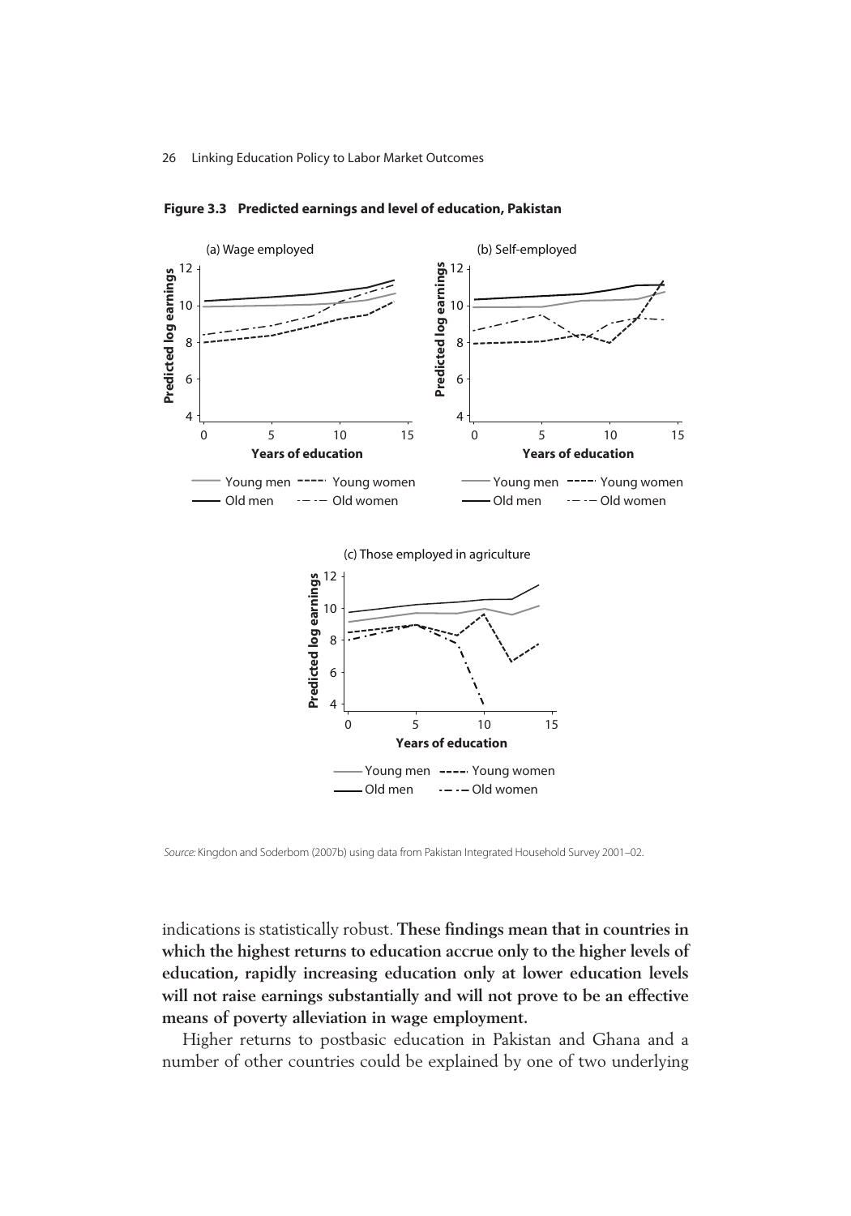**Figure 3.3 Predicted earnings and level of education, Pakistan**

(a) Wage employed

(b) Self-employed

(c) Those employed in agriculture

*Source:* Kingdon and Soderbom (2007b) using data from Pakistan Integrated Household Survey 2001–02.

indications is statistically robust. **These findings mean that in countries in which the highest returns to education accrue only to the higher levels of education, rapidly increasing education only at lower education levels will not raise earnings substantially and will not prove to be an effective means of poverty alleviation in wage employment.**

Higher returns to postbasic education in Pakistan and Ghana and a number of other countries could be explained by one of two underlying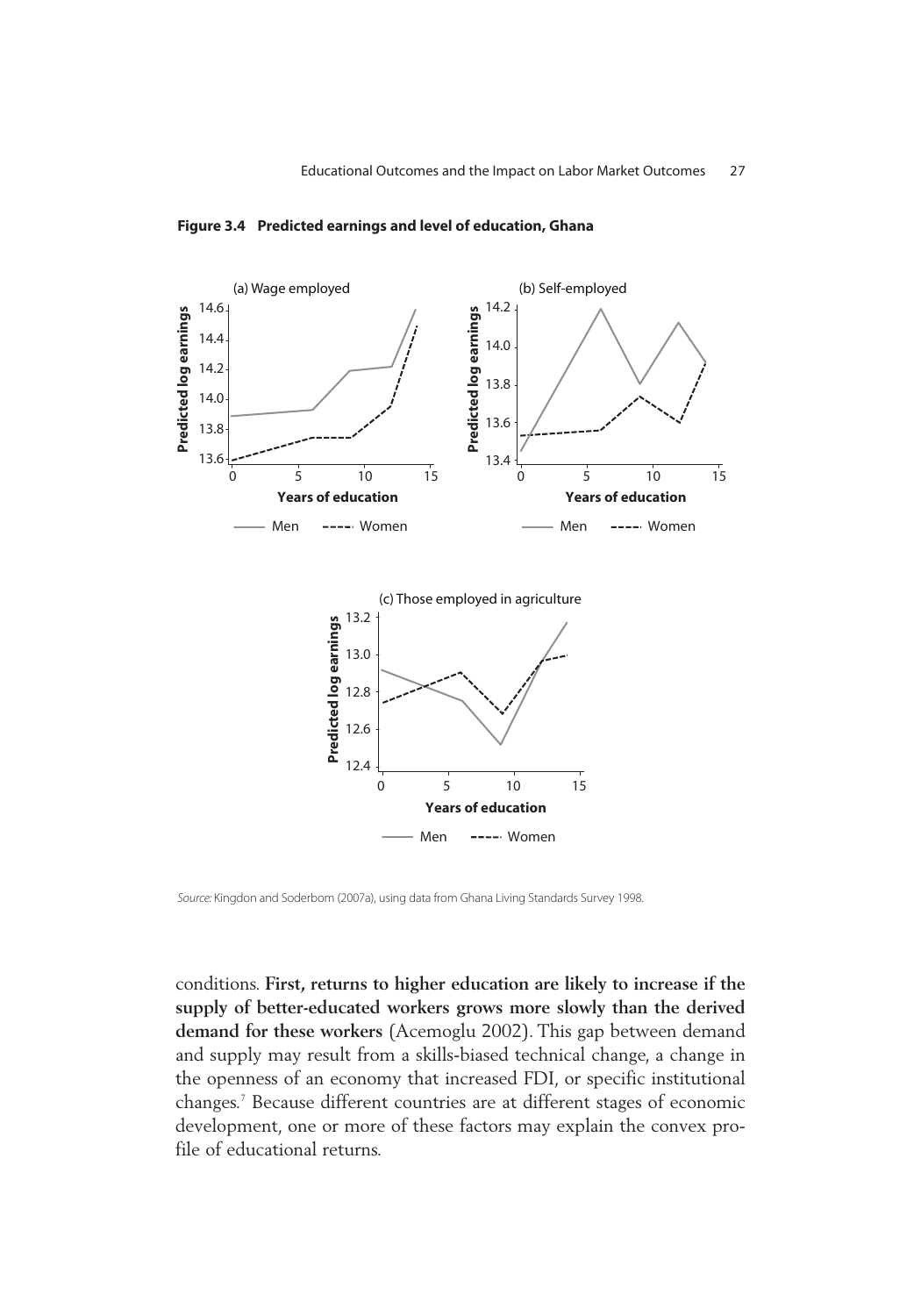**Figure 3.4 Predicted earnings and level of education, Ghana**

*Source:* Kingdon and Soderbom (2007a), using data from Ghana Living Standards Survey 1998.

conditions. **First, returns to higher education are likely to increase if the supply of better-educated workers grows more slowly than the derived demand for these workers** (Acemoglu 2002). This gap between demand and supply may result from a skills-biased technical change, a change in the openness of an economy that increased FDI, or specific institutional changes.[7] Because different countries are at different stages of economic development, one or more of these factors may explain the convex profile of educational returns.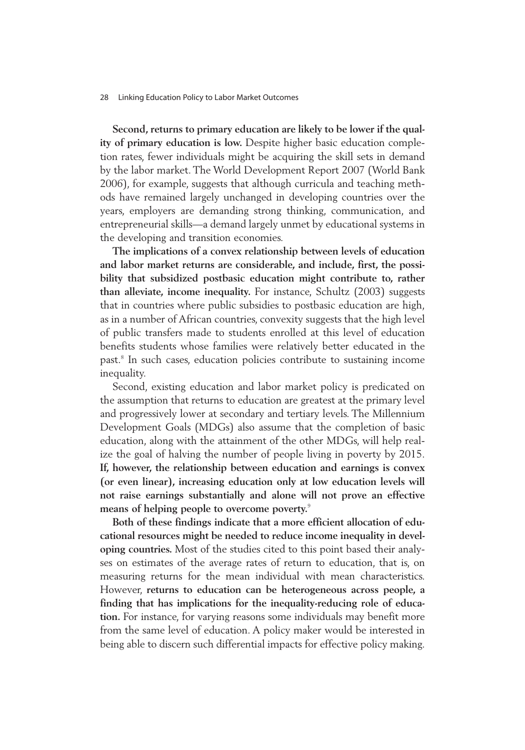**Second, returns to primary education are likely to be lower if the quality of primary education is low.** Despite higher basic education completion rates, fewer individuals might be acquiring the skill sets in demand by the labor market. The World Development Report 2007 (World Bank 2006), for example, suggests that although curricula and teaching methods have remained largely unchanged in developing countries over the years, employers are demanding strong thinking, communication, and entrepreneurial skills—a demand largely unmet by educational systems in the developing and transition economies.

**The implications of a convex relationship between levels of education and labor market returns are considerable, and include, first, the possibility that subsidized postbasic education might contribute to, rather than alleviate, income inequality.** For instance, Schultz (2003) suggests that in countries where public subsidies to postbasic education are high, as in a number of African countries, convexity suggests that the high level of public transfers made to students enrolled at this level of education benefits students whose families were relatively better educated in the past.[8] In such cases, education policies contribute to sustaining income inequality.

Second, existing education and labor market policy is predicated on the assumption that returns to education are greatest at the primary level and progressively lower at secondary and tertiary levels. The Millennium Development Goals (MDGs) also assume that the completion of basic education, along with the attainment of the other MDGs, will help realize the goal of halving the number of people living in poverty by 2015. **If, however, the relationship between education and earnings is convex (or even linear), increasing education only at low education levels will not raise earnings substantially and alone will not prove an effective means of helping people to overcome poverty.**[9]

**Both of these findings indicate that a more efficient allocation of educational resources might be needed to reduce income inequality in developing countries.** Most of the studies cited to this point based their analyses on estimates of the average rates of return to education, that is, on measuring returns for the mean individual with mean characteristics. However, **returns to education can be heterogeneous across people, a finding that has implications for the inequality-reducing role of education.** For instance, for varying reasons some individuals may benefit more from the same level of education. A policy maker would be interested in being able to discern such differential impacts for effective policy making.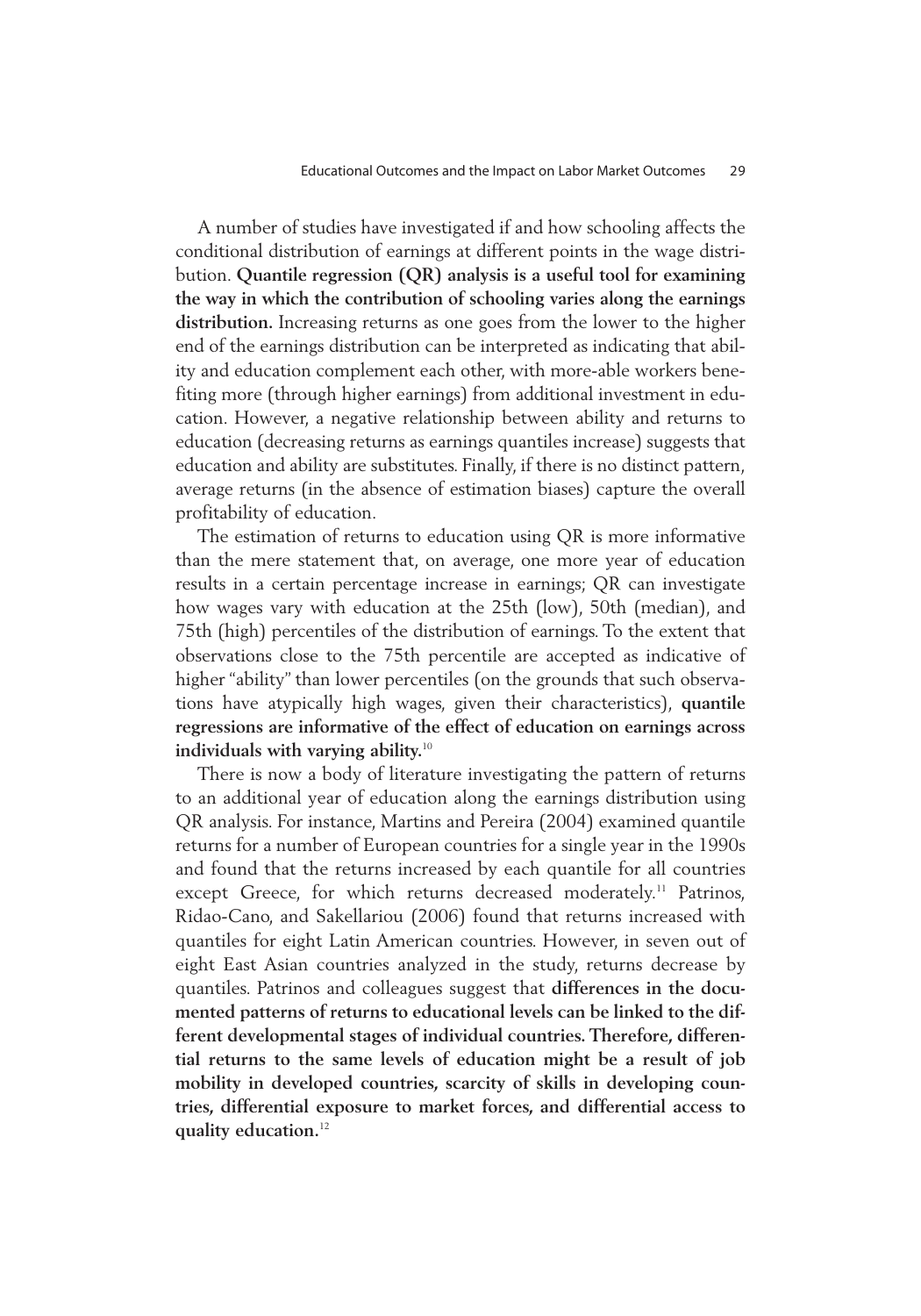A number of studies have investigated if and how schooling affects the conditional distribution of earnings at different points in the wage distribution. **Quantile regression (QR) analysis is a useful tool for examining the way in which the contribution of schooling varies along the earnings distribution.** Increasing returns as one goes from the lower to the higher end of the earnings distribution can be interpreted as indicating that ability and education complement each other, with more-able workers benefiting more (through higher earnings) from additional investment in education. However, a negative relationship between ability and returns to education (decreasing returns as earnings quantiles increase) suggests that education and ability are substitutes. Finally, if there is no distinct pattern, average returns (in the absence of estimation biases) capture the overall profitability of education.

The estimation of returns to education using QR is more informative than the mere statement that, on average, one more year of education results in a certain percentage increase in earnings; QR can investigate how wages vary with education at the 25th (low), 50th (median), and 75th (high) percentiles of the distribution of earnings. To the extent that observations close to the 75th percentile are accepted as indicative of higher "ability" than lower percentiles (on the grounds that such observations have atypically high wages, given their characteristics), **quantile regressions are informative of the effect of education on earnings across individuals with varying ability.**[10]

There is now a body of literature investigating the pattern of returns to an additional year of education along the earnings distribution using QR analysis. For instance, Martins and Pereira (2004) examined quantile returns for a number of European countries for a single year in the 1990s and found that the returns increased by each quantile for all countries except Greece, for which returns decreased moderately.[11] Patrinos, Ridao-Cano, and Sakellariou (2006) found that returns increased with quantiles for eight Latin American countries. However, in seven out of eight East Asian countries analyzed in the study, returns decrease by quantiles. Patrinos and colleagues suggest that **differences in the documented patterns of returns to educational levels can be linked to the different developmental stages of individual countries. Therefore, differential returns to the same levels of education might be a result of job mobility in developed countries, scarcity of skills in developing countries, differential exposure to market forces, and differential access to quality education.**[12]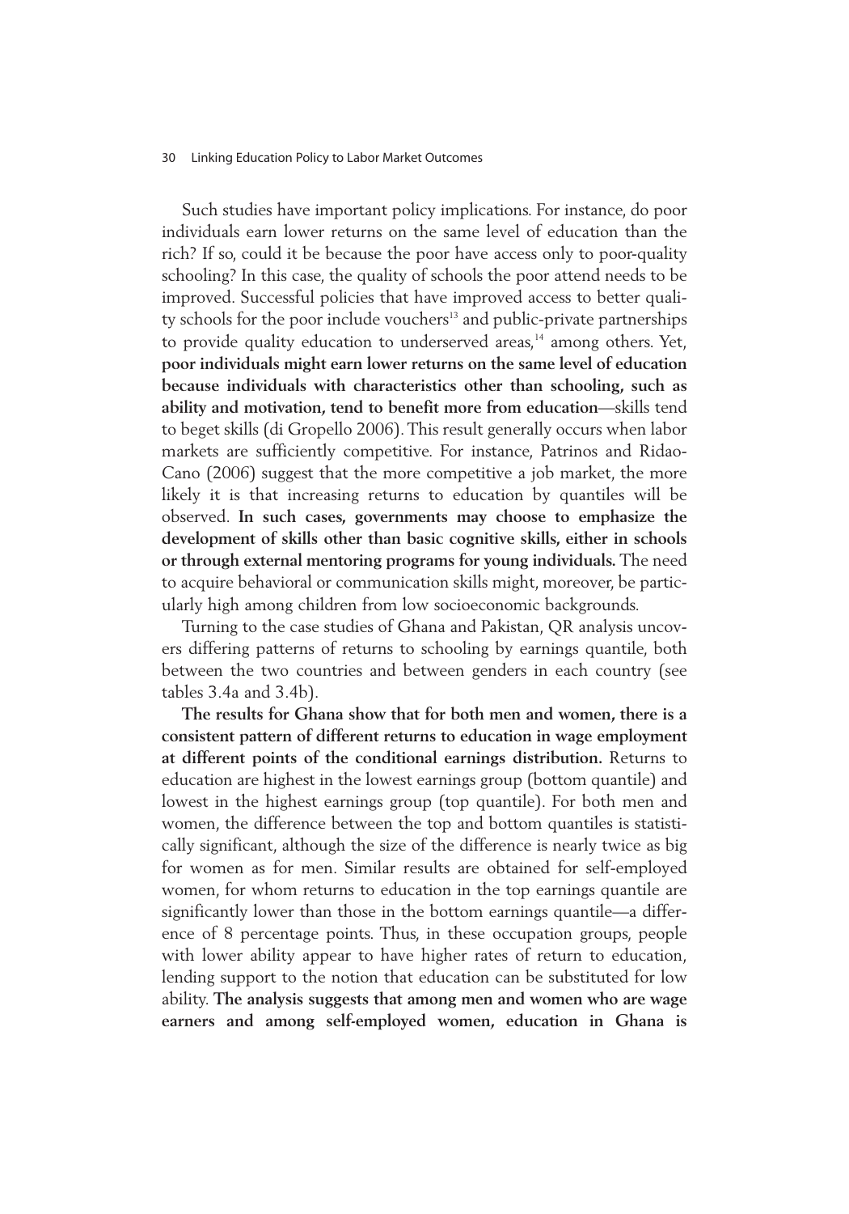Such studies have important policy implications. For instance, do poor individuals earn lower returns on the same level of education than the rich? If so, could it be because the poor have access only to poor-quality schooling? In this case, the quality of schools the poor attend needs to be improved. Successful policies that have improved access to better quality schools for the poor include vouchers[13] and public-private partnerships to provide quality education to underserved areas,[14] among others. Yet, **poor individuals might earn lower returns on the same level of education because individuals with characteristics other than schooling, such as ability and motivation, tend to benefit more from education**—skills tend to beget skills (di Gropello 2006). This result generally occurs when labor markets are sufficiently competitive. For instance, Patrinos and Ridao-Cano (2006) suggest that the more competitive a job market, the more likely it is that increasing returns to education by quantiles will be observed. **In such cases, governments may choose to emphasize the development of skills other than basic cognitive skills, either in schools or through external mentoring programs for young individuals.** The need to acquire behavioral or communication skills might, moreover, be particularly high among children from low socioeconomic backgrounds.

Turning to the case studies of Ghana and Pakistan, QR analysis uncovers differing patterns of returns to schooling by earnings quantile, both between the two countries and between genders in each country (see tables 3.4a and 3.4b).

**The results for Ghana show that for both men and women, there is a consistent pattern of different returns to education in wage employment at different points of the conditional earnings distribution.** Returns to education are highest in the lowest earnings group (bottom quantile) and lowest in the highest earnings group (top quantile). For both men and women, the difference between the top and bottom quantiles is statistically significant, although the size of the difference is nearly twice as big for women as for men. Similar results are obtained for self-employed women, for whom returns to education in the top earnings quantile are significantly lower than those in the bottom earnings quantile—a difference of 8 percentage points. Thus, in these occupation groups, people with lower ability appear to have higher rates of return to education, lending support to the notion that education can be substituted for low ability. **The analysis suggests that among men and women who are wage earners and among self-employed women, education in Ghana is**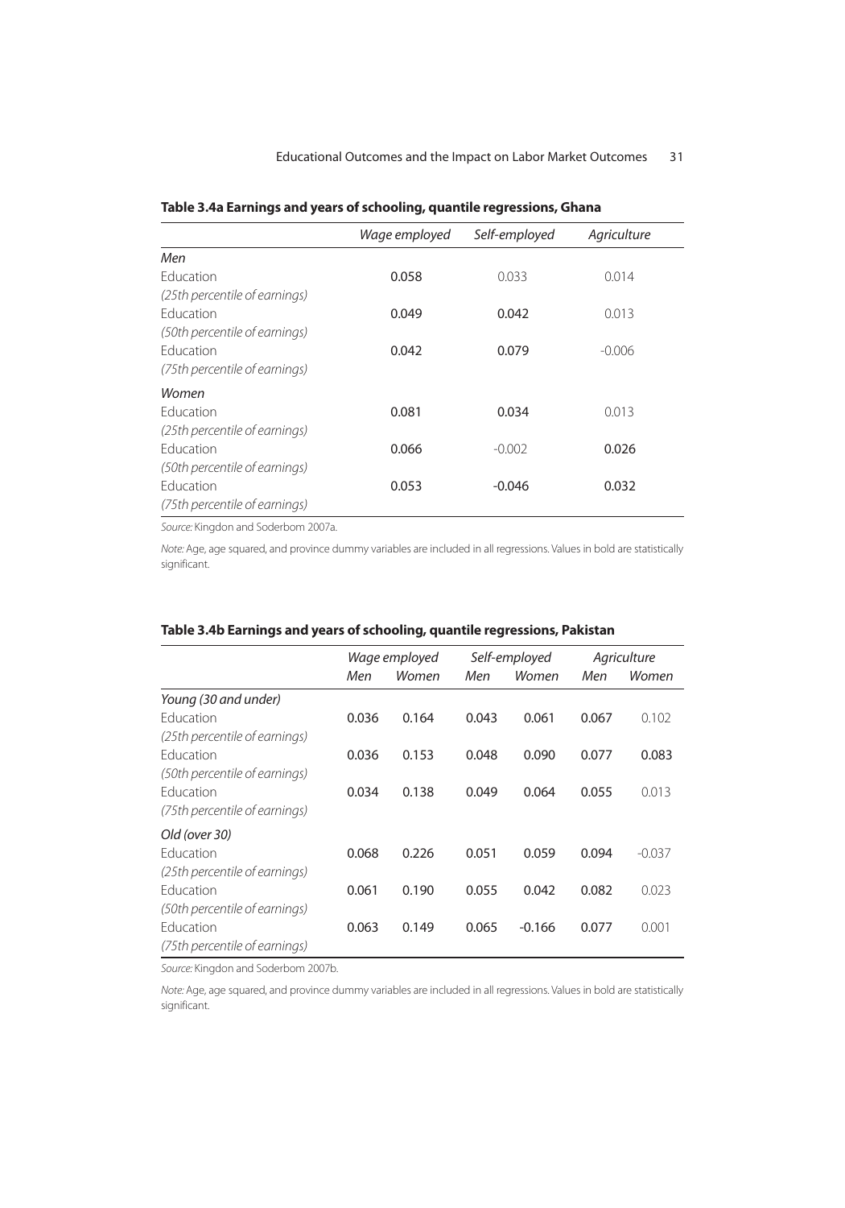**Table 3.4a Earnings and years of schooling, quantile regressions, Ghana**

| | *Wage employed* | *Self-employed* | *Agriculture* |
|---|---|---|---|
| *Men* | | | |
| Education *(25th percentile of earnings)* | **0.058** | 0.033 | 0.014 |
| Education *(50th percentile of earnings)* | **0.049** | **0.042** | 0.013 |
| Education *(75th percentile of earnings)* | **0.042** | **0.079** | -0.006 |
| *Women* | | | |
| Education *(25th percentile of earnings)* | **0.081** | **0.034** | 0.013 |
| Education *(50th percentile of earnings)* | **0.066** | -0.002 | **0.026** |
| Education *(75th percentile of earnings)* | **0.053** | **-0.046** | **0.032** |

*Source:* Kingdon and Soderbom 2007a.

*Note:* Age, age squared, and province dummy variables are included in all regressions. Values in bold are statistically significant.

**Table 3.4b Earnings and years of schooling, quantile regressions, Pakistan**

| | *Wage employed* | | *Self-employed* | | *Agriculture* | |
|---|---|---|---|---|---|---|
| | *Men* | *Women* | *Men* | *Women* | *Men* | *Women* |
| *Young (30 and under)* | | | | | | |
| Education *(25th percentile of earnings)* | **0.036** | **0.164** | **0.043** | **0.061** | **0.067** | 0.102 |
| Education *(50th percentile of earnings)* | **0.036** | **0.153** | **0.048** | **0.090** | **0.077** | **0.083** |
| Education *(75th percentile of earnings)* | **0.034** | **0.138** | **0.049** | **0.064** | **0.055** | 0.013 |
| *Old (over 30)* | | | | | | |
| Education *(25th percentile of earnings)* | **0.068** | **0.226** | **0.051** | **0.059** | **0.094** | -0.037 |
| Education *(50th percentile of earnings)* | **0.061** | **0.190** | **0.055** | **0.042** | **0.082** | 0.023 |
| Education *(75th percentile of earnings)* | **0.063** | **0.149** | **0.065** | **-0.166** | **0.077** | 0.001 |

*Source:* Kingdon and Soderbom 2007b.

*Note:* Age, age squared, and province dummy variables are included in all regressions. Values in bold are statistically significant.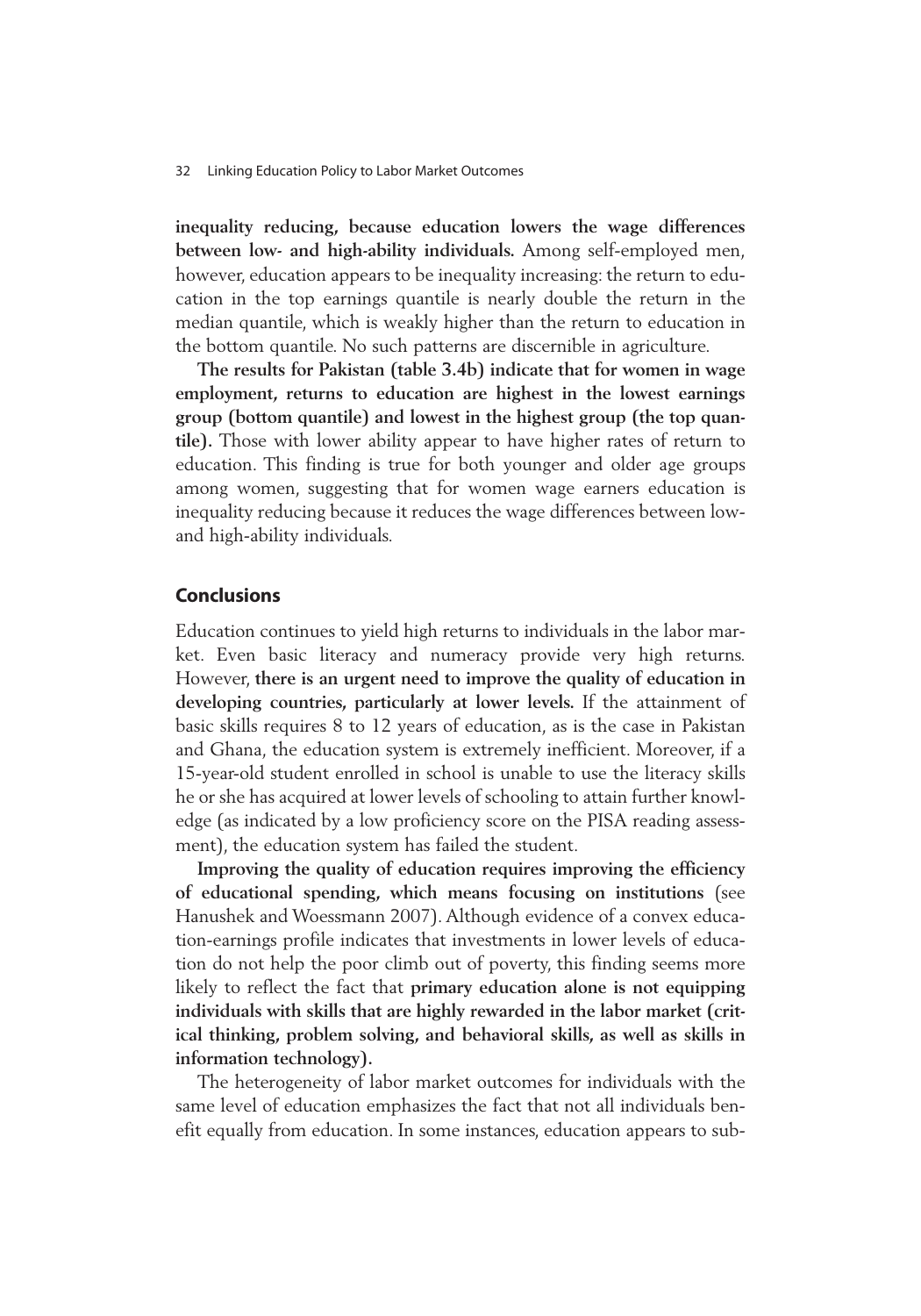**inequality reducing, because education lowers the wage differences between low- and high-ability individuals.** Among self-employed men, however, education appears to be inequality increasing: the return to education in the top earnings quantile is nearly double the return in the median quantile, which is weakly higher than the return to education in the bottom quantile. No such patterns are discernible in agriculture.

**The results for Pakistan (table 3.4b) indicate that for women in wage employment, returns to education are highest in the lowest earnings group (bottom quantile) and lowest in the highest group (the top quantile).** Those with lower ability appear to have higher rates of return to education. This finding is true for both younger and older age groups among women, suggesting that for women wage earners education is inequality reducing because it reduces the wage differences between low- and high-ability individuals.

## Conclusions

Education continues to yield high returns to individuals in the labor market. Even basic literacy and numeracy provide very high returns. However, **there is an urgent need to improve the quality of education in developing countries, particularly at lower levels.** If the attainment of basic skills requires 8 to 12 years of education, as is the case in Pakistan and Ghana, the education system is extremely inefficient. Moreover, if a 15-year-old student enrolled in school is unable to use the literacy skills he or she has acquired at lower levels of schooling to attain further knowledge (as indicated by a low proficiency score on the PISA reading assessment), the education system has failed the student.

**Improving the quality of education requires improving the efficiency of educational spending, which means focusing on institutions** (see Hanushek and Woessmann 2007). Although evidence of a convex education-earnings profile indicates that investments in lower levels of education do not help the poor climb out of poverty, this finding seems more likely to reflect the fact that **primary education alone is not equipping individuals with skills that are highly rewarded in the labor market (critical thinking, problem solving, and behavioral skills, as well as skills in information technology).**

The heterogeneity of labor market outcomes for individuals with the same level of education emphasizes the fact that not all individuals benefit equally from education. In some instances, education appears to sub-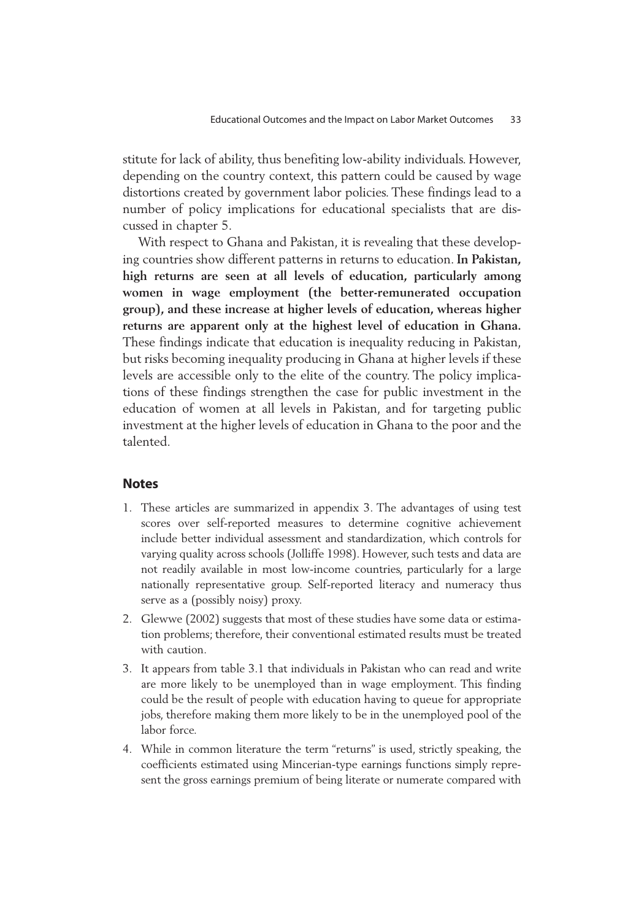stitute for lack of ability, thus benefiting low-ability individuals. However, depending on the country context, this pattern could be caused by wage distortions created by government labor policies. These findings lead to a number of policy implications for educational specialists that are discussed in chapter 5.

With respect to Ghana and Pakistan, it is revealing that these developing countries show different patterns in returns to education. **In Pakistan, high returns are seen at all levels of education, particularly among women in wage employment (the better-remunerated occupation group), and these increase at higher levels of education, whereas higher returns are apparent only at the highest level of education in Ghana.** These findings indicate that education is inequality reducing in Pakistan, but risks becoming inequality producing in Ghana at higher levels if these levels are accessible only to the elite of the country. The policy implications of these findings strengthen the case for public investment in the education of women at all levels in Pakistan, and for targeting public investment at the higher levels of education in Ghana to the poor and the talented.

## Notes

1. These articles are summarized in appendix 3. The advantages of using test scores over self-reported measures to determine cognitive achievement include better individual assessment and standardization, which controls for varying quality across schools (Jolliffe 1998). However, such tests and data are not readily available in most low-income countries, particularly for a large nationally representative group. Self-reported literacy and numeracy thus serve as a (possibly noisy) proxy.
2. Glewwe (2002) suggests that most of these studies have some data or estimation problems; therefore, their conventional estimated results must be treated with caution.
3. It appears from table 3.1 that individuals in Pakistan who can read and write are more likely to be unemployed than in wage employment. This finding could be the result of people with education having to queue for appropriate jobs, therefore making them more likely to be in the unemployed pool of the labor force.
4. While in common literature the term "returns" is used, strictly speaking, the coefficients estimated using Mincerian-type earnings functions simply represent the gross earnings premium of being literate or numerate compared with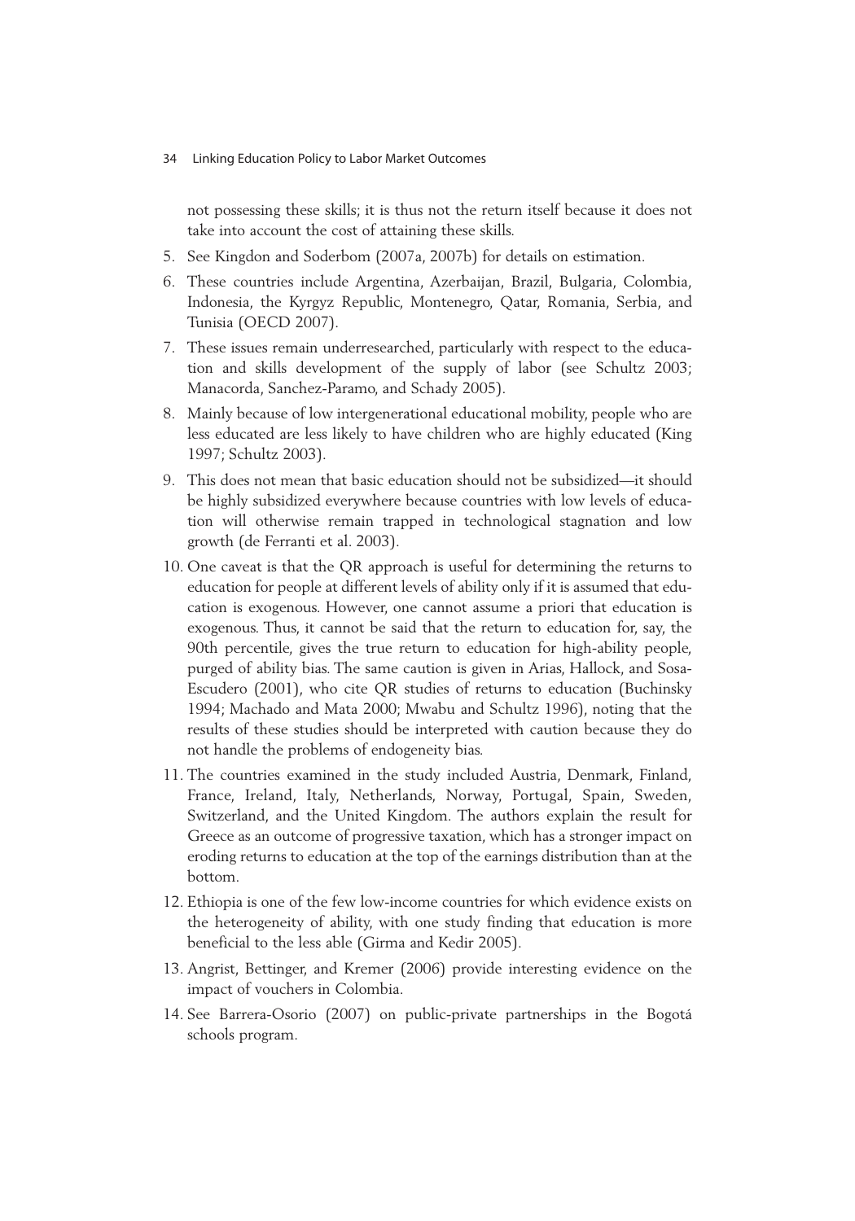not possessing these skills; it is thus not the return itself because it does not take into account the cost of attaining these skills.

5. See Kingdon and Soderbom (2007a, 2007b) for details on estimation.
6. These countries include Argentina, Azerbaijan, Brazil, Bulgaria, Colombia, Indonesia, the Kyrgyz Republic, Montenegro, Qatar, Romania, Serbia, and Tunisia (OECD 2007).
7. These issues remain underresearched, particularly with respect to the education and skills development of the supply of labor (see Schultz 2003; Manacorda, Sanchez-Paramo, and Schady 2005).
8. Mainly because of low intergenerational educational mobility, people who are less educated are less likely to have children who are highly educated (King 1997; Schultz 2003).
9. This does not mean that basic education should not be subsidized—it should be highly subsidized everywhere because countries with low levels of education will otherwise remain trapped in technological stagnation and low growth (de Ferranti et al. 2003).
10. One caveat is that the QR approach is useful for determining the returns to education for people at different levels of ability only if it is assumed that education is exogenous. However, one cannot assume a priori that education is exogenous. Thus, it cannot be said that the return to education for, say, the 90th percentile, gives the true return to education for high-ability people, purged of ability bias. The same caution is given in Arias, Hallock, and Sosa-Escudero (2001), who cite QR studies of returns to education (Buchinsky 1994; Machado and Mata 2000; Mwabu and Schultz 1996), noting that the results of these studies should be interpreted with caution because they do not handle the problems of endogeneity bias.
11. The countries examined in the study included Austria, Denmark, Finland, France, Ireland, Italy, Netherlands, Norway, Portugal, Spain, Sweden, Switzerland, and the United Kingdom. The authors explain the result for Greece as an outcome of progressive taxation, which has a stronger impact on eroding returns to education at the top of the earnings distribution than at the bottom.
12. Ethiopia is one of the few low-income countries for which evidence exists on the heterogeneity of ability, with one study finding that education is more beneficial to the less able (Girma and Kedir 2005).
13. Angrist, Bettinger, and Kremer (2006) provide interesting evidence on the impact of vouchers in Colombia.
14. See Barrera-Osorio (2007) on public-private partnerships in the Bogotá schools program.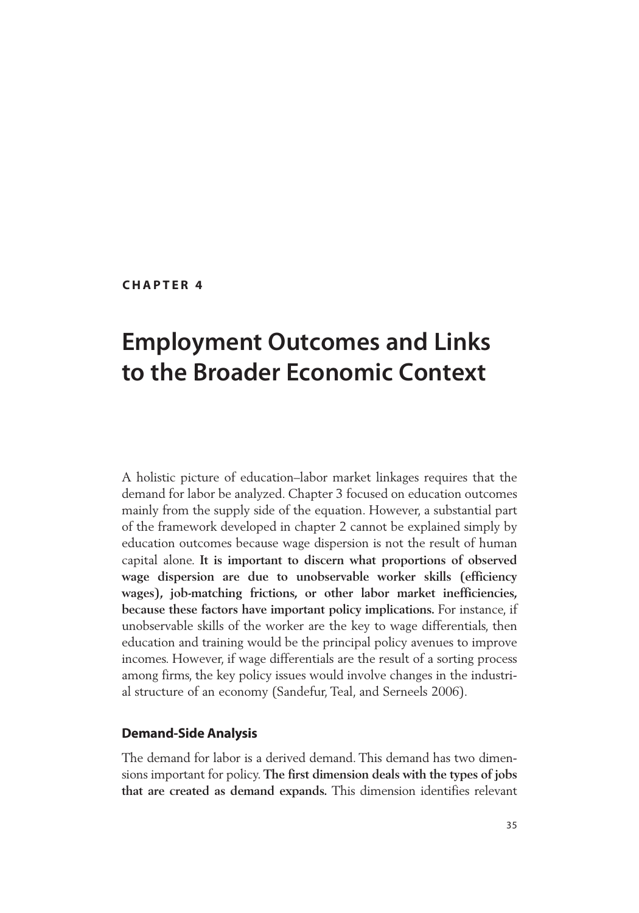CHAPTER 4

# Employment Outcomes and Links to the Broader Economic Context

A holistic picture of education–labor market linkages requires that the demand for labor be analyzed. Chapter 3 focused on education outcomes mainly from the supply side of the equation. However, a substantial part of the framework developed in chapter 2 cannot be explained simply by education outcomes because wage dispersion is not the result of human capital alone. **It is important to discern what proportions of observed wage dispersion are due to unobservable worker skills (efficiency wages), job-matching frictions, or other labor market inefficiencies, because these factors have important policy implications.** For instance, if unobservable skills of the worker are the key to wage differentials, then education and training would be the principal policy avenues to improve incomes. However, if wage differentials are the result of a sorting process among firms, the key policy issues would involve changes in the industrial structure of an economy (Sandefur, Teal, and Serneels 2006).

## Demand-Side Analysis

The demand for labor is a derived demand. This demand has two dimensions important for policy. **The first dimension deals with the types of jobs that are created as demand expands.** This dimension identifies relevant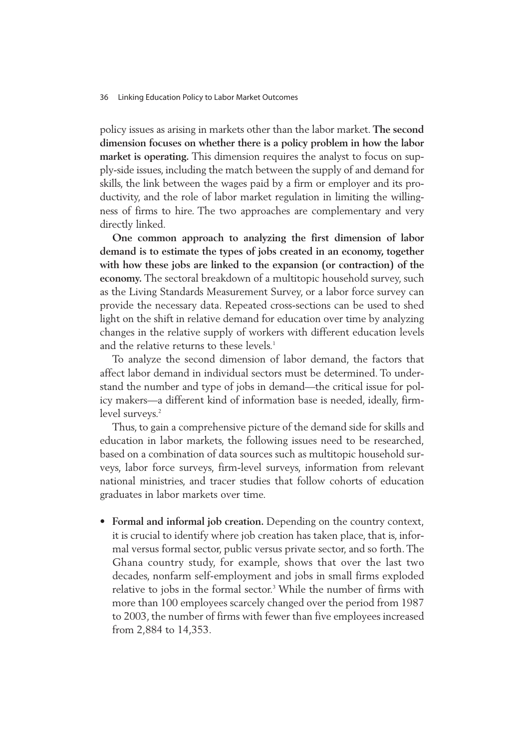policy issues as arising in markets other than the labor market. **The second dimension focuses on whether there is a policy problem in how the labor market is operating.** This dimension requires the analyst to focus on supply-side issues, including the match between the supply of and demand for skills, the link between the wages paid by a firm or employer and its productivity, and the role of labor market regulation in limiting the willingness of firms to hire. The two approaches are complementary and very directly linked.

**One common approach to analyzing the first dimension of labor demand is to estimate the types of jobs created in an economy, together with how these jobs are linked to the expansion (or contraction) of the economy.** The sectoral breakdown of a multitopic household survey, such as the Living Standards Measurement Survey, or a labor force survey can provide the necessary data. Repeated cross-sections can be used to shed light on the shift in relative demand for education over time by analyzing changes in the relative supply of workers with different education levels and the relative returns to these levels.[1]

To analyze the second dimension of labor demand, the factors that affect labor demand in individual sectors must be determined. To understand the number and type of jobs in demand—the critical issue for policy makers—a different kind of information base is needed, ideally, firm-level surveys.[2]

Thus, to gain a comprehensive picture of the demand side for skills and education in labor markets, the following issues need to be researched, based on a combination of data sources such as multitopic household surveys, labor force surveys, firm-level surveys, information from relevant national ministries, and tracer studies that follow cohorts of education graduates in labor markets over time.

- **Formal and informal job creation.** Depending on the country context, it is crucial to identify where job creation has taken place, that is, informal versus formal sector, public versus private sector, and so forth. The Ghana country study, for example, shows that over the last two decades, nonfarm self-employment and jobs in small firms exploded relative to jobs in the formal sector.[3] While the number of firms with more than 100 employees scarcely changed over the period from 1987 to 2003, the number of firms with fewer than five employees increased from 2,884 to 14,353.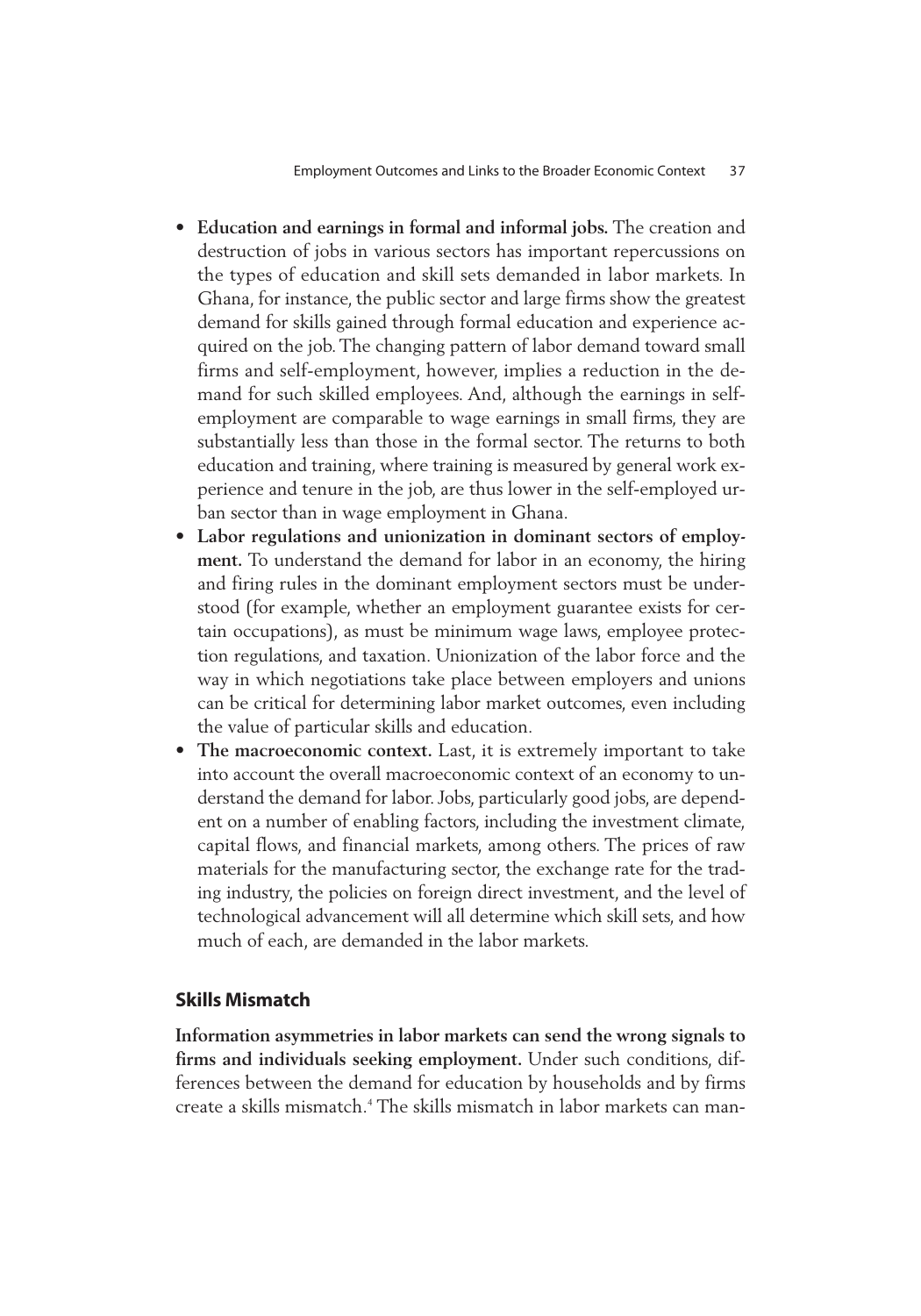- **Education and earnings in formal and informal jobs.** The creation and destruction of jobs in various sectors has important repercussions on the types of education and skill sets demanded in labor markets. In Ghana, for instance, the public sector and large firms show the greatest demand for skills gained through formal education and experience acquired on the job. The changing pattern of labor demand toward small firms and self-employment, however, implies a reduction in the demand for such skilled employees. And, although the earnings in self-employment are comparable to wage earnings in small firms, they are substantially less than those in the formal sector. The returns to both education and training, where training is measured by general work experience and tenure in the job, are thus lower in the self-employed urban sector than in wage employment in Ghana.
- **Labor regulations and unionization in dominant sectors of employment.** To understand the demand for labor in an economy, the hiring and firing rules in the dominant employment sectors must be understood (for example, whether an employment guarantee exists for certain occupations), as must be minimum wage laws, employee protection regulations, and taxation. Unionization of the labor force and the way in which negotiations take place between employers and unions can be critical for determining labor market outcomes, even including the value of particular skills and education.
- **The macroeconomic context.** Last, it is extremely important to take into account the overall macroeconomic context of an economy to understand the demand for labor. Jobs, particularly good jobs, are dependent on a number of enabling factors, including the investment climate, capital flows, and financial markets, among others. The prices of raw materials for the manufacturing sector, the exchange rate for the trading industry, the policies on foreign direct investment, and the level of technological advancement will all determine which skill sets, and how much of each, are demanded in the labor markets.

## Skills Mismatch

**Information asymmetries in labor markets can send the wrong signals to firms and individuals seeking employment.** Under such conditions, differences between the demand for education by households and by firms create a skills mismatch.[4] The skills mismatch in labor markets can man-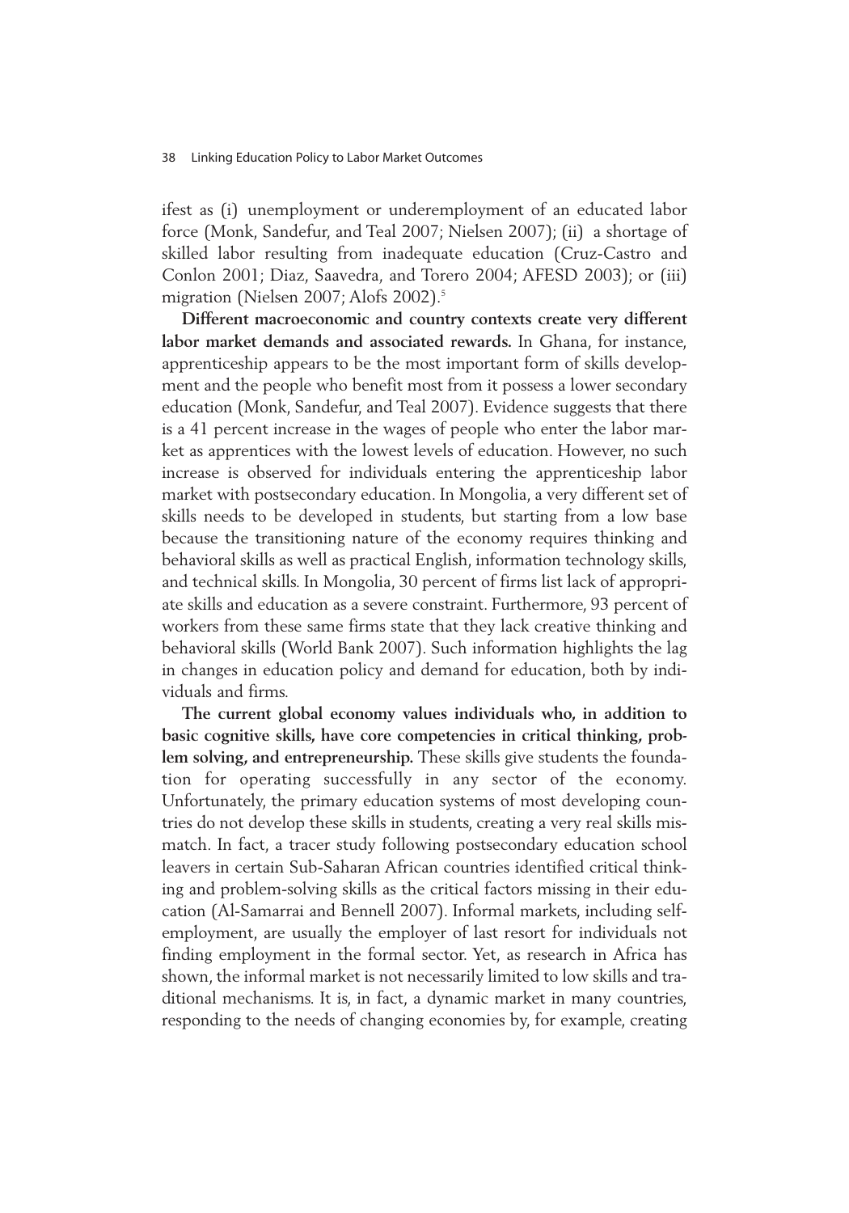ifest as (i) unemployment or underemployment of an educated labor force (Monk, Sandefur, and Teal 2007; Nielsen 2007); (ii) a shortage of skilled labor resulting from inadequate education (Cruz-Castro and Conlon 2001; Diaz, Saavedra, and Torero 2004; AFESD 2003); or (iii) migration (Nielsen 2007; Alofs 2002).[5]

**Different macroeconomic and country contexts create very different labor market demands and associated rewards.** In Ghana, for instance, apprenticeship appears to be the most important form of skills development and the people who benefit most from it possess a lower secondary education (Monk, Sandefur, and Teal 2007). Evidence suggests that there is a 41 percent increase in the wages of people who enter the labor market as apprentices with the lowest levels of education. However, no such increase is observed for individuals entering the apprenticeship labor market with postsecondary education. In Mongolia, a very different set of skills needs to be developed in students, but starting from a low base because the transitioning nature of the economy requires thinking and behavioral skills as well as practical English, information technology skills, and technical skills. In Mongolia, 30 percent of firms list lack of appropriate skills and education as a severe constraint. Furthermore, 93 percent of workers from these same firms state that they lack creative thinking and behavioral skills (World Bank 2007). Such information highlights the lag in changes in education policy and demand for education, both by individuals and firms.

**The current global economy values individuals who, in addition to basic cognitive skills, have core competencies in critical thinking, problem solving, and entrepreneurship.** These skills give students the foundation for operating successfully in any sector of the economy. Unfortunately, the primary education systems of most developing countries do not develop these skills in students, creating a very real skills mismatch. In fact, a tracer study following postsecondary education school leavers in certain Sub-Saharan African countries identified critical thinking and problem-solving skills as the critical factors missing in their education (Al-Samarrai and Bennell 2007). Informal markets, including self-employment, are usually the employer of last resort for individuals not finding employment in the formal sector. Yet, as research in Africa has shown, the informal market is not necessarily limited to low skills and traditional mechanisms. It is, in fact, a dynamic market in many countries, responding to the needs of changing economies by, for example, creating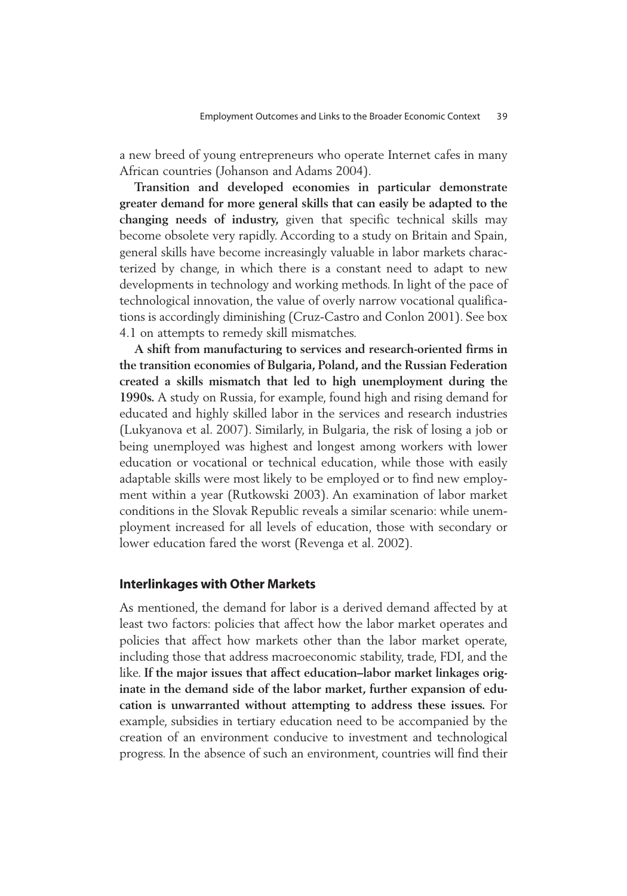a new breed of young entrepreneurs who operate Internet cafes in many African countries (Johanson and Adams 2004).

**Transition and developed economies in particular demonstrate greater demand for more general skills that can easily be adapted to the changing needs of industry,** given that specific technical skills may become obsolete very rapidly. According to a study on Britain and Spain, general skills have become increasingly valuable in labor markets characterized by change, in which there is a constant need to adapt to new developments in technology and working methods. In light of the pace of technological innovation, the value of overly narrow vocational qualifications is accordingly diminishing (Cruz-Castro and Conlon 2001). See box 4.1 on attempts to remedy skill mismatches.

**A shift from manufacturing to services and research-oriented firms in the transition economies of Bulgaria, Poland, and the Russian Federation created a skills mismatch that led to high unemployment during the 1990s.** A study on Russia, for example, found high and rising demand for educated and highly skilled labor in the services and research industries (Lukyanova et al. 2007). Similarly, in Bulgaria, the risk of losing a job or being unemployed was highest and longest among workers with lower education or vocational or technical education, while those with easily adaptable skills were most likely to be employed or to find new employment within a year (Rutkowski 2003). An examination of labor market conditions in the Slovak Republic reveals a similar scenario: while unemployment increased for all levels of education, those with secondary or lower education fared the worst (Revenga et al. 2002).

## Interlinkages with Other Markets

As mentioned, the demand for labor is a derived demand affected by at least two factors: policies that affect how the labor market operates and policies that affect how markets other than the labor market operate, including those that address macroeconomic stability, trade, FDI, and the like. **If the major issues that affect education–labor market linkages originate in the demand side of the labor market, further expansion of education is unwarranted without attempting to address these issues.** For example, subsidies in tertiary education need to be accompanied by the creation of an environment conducive to investment and technological progress. In the absence of such an environment, countries will find their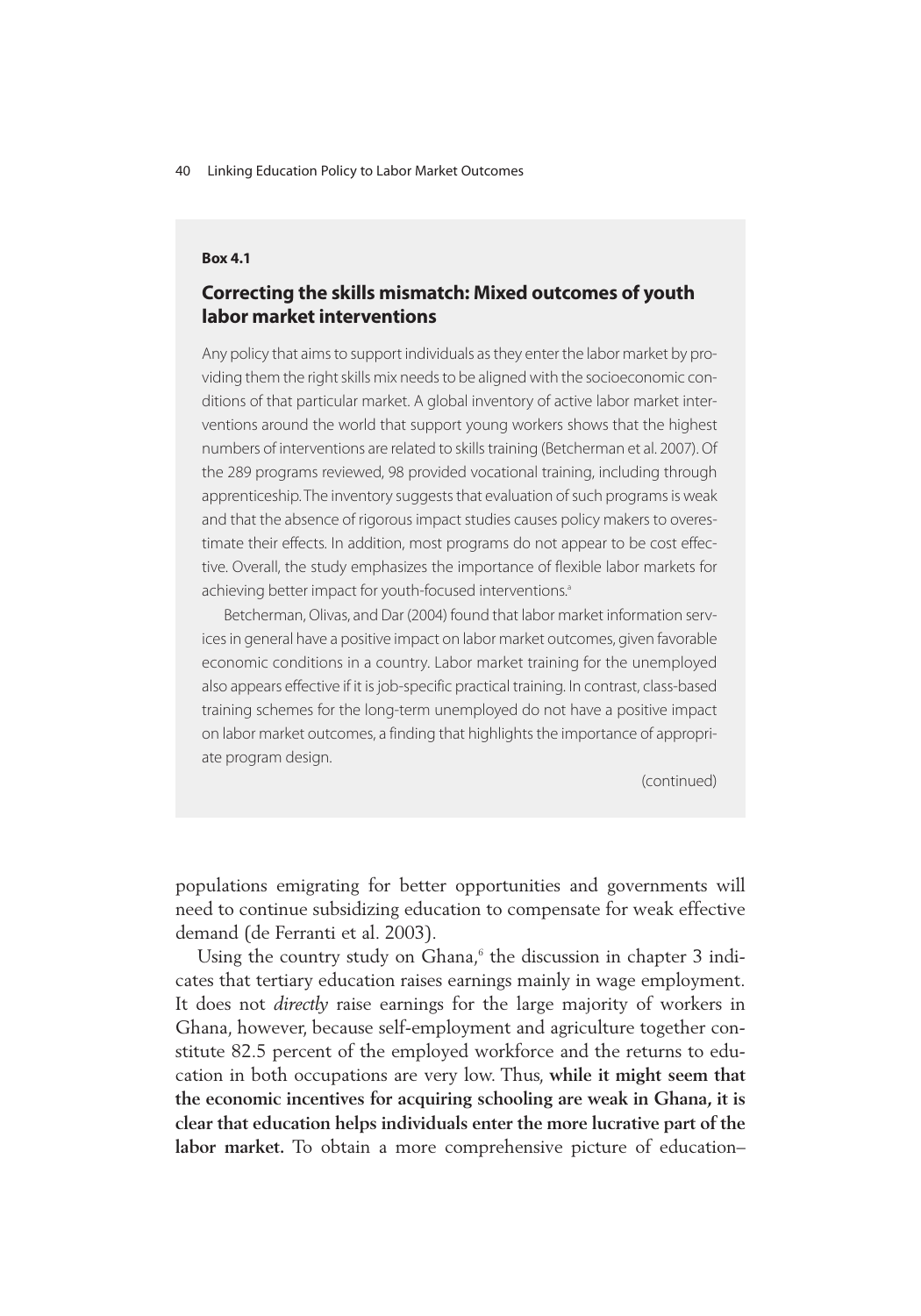**Box 4.1**

### Correcting the skills mismatch: Mixed outcomes of youth labor market interventions

Any policy that aims to support individuals as they enter the labor market by providing them the right skills mix needs to be aligned with the socioeconomic conditions of that particular market. A global inventory of active labor market interventions around the world that support young workers shows that the highest numbers of interventions are related to skills training (Betcherman et al. 2007). Of the 289 programs reviewed, 98 provided vocational training, including through apprenticeship. The inventory suggests that evaluation of such programs is weak and that the absence of rigorous impact studies causes policy makers to overestimate their effects. In addition, most programs do not appear to be cost effective. Overall, the study emphasizes the importance of flexible labor markets for achieving better impact for youth-focused interventions.[a]

Betcherman, Olivas, and Dar (2004) found that labor market information services in general have a positive impact on labor market outcomes, given favorable economic conditions in a country. Labor market training for the unemployed also appears effective if it is job-specific practical training. In contrast, class-based training schemes for the long-term unemployed do not have a positive impact on labor market outcomes, a finding that highlights the importance of appropriate program design.

(continued)

populations emigrating for better opportunities and governments will need to continue subsidizing education to compensate for weak effective demand (de Ferranti et al. 2003).

Using the country study on Ghana,[6] the discussion in chapter 3 indicates that tertiary education raises earnings mainly in wage employment. It does not *directly* raise earnings for the large majority of workers in Ghana, however, because self-employment and agriculture together constitute 82.5 percent of the employed workforce and the returns to education in both occupations are very low. Thus, **while it might seem that the economic incentives for acquiring schooling are weak in Ghana, it is clear that education helps individuals enter the more lucrative part of the labor market.** To obtain a more comprehensive picture of education–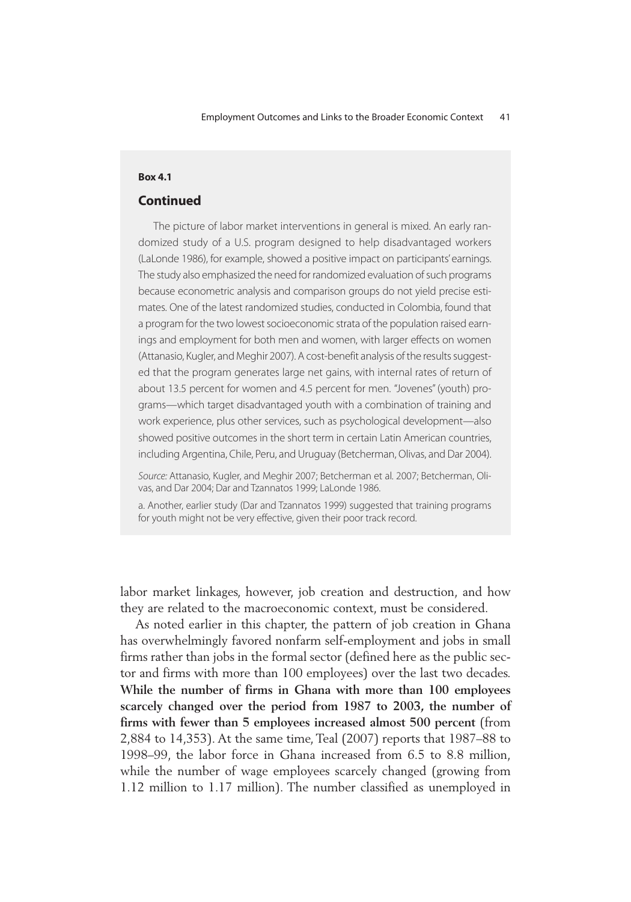**Box 4.1**

### Continued

The picture of labor market interventions in general is mixed. An early randomized study of a U.S. program designed to help disadvantaged workers (LaLonde 1986), for example, showed a positive impact on participants' earnings. The study also emphasized the need for randomized evaluation of such programs because econometric analysis and comparison groups do not yield precise estimates. One of the latest randomized studies, conducted in Colombia, found that a program for the two lowest socioeconomic strata of the population raised earnings and employment for both men and women, with larger effects on women (Attanasio, Kugler, and Meghir 2007). A cost-benefit analysis of the results suggested that the program generates large net gains, with internal rates of return of about 13.5 percent for women and 4.5 percent for men. "Jovenes" (youth) programs—which target disadvantaged youth with a combination of training and work experience, plus other services, such as psychological development—also showed positive outcomes in the short term in certain Latin American countries, including Argentina, Chile, Peru, and Uruguay (Betcherman, Olivas, and Dar 2004).

*Source:* Attanasio, Kugler, and Meghir 2007; Betcherman et al. 2007; Betcherman, Olivas, and Dar 2004; Dar and Tzannatos 1999; LaLonde 1986.

a. Another, earlier study (Dar and Tzannatos 1999) suggested that training programs for youth might not be very effective, given their poor track record.

labor market linkages, however, job creation and destruction, and how they are related to the macroeconomic context, must be considered.

As noted earlier in this chapter, the pattern of job creation in Ghana has overwhelmingly favored nonfarm self-employment and jobs in small firms rather than jobs in the formal sector (defined here as the public sector and firms with more than 100 employees) over the last two decades. **While the number of firms in Ghana with more than 100 employees scarcely changed over the period from 1987 to 2003, the number of firms with fewer than 5 employees increased almost 500 percent** (from 2,884 to 14,353). At the same time, Teal (2007) reports that 1987–88 to 1998–99, the labor force in Ghana increased from 6.5 to 8.8 million, while the number of wage employees scarcely changed (growing from 1.12 million to 1.17 million). The number classified as unemployed in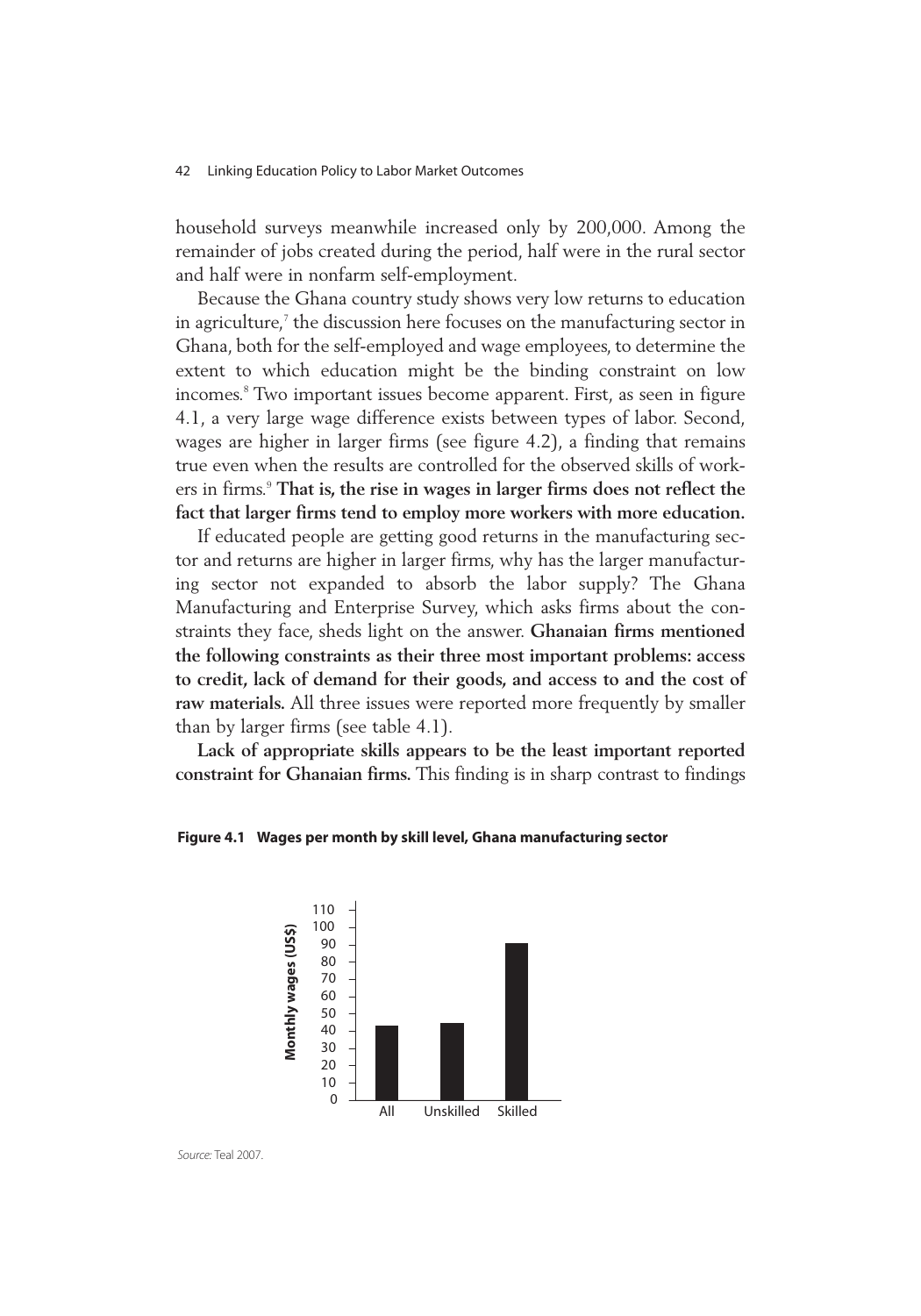household surveys meanwhile increased only by 200,000. Among the remainder of jobs created during the period, half were in the rural sector and half were in nonfarm self-employment.

Because the Ghana country study shows very low returns to education in agriculture,[7] the discussion here focuses on the manufacturing sector in Ghana, both for the self-employed and wage employees, to determine the extent to which education might be the binding constraint on low incomes.[8] Two important issues become apparent. First, as seen in figure 4.1, a very large wage difference exists between types of labor. Second, wages are higher in larger firms (see figure 4.2), a finding that remains true even when the results are controlled for the observed skills of workers in firms.[9] **That is, the rise in wages in larger firms does not reflect the fact that larger firms tend to employ more workers with more education.**

If educated people are getting good returns in the manufacturing sector and returns are higher in larger firms, why has the larger manufacturing sector not expanded to absorb the labor supply? The Ghana Manufacturing and Enterprise Survey, which asks firms about the constraints they face, sheds light on the answer. **Ghanaian firms mentioned the following constraints as their three most important problems: access to credit, lack of demand for their goods, and access to and the cost of raw materials.** All three issues were reported more frequently by smaller than by larger firms (see table 4.1).

**Lack of appropriate skills appears to be the least important reported constraint for Ghanaian firms.** This finding is in sharp contrast to findings

**Figure 4.1 Wages per month by skill level, Ghana manufacturing sector**

| | Monthly wages (US$) |
|---|---|
| All | ~43 |
| Unskilled | ~44 |
| Skilled | ~91 |

*Source:* Teal 2007.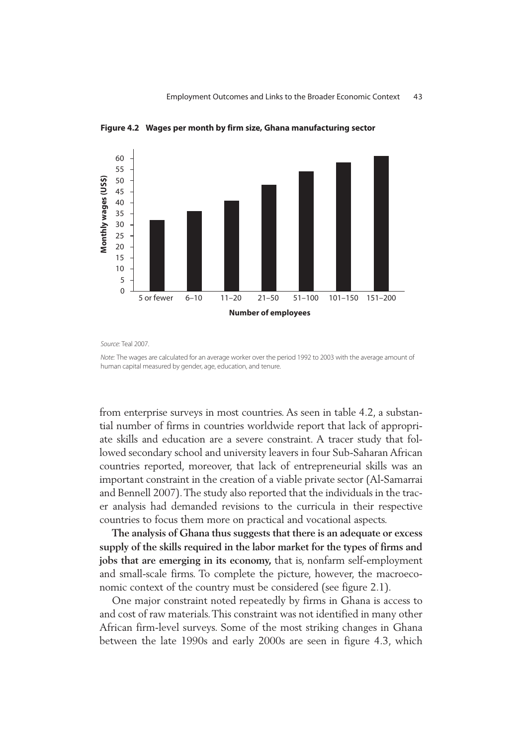**Figure 4.2 Wages per month by firm size, Ghana manufacturing sector**

*Source:* Teal 2007.

*Note:* The wages are calculated for an average worker over the period 1992 to 2003 with the average amount of human capital measured by gender, age, education, and tenure.

from enterprise surveys in most countries. As seen in table 4.2, a substantial number of firms in countries worldwide report that lack of appropriate skills and education are a severe constraint. A tracer study that followed secondary school and university leavers in four Sub-Saharan African countries reported, moreover, that lack of entrepreneurial skills was an important constraint in the creation of a viable private sector (Al-Samarrai and Bennell 2007). The study also reported that the individuals in the tracer analysis had demanded revisions to the curricula in their respective countries to focus them more on practical and vocational aspects.

**The analysis of Ghana thus suggests that there is an adequate or excess supply of the skills required in the labor market for the types of firms and jobs that are emerging in its economy,** that is, nonfarm self-employment and small-scale firms. To complete the picture, however, the macroeconomic context of the country must be considered (see figure 2.1).

One major constraint noted repeatedly by firms in Ghana is access to and cost of raw materials. This constraint was not identified in many other African firm-level surveys. Some of the most striking changes in Ghana between the late 1990s and early 2000s are seen in figure 4.3, which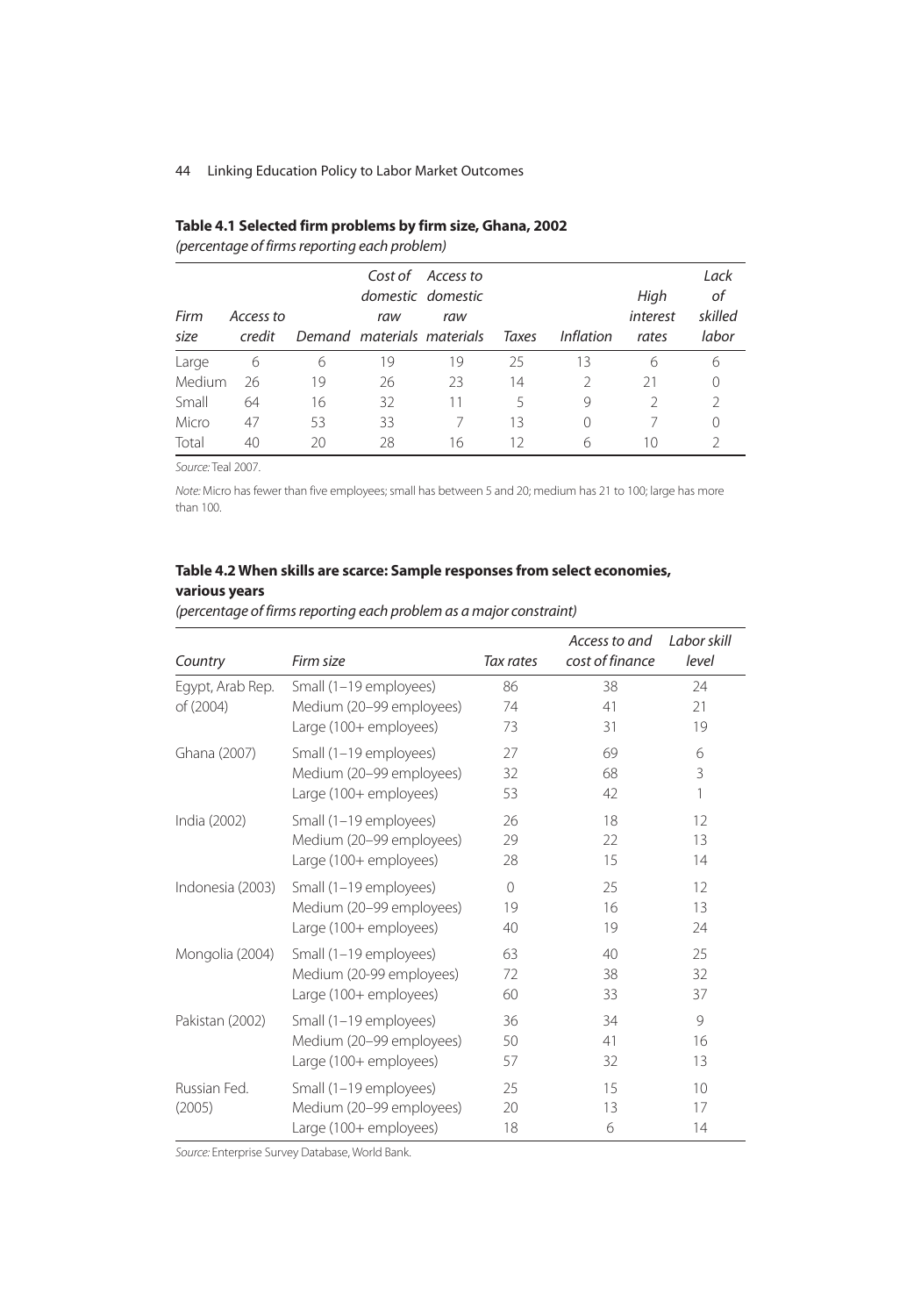**Table 4.1 Selected firm problems by firm size, Ghana, 2002**

*(percentage of firms reporting each problem)*

| Firm size | Access to credit | Demand | Cost of domestic raw materials | Access to domestic raw materials | Taxes | Inflation | High interest rates | Lack of skilled labor |
|---|---|---|---|---|---|---|---|---|
| Large | 6 | 6 | 19 | 19 | 25 | 13 | 6 | 6 |
| Medium | 26 | 19 | 26 | 23 | 14 | 2 | 21 | 0 |
| Small | 64 | 16 | 32 | 11 | 5 | 9 | 2 | 2 |
| Micro | 47 | 53 | 33 | 7 | 13 | 0 | 7 | 0 |
| Total | 40 | 20 | 28 | 16 | 12 | 6 | 10 | 2 |

*Source:* Teal 2007.

*Note:* Micro has fewer than five employees; small has between 5 and 20; medium has 21 to 100; large has more than 100.

**Table 4.2 When skills are scarce: Sample responses from select economies, various years**

*(percentage of firms reporting each problem as a major constraint)*

| Country | Firm size | Tax rates | Access to and cost of finance | Labor skill level |
|---|---|---|---|---|
| Egypt, Arab Rep. of (2004) | Small (1–19 employees) | 86 | 38 | 24 |
| | Medium (20–99 employees) | 74 | 41 | 21 |
| | Large (100+ employees) | 73 | 31 | 19 |
| Ghana (2007) | Small (1–19 employees) | 27 | 69 | 6 |
| | Medium (20–99 employees) | 32 | 68 | 3 |
| | Large (100+ employees) | 53 | 42 | 1 |
| India (2002) | Small (1–19 employees) | 26 | 18 | 12 |
| | Medium (20–99 employees) | 29 | 22 | 13 |
| | Large (100+ employees) | 28 | 15 | 14 |
| Indonesia (2003) | Small (1–19 employees) | 0 | 25 | 12 |
| | Medium (20–99 employees) | 19 | 16 | 13 |
| | Large (100+ employees) | 40 | 19 | 24 |
| Mongolia (2004) | Small (1–19 employees) | 63 | 40 | 25 |
| | Medium (20-99 employees) | 72 | 38 | 32 |
| | Large (100+ employees) | 60 | 33 | 37 |
| Pakistan (2002) | Small (1–19 employees) | 36 | 34 | 9 |
| | Medium (20–99 employees) | 50 | 41 | 16 |
| | Large (100+ employees) | 57 | 32 | 13 |
| Russian Fed. (2005) | Small (1–19 employees) | 25 | 15 | 10 |
| | Medium (20–99 employees) | 20 | 13 | 17 |
| | Large (100+ employees) | 18 | 6 | 14 |

*Source:* Enterprise Survey Database, World Bank.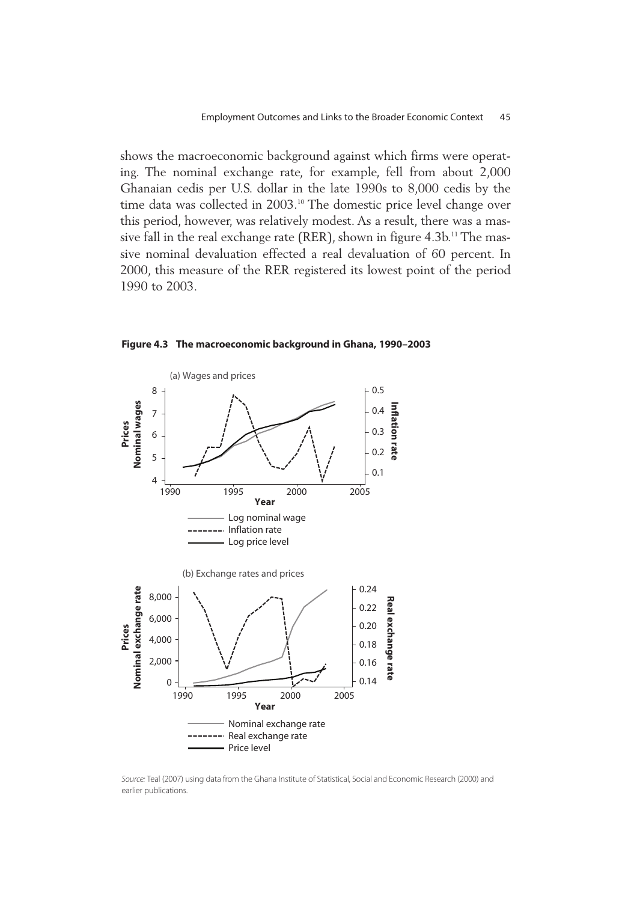shows the macroeconomic background against which firms were operating. The nominal exchange rate, for example, fell from about 2,000 Ghanaian cedis per U.S. dollar in the late 1990s to 8,000 cedis by the time data was collected in 2003.[10] The domestic price level change over this period, however, was relatively modest. As a result, there was a massive fall in the real exchange rate (RER), shown in figure 4.3b.[11] The massive nominal devaluation effected a real devaluation of 60 percent. In 2000, this measure of the RER registered its lowest point of the period 1990 to 2003.

**Figure 4.3 The macroeconomic background in Ghana, 1990–2003**

(a) Wages and prices

(b) Exchange rates and prices

*Source:* Teal (2007) using data from the Ghana Institute of Statistical, Social and Economic Research (2000) and earlier publications.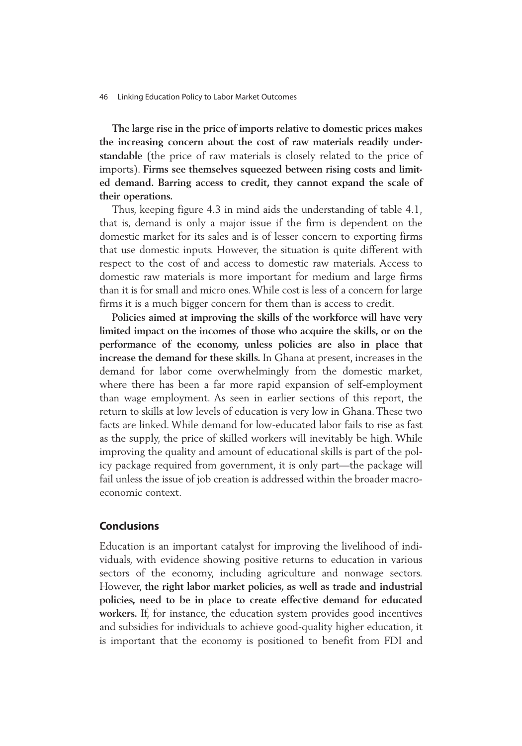**The large rise in the price of imports relative to domestic prices makes the increasing concern about the cost of raw materials readily understandable** (the price of raw materials is closely related to the price of imports). **Firms see themselves squeezed between rising costs and limited demand. Barring access to credit, they cannot expand the scale of their operations.**

Thus, keeping figure 4.3 in mind aids the understanding of table 4.1, that is, demand is only a major issue if the firm is dependent on the domestic market for its sales and is of lesser concern to exporting firms that use domestic inputs. However, the situation is quite different with respect to the cost of and access to domestic raw materials. Access to domestic raw materials is more important for medium and large firms than it is for small and micro ones. While cost is less of a concern for large firms it is a much bigger concern for them than is access to credit.

**Policies aimed at improving the skills of the workforce will have very limited impact on the incomes of those who acquire the skills, or on the performance of the economy, unless policies are also in place that increase the demand for these skills.** In Ghana at present, increases in the demand for labor come overwhelmingly from the domestic market, where there has been a far more rapid expansion of self-employment than wage employment. As seen in earlier sections of this report, the return to skills at low levels of education is very low in Ghana. These two facts are linked. While demand for low-educated labor fails to rise as fast as the supply, the price of skilled workers will inevitably be high. While improving the quality and amount of educational skills is part of the policy package required from government, it is only part—the package will fail unless the issue of job creation is addressed within the broader macroeconomic context.

## Conclusions

Education is an important catalyst for improving the livelihood of individuals, with evidence showing positive returns to education in various sectors of the economy, including agriculture and nonwage sectors. However, **the right labor market policies, as well as trade and industrial policies, need to be in place to create effective demand for educated workers.** If, for instance, the education system provides good incentives and subsidies for individuals to achieve good-quality higher education, it is important that the economy is positioned to benefit from FDI and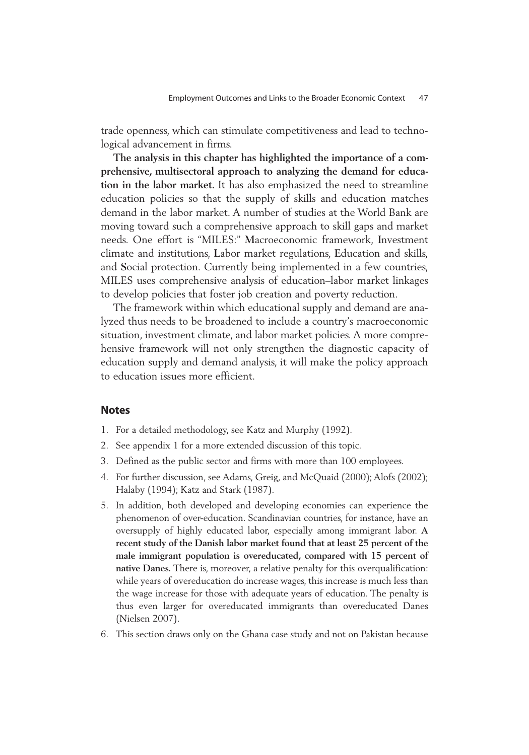trade openness, which can stimulate competitiveness and lead to technological advancement in firms.

**The analysis in this chapter has highlighted the importance of a comprehensive, multisectoral approach to analyzing the demand for education in the labor market.** It has also emphasized the need to streamline education policies so that the supply of skills and education matches demand in the labor market. A number of studies at the World Bank are moving toward such a comprehensive approach to skill gaps and market needs. One effort is "MILES:" **M**acroeconomic framework, **I**nvestment climate and institutions, **L**abor market regulations, **E**ducation and skills, and **S**ocial protection. Currently being implemented in a few countries, MILES uses comprehensive analysis of education–labor market linkages to develop policies that foster job creation and poverty reduction.

The framework within which educational supply and demand are analyzed thus needs to be broadened to include a country's macroeconomic situation, investment climate, and labor market policies. A more comprehensive framework will not only strengthen the diagnostic capacity of education supply and demand analysis, it will make the policy approach to education issues more efficient.

## Notes

1. For a detailed methodology, see Katz and Murphy (1992).
2. See appendix 1 for a more extended discussion of this topic.
3. Defined as the public sector and firms with more than 100 employees.
4. For further discussion, see Adams, Greig, and McQuaid (2000); Alofs (2002); Halaby (1994); Katz and Stark (1987).
5. In addition, both developed and developing economies can experience the phenomenon of over-education. Scandinavian countries, for instance, have an oversupply of highly educated labor, especially among immigrant labor. **A recent study of the Danish labor market found that at least 25 percent of the male immigrant population is overeducated, compared with 15 percent of native Danes.** There is, moreover, a relative penalty for this overqualification: while years of overeducation do increase wages, this increase is much less than the wage increase for those with adequate years of education. The penalty is thus even larger for overeducated immigrants than overeducated Danes (Nielsen 2007).
6. This section draws only on the Ghana case study and not on Pakistan because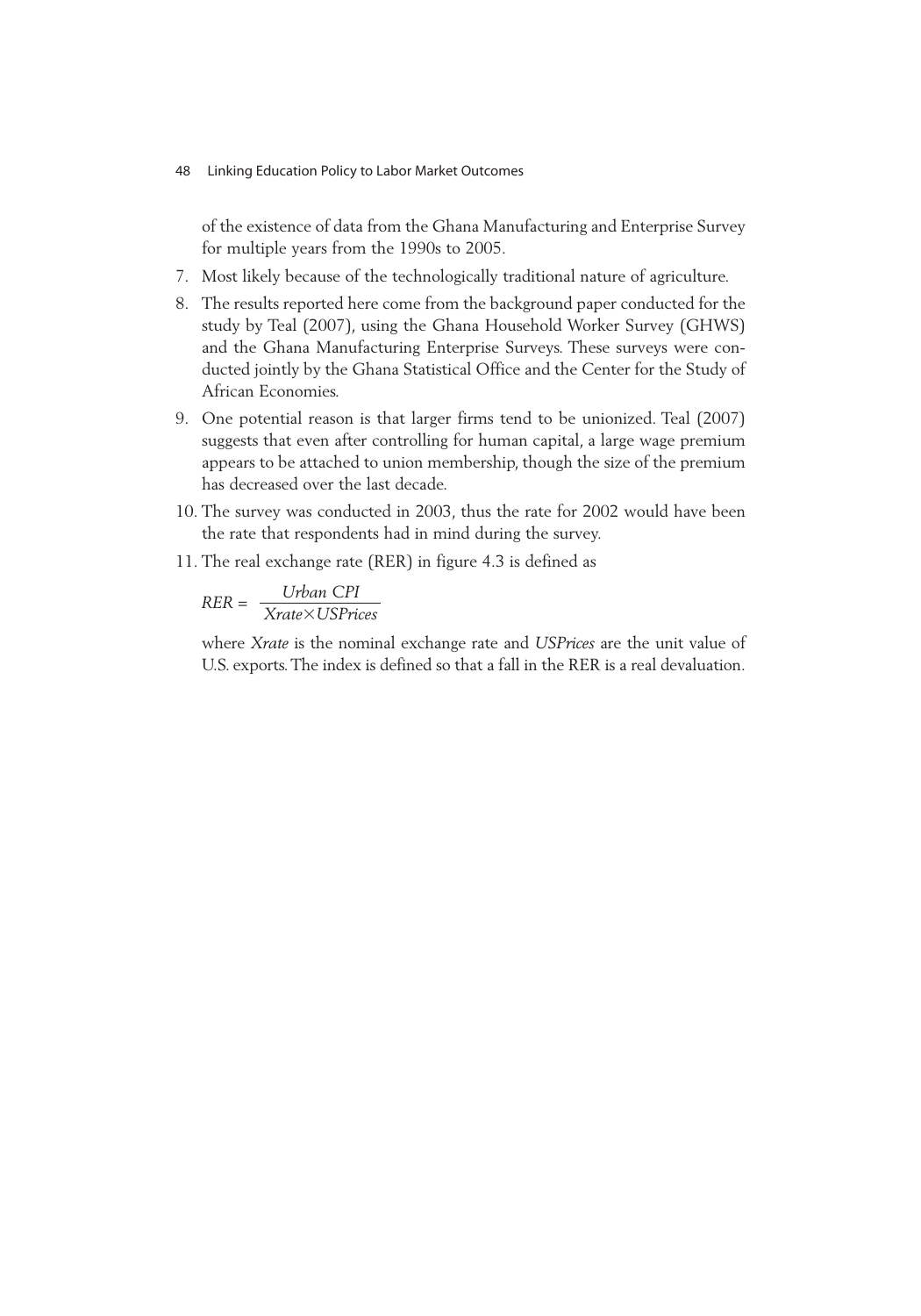of the existence of data from the Ghana Manufacturing and Enterprise Survey for multiple years from the 1990s to 2005.

7. Most likely because of the technologically traditional nature of agriculture.
8. The results reported here come from the background paper conducted for the study by Teal (2007), using the Ghana Household Worker Survey (GHWS) and the Ghana Manufacturing Enterprise Surveys. These surveys were conducted jointly by the Ghana Statistical Office and the Center for the Study of African Economies.
9. One potential reason is that larger firms tend to be unionized. Teal (2007) suggests that even after controlling for human capital, a large wage premium appears to be attached to union membership, though the size of the premium has decreased over the last decade.
10. The survey was conducted in 2003, thus the rate for 2002 would have been the rate that respondents had in mind during the survey.
11. The real exchange rate (RER) in figure 4.3 is defined as

$$RER = \frac{Urban\ CPI}{Xrate \times USPrices}$$

where *Xrate* is the nominal exchange rate and *USPrices* are the unit value of U.S. exports. The index is defined so that a fall in the RER is a real devaluation.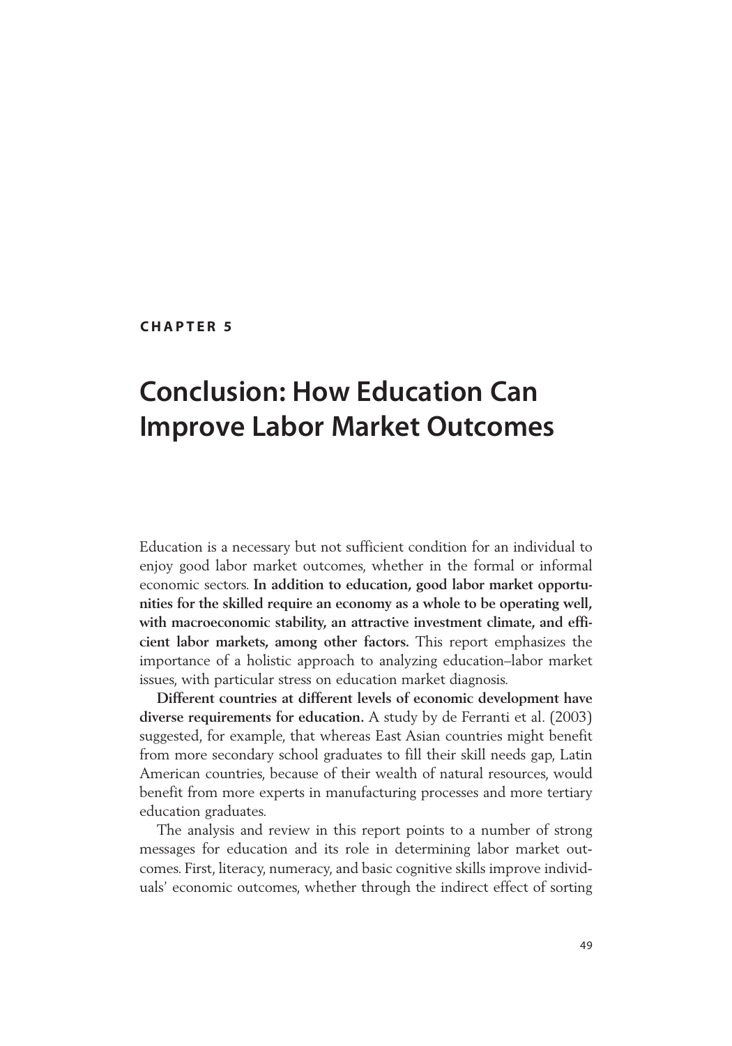**CHAPTER 5**

# Conclusion: How Education Can Improve Labor Market Outcomes

Education is a necessary but not sufficient condition for an individual to enjoy good labor market outcomes, whether in the formal or informal economic sectors. **In addition to education, good labor market opportunities for the skilled require an economy as a whole to be operating well, with macroeconomic stability, an attractive investment climate, and efficient labor markets, among other factors.** This report emphasizes the importance of a holistic approach to analyzing education–labor market issues, with particular stress on education market diagnosis.

**Different countries at different levels of economic development have diverse requirements for education.** A study by de Ferranti et al. (2003) suggested, for example, that whereas East Asian countries might benefit from more secondary school graduates to fill their skill needs gap, Latin American countries, because of their wealth of natural resources, would benefit from more experts in manufacturing processes and more tertiary education graduates.

The analysis and review in this report points to a number of strong messages for education and its role in determining labor market outcomes. First, literacy, numeracy, and basic cognitive skills improve individuals' economic outcomes, whether through the indirect effect of sorting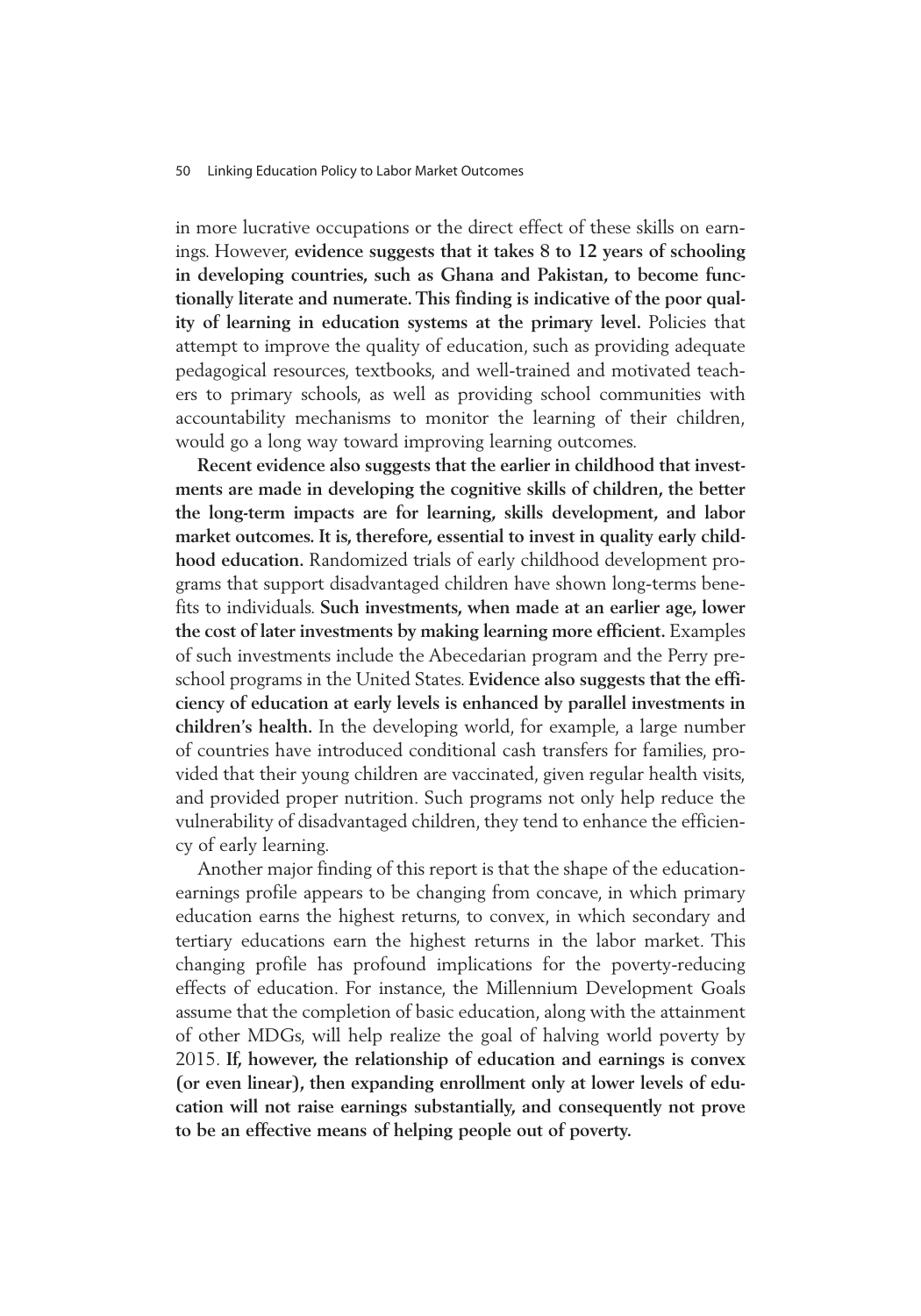in more lucrative occupations or the direct effect of these skills on earnings. However, **evidence suggests that it takes 8 to 12 years of schooling in developing countries, such as Ghana and Pakistan, to become functionally literate and numerate. This finding is indicative of the poor quality of learning in education systems at the primary level.** Policies that attempt to improve the quality of education, such as providing adequate pedagogical resources, textbooks, and well-trained and motivated teachers to primary schools, as well as providing school communities with accountability mechanisms to monitor the learning of their children, would go a long way toward improving learning outcomes.

**Recent evidence also suggests that the earlier in childhood that investments are made in developing the cognitive skills of children, the better the long-term impacts are for learning, skills development, and labor market outcomes. It is, therefore, essential to invest in quality early childhood education.** Randomized trials of early childhood development programs that support disadvantaged children have shown long-terms benefits to individuals. **Such investments, when made at an earlier age, lower the cost of later investments by making learning more efficient.** Examples of such investments include the Abecedarian program and the Perry preschool programs in the United States. **Evidence also suggests that the efficiency of education at early levels is enhanced by parallel investments in children's health.** In the developing world, for example, a large number of countries have introduced conditional cash transfers for families, provided that their young children are vaccinated, given regular health visits, and provided proper nutrition. Such programs not only help reduce the vulnerability of disadvantaged children, they tend to enhance the efficiency of early learning.

Another major finding of this report is that the shape of the education-earnings profile appears to be changing from concave, in which primary education earns the highest returns, to convex, in which secondary and tertiary educations earn the highest returns in the labor market. This changing profile has profound implications for the poverty-reducing effects of education. For instance, the Millennium Development Goals assume that the completion of basic education, along with the attainment of other MDGs, will help realize the goal of halving world poverty by 2015. **If, however, the relationship of education and earnings is convex (or even linear), then expanding enrollment only at lower levels of education will not raise earnings substantially, and consequently not prove to be an effective means of helping people out of poverty.**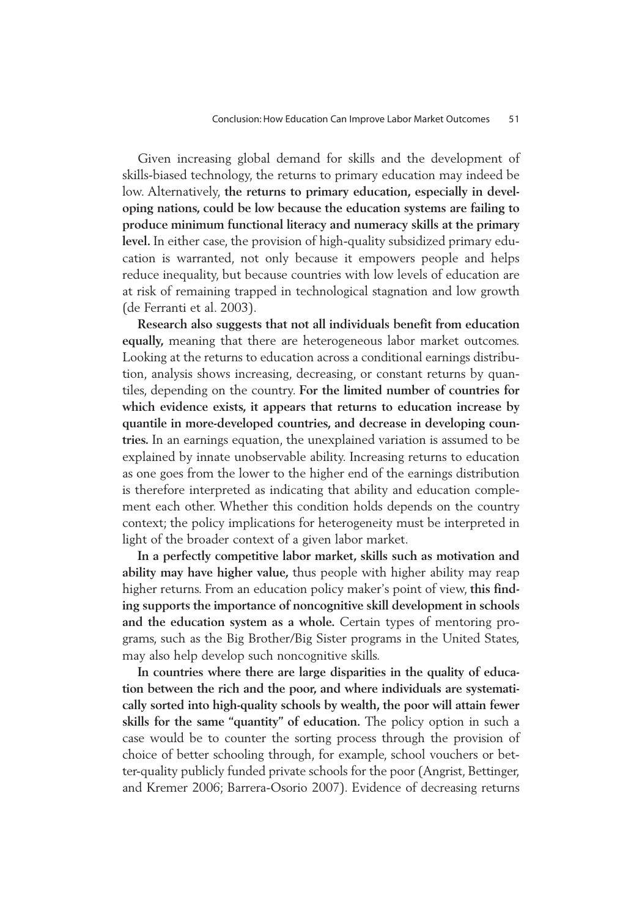Given increasing global demand for skills and the development of skills-biased technology, the returns to primary education may indeed be low. Alternatively, **the returns to primary education, especially in developing nations, could be low because the education systems are failing to produce minimum functional literacy and numeracy skills at the primary level.** In either case, the provision of high-quality subsidized primary education is warranted, not only because it empowers people and helps reduce inequality, but because countries with low levels of education are at risk of remaining trapped in technological stagnation and low growth (de Ferranti et al. 2003).

**Research also suggests that not all individuals benefit from education equally,** meaning that there are heterogeneous labor market outcomes. Looking at the returns to education across a conditional earnings distribution, analysis shows increasing, decreasing, or constant returns by quantiles, depending on the country. **For the limited number of countries for which evidence exists, it appears that returns to education increase by quantile in more-developed countries, and decrease in developing countries.** In an earnings equation, the unexplained variation is assumed to be explained by innate unobservable ability. Increasing returns to education as one goes from the lower to the higher end of the earnings distribution is therefore interpreted as indicating that ability and education complement each other. Whether this condition holds depends on the country context; the policy implications for heterogeneity must be interpreted in light of the broader context of a given labor market.

**In a perfectly competitive labor market, skills such as motivation and ability may have higher value,** thus people with higher ability may reap higher returns. From an education policy maker's point of view, **this finding supports the importance of noncognitive skill development in schools and the education system as a whole.** Certain types of mentoring programs, such as the Big Brother/Big Sister programs in the United States, may also help develop such noncognitive skills.

**In countries where there are large disparities in the quality of education between the rich and the poor, and where individuals are systematically sorted into high-quality schools by wealth, the poor will attain fewer skills for the same "quantity" of education.** The policy option in such a case would be to counter the sorting process through the provision of choice of better schooling through, for example, school vouchers or better-quality publicly funded private schools for the poor (Angrist, Bettinger, and Kremer 2006; Barrera-Osorio 2007). Evidence of decreasing returns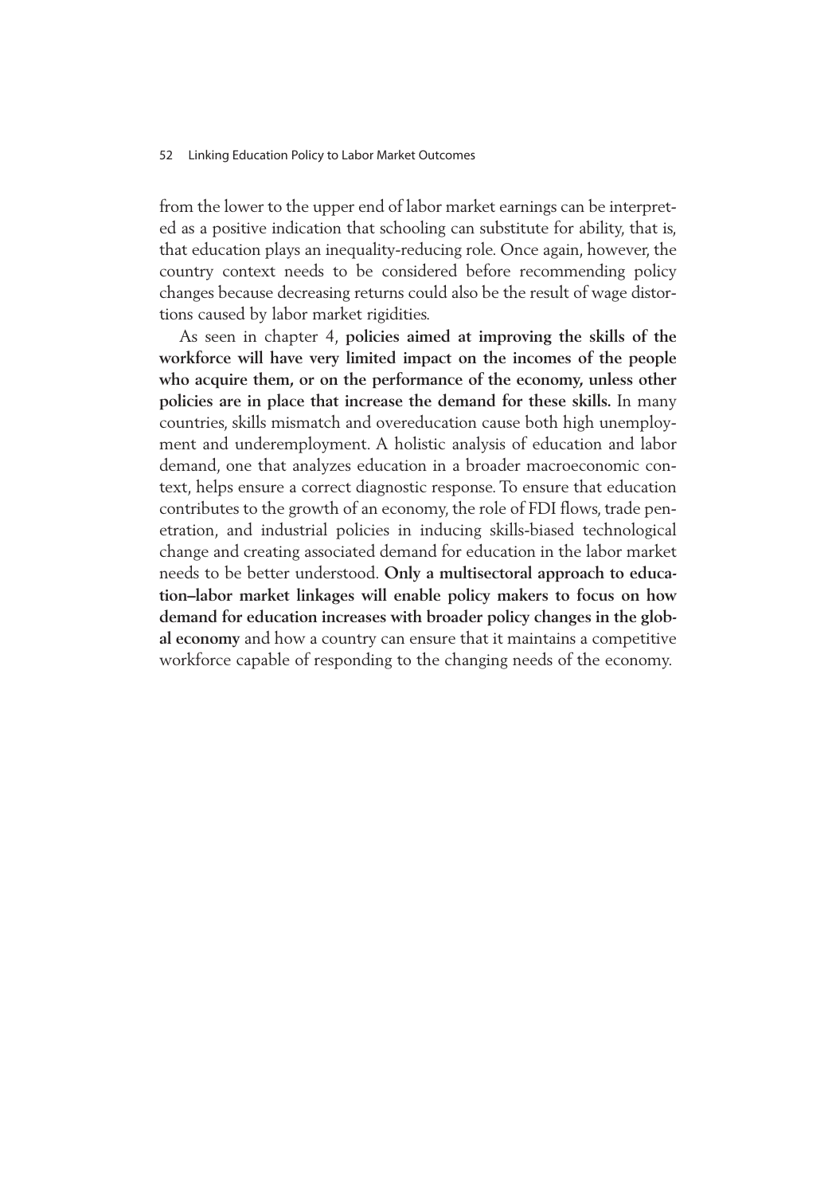from the lower to the upper end of labor market earnings can be interpreted as a positive indication that schooling can substitute for ability, that is, that education plays an inequality-reducing role. Once again, however, the country context needs to be considered before recommending policy changes because decreasing returns could also be the result of wage distortions caused by labor market rigidities.

As seen in chapter 4, **policies aimed at improving the skills of the workforce will have very limited impact on the incomes of the people who acquire them, or on the performance of the economy, unless other policies are in place that increase the demand for these skills.** In many countries, skills mismatch and overeducation cause both high unemployment and underemployment. A holistic analysis of education and labor demand, one that analyzes education in a broader macroeconomic context, helps ensure a correct diagnostic response. To ensure that education contributes to the growth of an economy, the role of FDI flows, trade penetration, and industrial policies in inducing skills-biased technological change and creating associated demand for education in the labor market needs to be better understood. **Only a multisectoral approach to education–labor market linkages will enable policy makers to focus on how demand for education increases with broader policy changes in the global economy** and how a country can ensure that it maintains a competitive workforce capable of responding to the changing needs of the economy.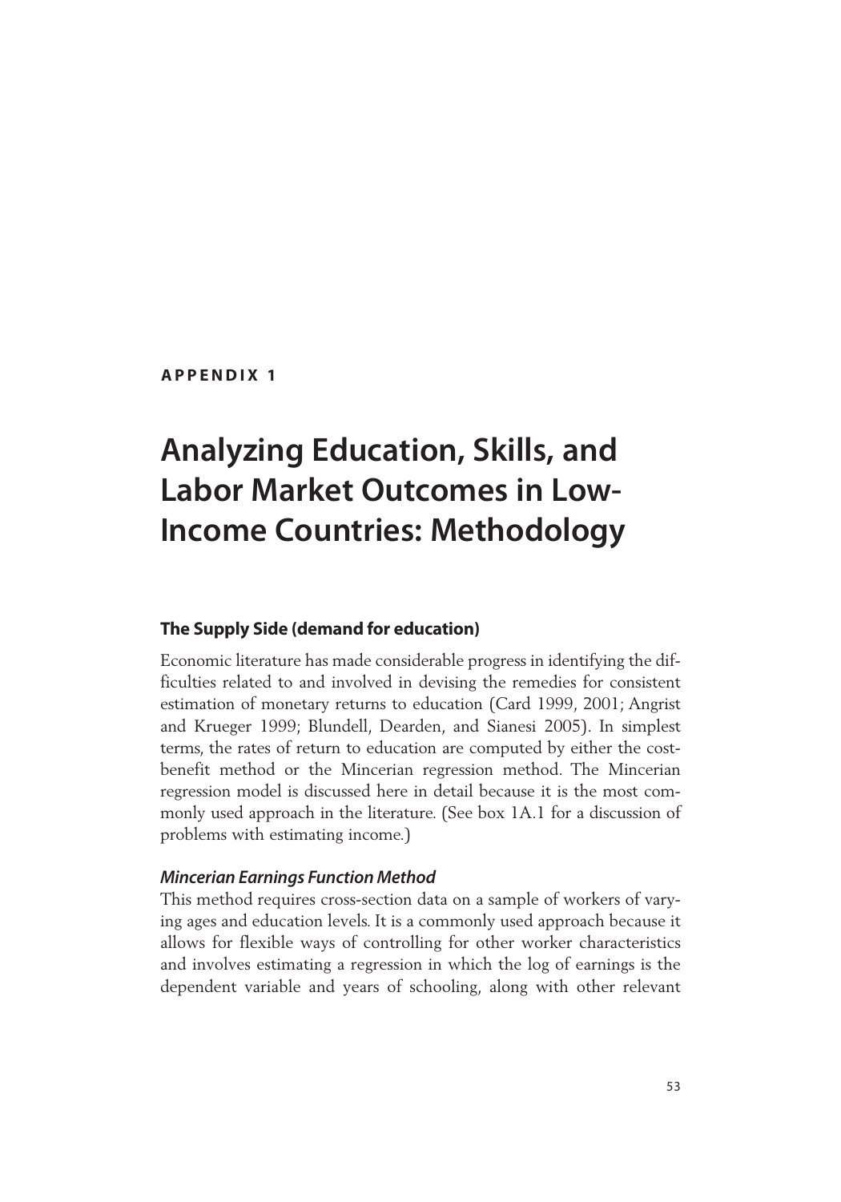APPENDIX 1

# Analyzing Education, Skills, and Labor Market Outcomes in Low-Income Countries: Methodology

## The Supply Side (demand for education)

Economic literature has made considerable progress in identifying the difficulties related to and involved in devising the remedies for consistent estimation of monetary returns to education (Card 1999, 2001; Angrist and Krueger 1999; Blundell, Dearden, and Sianesi 2005). In simplest terms, the rates of return to education are computed by either the cost-benefit method or the Mincerian regression method. The Mincerian regression model is discussed here in detail because it is the most commonly used approach in the literature. (See box 1A.1 for a discussion of problems with estimating income.)

### *Mincerian Earnings Function Method*

This method requires cross-section data on a sample of workers of varying ages and education levels. It is a commonly used approach because it allows for flexible ways of controlling for other worker characteristics and involves estimating a regression in which the log of earnings is the dependent variable and years of schooling, along with other relevant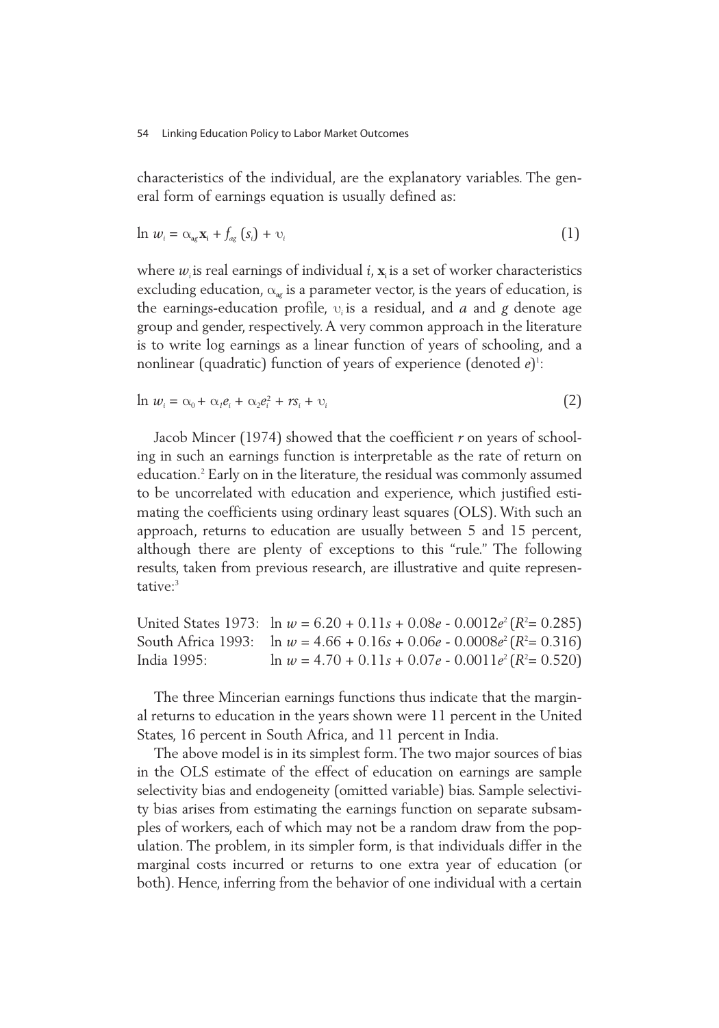characteristics of the individual, are the explanatory variables. The general form of earnings equation is usually defined as:

$$\ln w_i = \alpha_{ag} \mathbf{x}_i + f_{ag} (s_i) + \upsilon_i \tag{1}$$

where $w_i$ is real earnings of individual $i$, $\mathbf{x}_i$ is a set of worker characteristics excluding education, $\alpha_{ag}$ is a parameter vector, is the years of education, is the earnings-education profile, $\upsilon_i$ is a residual, and $a$ and $g$ denote age group and gender, respectively. A very common approach in the literature is to write log earnings as a linear function of years of schooling, and a nonlinear (quadratic) function of years of experience (denoted $e$)[1]:

$$\ln w_i = \alpha_0 + \alpha_1 e_i + \alpha_2 e_i^2 + r s_i + \upsilon_i \tag{2}$$

Jacob Mincer (1974) showed that the coefficient $r$ on years of schooling in such an earnings function is interpretable as the rate of return on education.[2] Early on in the literature, the residual was commonly assumed to be uncorrelated with education and experience, which justified estimating the coefficients using ordinary least squares (OLS). With such an approach, returns to education are usually between 5 and 15 percent, although there are plenty of exceptions to this "rule." The following results, taken from previous research, are illustrative and quite representative:[3]

United States 1973: $\ln w = 6.20 + 0.11s + 0.08e - 0.0012e^2$ ($R^2 = 0.285$)
South Africa 1993: $\ln w = 4.66 + 0.16s + 0.06e - 0.0008e^2$ ($R^2 = 0.316$)
India 1995: $\ln w = 4.70 + 0.11s + 0.07e - 0.0011e^2$ ($R^2 = 0.520$)

The three Mincerian earnings functions thus indicate that the marginal returns to education in the years shown were 11 percent in the United States, 16 percent in South Africa, and 11 percent in India.

The above model is in its simplest form. The two major sources of bias in the OLS estimate of the effect of education on earnings are sample selectivity bias and endogeneity (omitted variable) bias. Sample selectivity bias arises from estimating the earnings function on separate subsamples of workers, each of which may not be a random draw from the population. The problem, in its simpler form, is that individuals differ in the marginal costs incurred or returns to one extra year of education (or both). Hence, inferring from the behavior of one individual with a certain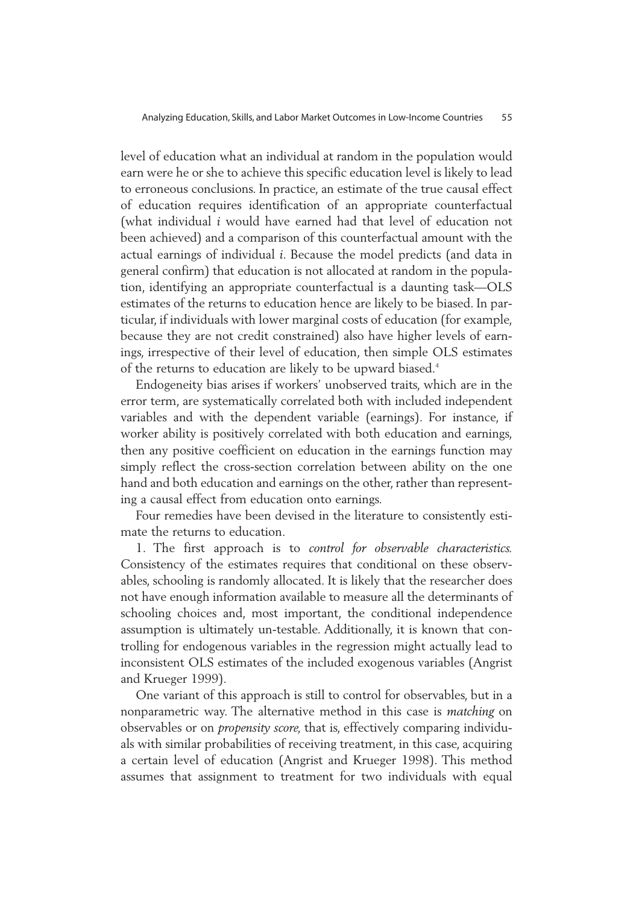level of education what an individual at random in the population would earn were he or she to achieve this specific education level is likely to lead to erroneous conclusions. In practice, an estimate of the true causal effect of education requires identification of an appropriate counterfactual (what individual $i$ would have earned had that level of education not been achieved) and a comparison of this counterfactual amount with the actual earnings of individual $i$. Because the model predicts (and data in general confirm) that education is not allocated at random in the population, identifying an appropriate counterfactual is a daunting task—OLS estimates of the returns to education hence are likely to be biased. In particular, if individuals with lower marginal costs of education (for example, because they are not credit constrained) also have higher levels of earnings, irrespective of their level of education, then simple OLS estimates of the returns to education are likely to be upward biased.[4]

Endogeneity bias arises if workers' unobserved traits, which are in the error term, are systematically correlated both with included independent variables and with the dependent variable (earnings). For instance, if worker ability is positively correlated with both education and earnings, then any positive coefficient on education in the earnings function may simply reflect the cross-section correlation between ability on the one hand and both education and earnings on the other, rather than representing a causal effect from education onto earnings.

Four remedies have been devised in the literature to consistently estimate the returns to education.

1. The first approach is to *control for observable characteristics*. Consistency of the estimates requires that conditional on these observables, schooling is randomly allocated. It is likely that the researcher does not have enough information available to measure all the determinants of schooling choices and, most important, the conditional independence assumption is ultimately un-testable. Additionally, it is known that controlling for endogenous variables in the regression might actually lead to inconsistent OLS estimates of the included exogenous variables (Angrist and Krueger 1999).

One variant of this approach is still to control for observables, but in a nonparametric way. The alternative method in this case is *matching* on observables or on *propensity score*, that is, effectively comparing individuals with similar probabilities of receiving treatment, in this case, acquiring a certain level of education (Angrist and Krueger 1998). This method assumes that assignment to treatment for two individuals with equal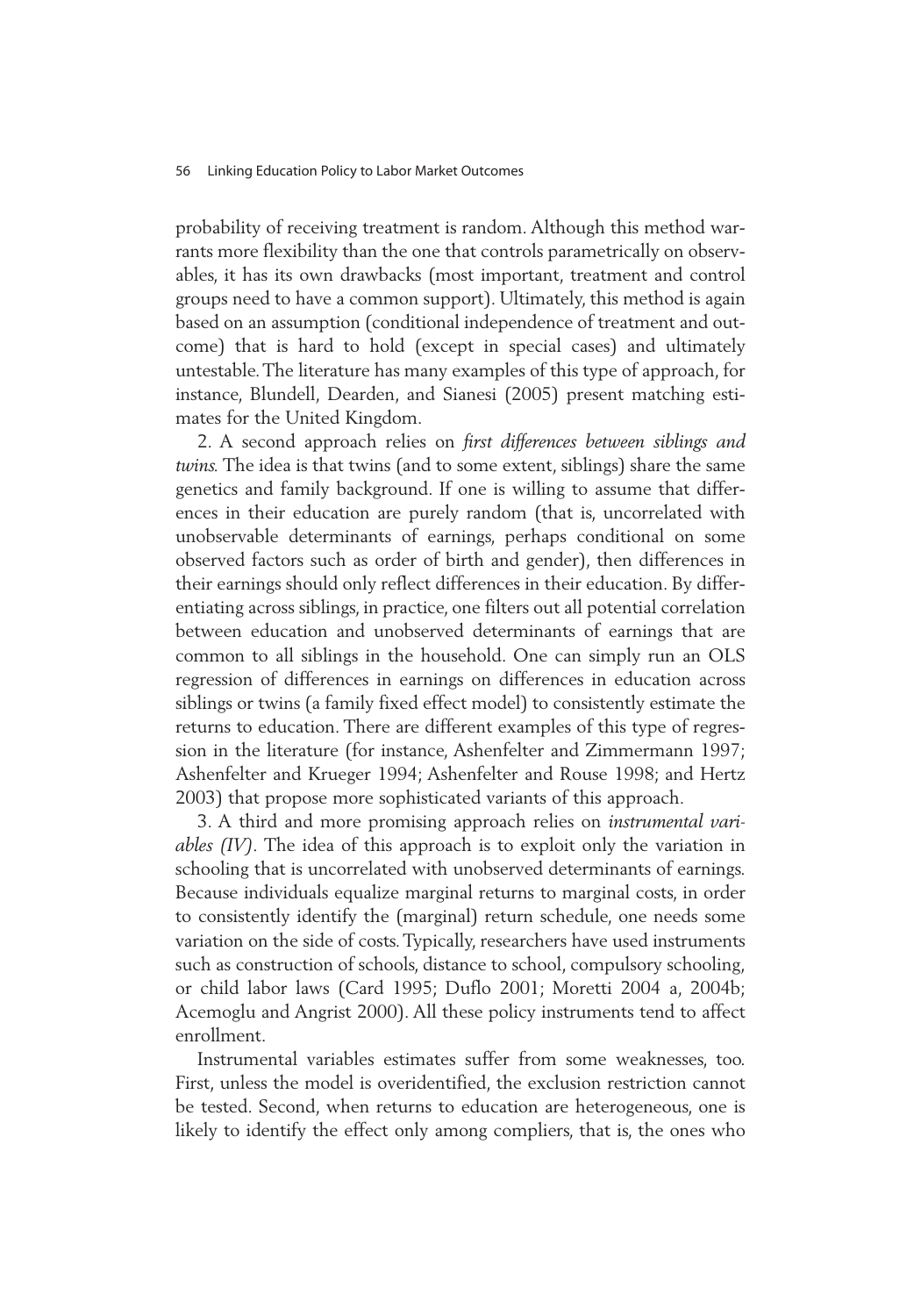probability of receiving treatment is random. Although this method warrants more flexibility than the one that controls parametrically on observables, it has its own drawbacks (most important, treatment and control groups need to have a common support). Ultimately, this method is again based on an assumption (conditional independence of treatment and outcome) that is hard to hold (except in special cases) and ultimately untestable. The literature has many examples of this type of approach, for instance, Blundell, Dearden, and Sianesi (2005) present matching estimates for the United Kingdom.

2. A second approach relies on *first differences between siblings and twins.* The idea is that twins (and to some extent, siblings) share the same genetics and family background. If one is willing to assume that differences in their education are purely random (that is, uncorrelated with unobservable determinants of earnings, perhaps conditional on some observed factors such as order of birth and gender), then differences in their earnings should only reflect differences in their education. By differentiating across siblings, in practice, one filters out all potential correlation between education and unobserved determinants of earnings that are common to all siblings in the household. One can simply run an OLS regression of differences in earnings on differences in education across siblings or twins (a family fixed effect model) to consistently estimate the returns to education. There are different examples of this type of regression in the literature (for instance, Ashenfelter and Zimmermann 1997; Ashenfelter and Krueger 1994; Ashenfelter and Rouse 1998; and Hertz 2003) that propose more sophisticated variants of this approach.

3. A third and more promising approach relies on *instrumental variables (IV)*. The idea of this approach is to exploit only the variation in schooling that is uncorrelated with unobserved determinants of earnings. Because individuals equalize marginal returns to marginal costs, in order to consistently identify the (marginal) return schedule, one needs some variation on the side of costs. Typically, researchers have used instruments such as construction of schools, distance to school, compulsory schooling, or child labor laws (Card 1995; Duflo 2001; Moretti 2004 a, 2004b; Acemoglu and Angrist 2000). All these policy instruments tend to affect enrollment.

Instrumental variables estimates suffer from some weaknesses, too. First, unless the model is overidentified, the exclusion restriction cannot be tested. Second, when returns to education are heterogeneous, one is likely to identify the effect only among compliers, that is, the ones who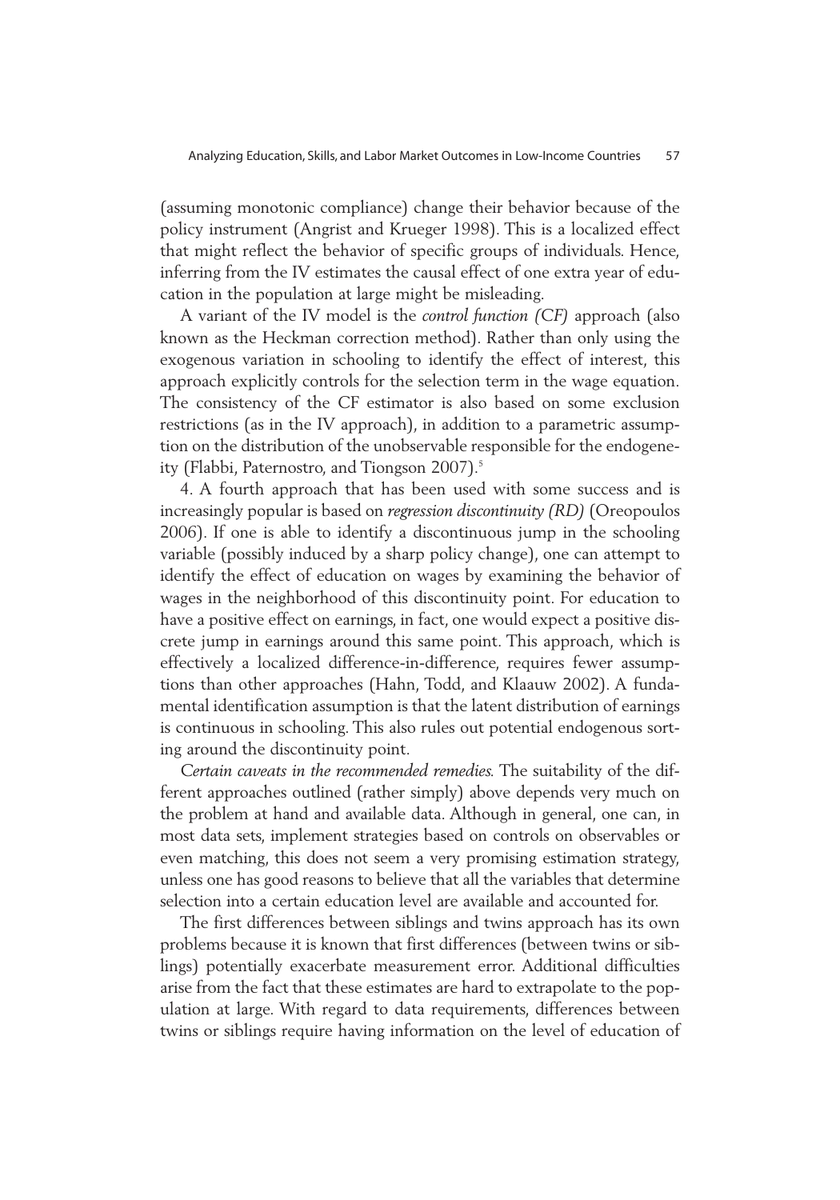(assuming monotonic compliance) change their behavior because of the policy instrument (Angrist and Krueger 1998). This is a localized effect that might reflect the behavior of specific groups of individuals. Hence, inferring from the IV estimates the causal effect of one extra year of education in the population at large might be misleading.

A variant of the IV model is the *control function (CF)* approach (also known as the Heckman correction method). Rather than only using the exogenous variation in schooling to identify the effect of interest, this approach explicitly controls for the selection term in the wage equation. The consistency of the CF estimator is also based on some exclusion restrictions (as in the IV approach), in addition to a parametric assumption on the distribution of the unobservable responsible for the endogeneity (Flabbi, Paternostro, and Tiongson 2007).[5]

4. A fourth approach that has been used with some success and is increasingly popular is based on *regression discontinuity (RD)* (Oreopoulos 2006). If one is able to identify a discontinuous jump in the schooling variable (possibly induced by a sharp policy change), one can attempt to identify the effect of education on wages by examining the behavior of wages in the neighborhood of this discontinuity point. For education to have a positive effect on earnings, in fact, one would expect a positive discrete jump in earnings around this same point. This approach, which is effectively a localized difference-in-difference, requires fewer assumptions than other approaches (Hahn, Todd, and Klaauw 2002). A fundamental identification assumption is that the latent distribution of earnings is continuous in schooling. This also rules out potential endogenous sorting around the discontinuity point.

*Certain caveats in the recommended remedies.* The suitability of the different approaches outlined (rather simply) above depends very much on the problem at hand and available data. Although in general, one can, in most data sets, implement strategies based on controls on observables or even matching, this does not seem a very promising estimation strategy, unless one has good reasons to believe that all the variables that determine selection into a certain education level are available and accounted for.

The first differences between siblings and twins approach has its own problems because it is known that first differences (between twins or siblings) potentially exacerbate measurement error. Additional difficulties arise from the fact that these estimates are hard to extrapolate to the population at large. With regard to data requirements, differences between twins or siblings require having information on the level of education of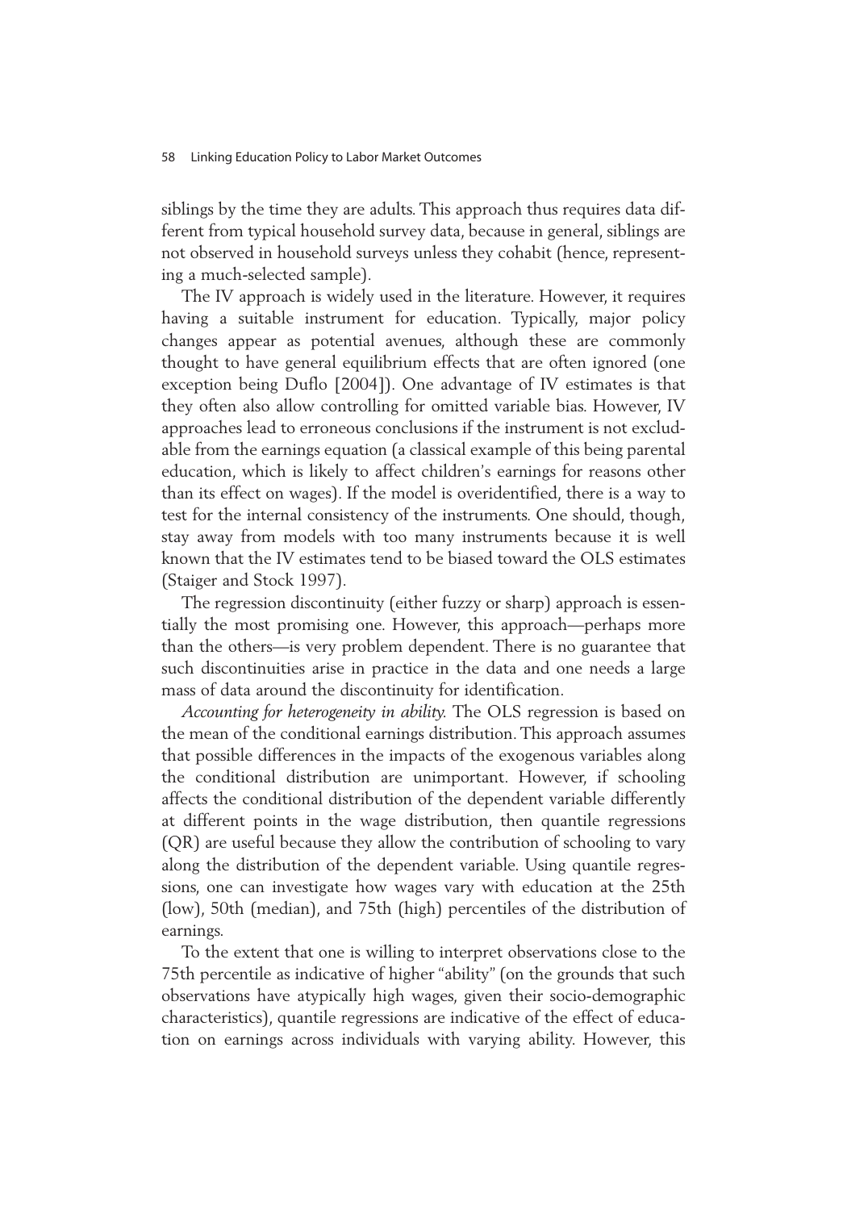siblings by the time they are adults. This approach thus requires data different from typical household survey data, because in general, siblings are not observed in household surveys unless they cohabit (hence, representing a much-selected sample).

The IV approach is widely used in the literature. However, it requires having a suitable instrument for education. Typically, major policy changes appear as potential avenues, although these are commonly thought to have general equilibrium effects that are often ignored (one exception being Duflo [2004]). One advantage of IV estimates is that they often also allow controlling for omitted variable bias. However, IV approaches lead to erroneous conclusions if the instrument is not excludable from the earnings equation (a classical example of this being parental education, which is likely to affect children's earnings for reasons other than its effect on wages). If the model is overidentified, there is a way to test for the internal consistency of the instruments. One should, though, stay away from models with too many instruments because it is well known that the IV estimates tend to be biased toward the OLS estimates (Staiger and Stock 1997).

The regression discontinuity (either fuzzy or sharp) approach is essentially the most promising one. However, this approach—perhaps more than the others—is very problem dependent. There is no guarantee that such discontinuities arise in practice in the data and one needs a large mass of data around the discontinuity for identification.

*Accounting for heterogeneity in ability.* The OLS regression is based on the mean of the conditional earnings distribution. This approach assumes that possible differences in the impacts of the exogenous variables along the conditional distribution are unimportant. However, if schooling affects the conditional distribution of the dependent variable differently at different points in the wage distribution, then quantile regressions (QR) are useful because they allow the contribution of schooling to vary along the distribution of the dependent variable. Using quantile regressions, one can investigate how wages vary with education at the 25th (low), 50th (median), and 75th (high) percentiles of the distribution of earnings.

To the extent that one is willing to interpret observations close to the 75th percentile as indicative of higher "ability" (on the grounds that such observations have atypically high wages, given their socio-demographic characteristics), quantile regressions are indicative of the effect of education on earnings across individuals with varying ability. However, this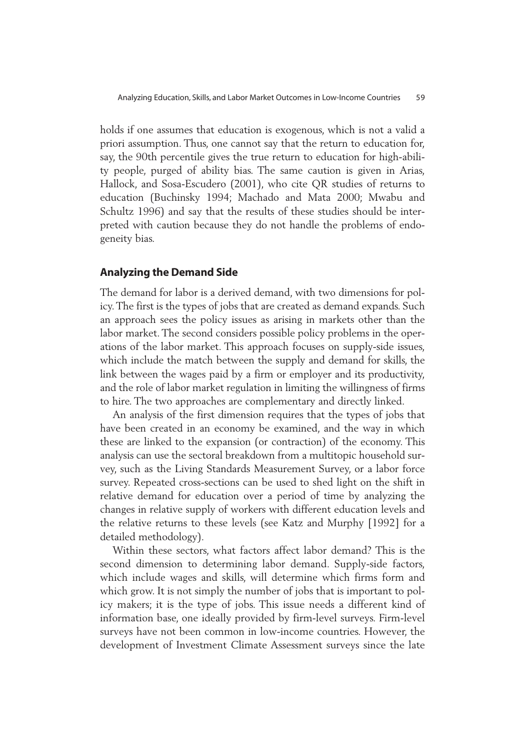holds if one assumes that education is exogenous, which is not a valid a priori assumption. Thus, one cannot say that the return to education for, say, the 90th percentile gives the true return to education for high-ability people, purged of ability bias. The same caution is given in Arias, Hallock, and Sosa-Escudero (2001), who cite QR studies of returns to education (Buchinsky 1994; Machado and Mata 2000; Mwabu and Schultz 1996) and say that the results of these studies should be interpreted with caution because they do not handle the problems of endogeneity bias.

## Analyzing the Demand Side

The demand for labor is a derived demand, with two dimensions for policy. The first is the types of jobs that are created as demand expands. Such an approach sees the policy issues as arising in markets other than the labor market. The second considers possible policy problems in the operations of the labor market. This approach focuses on supply-side issues, which include the match between the supply and demand for skills, the link between the wages paid by a firm or employer and its productivity, and the role of labor market regulation in limiting the willingness of firms to hire. The two approaches are complementary and directly linked.

An analysis of the first dimension requires that the types of jobs that have been created in an economy be examined, and the way in which these are linked to the expansion (or contraction) of the economy. This analysis can use the sectoral breakdown from a multitopic household survey, such as the Living Standards Measurement Survey, or a labor force survey. Repeated cross-sections can be used to shed light on the shift in relative demand for education over a period of time by analyzing the changes in relative supply of workers with different education levels and the relative returns to these levels (see Katz and Murphy [1992] for a detailed methodology).

Within these sectors, what factors affect labor demand? This is the second dimension to determining labor demand. Supply-side factors, which include wages and skills, will determine which firms form and which grow. It is not simply the number of jobs that is important to policy makers; it is the type of jobs. This issue needs a different kind of information base, one ideally provided by firm-level surveys. Firm-level surveys have not been common in low-income countries. However, the development of Investment Climate Assessment surveys since the late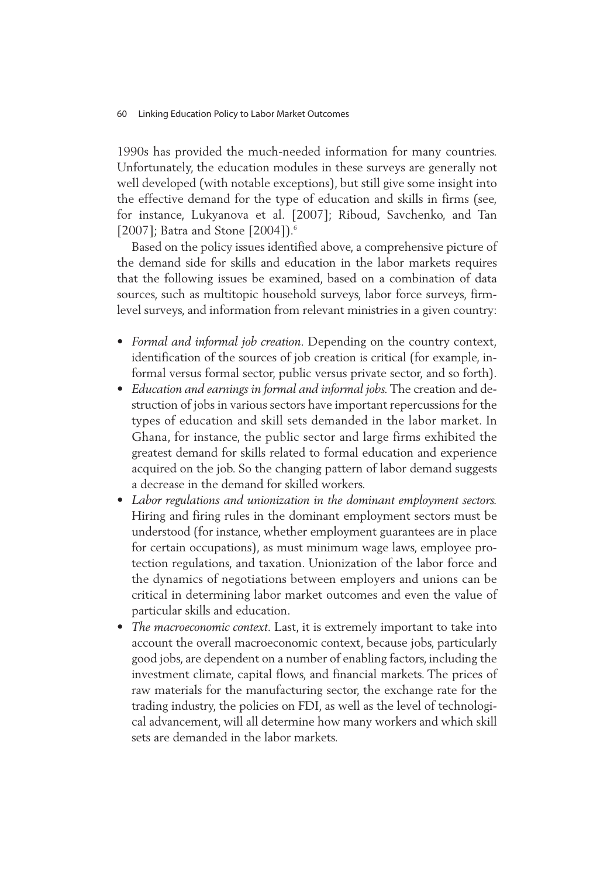1990s has provided the much-needed information for many countries. Unfortunately, the education modules in these surveys are generally not well developed (with notable exceptions), but still give some insight into the effective demand for the type of education and skills in firms (see, for instance, Lukyanova et al. [2007]; Riboud, Savchenko, and Tan [2007]; Batra and Stone [2004]).[6]

Based on the policy issues identified above, a comprehensive picture of the demand side for skills and education in the labor markets requires that the following issues be examined, based on a combination of data sources, such as multitopic household surveys, labor force surveys, firm-level surveys, and information from relevant ministries in a given country:

- *Formal and informal job creation*. Depending on the country context, identification of the sources of job creation is critical (for example, informal versus formal sector, public versus private sector, and so forth).
- *Education and earnings in formal and informal jobs.* The creation and destruction of jobs in various sectors have important repercussions for the types of education and skill sets demanded in the labor market. In Ghana, for instance, the public sector and large firms exhibited the greatest demand for skills related to formal education and experience acquired on the job. So the changing pattern of labor demand suggests a decrease in the demand for skilled workers.
- *Labor regulations and unionization in the dominant employment sectors.* Hiring and firing rules in the dominant employment sectors must be understood (for instance, whether employment guarantees are in place for certain occupations), as must minimum wage laws, employee protection regulations, and taxation. Unionization of the labor force and the dynamics of negotiations between employers and unions can be critical in determining labor market outcomes and even the value of particular skills and education.
- *The macroeconomic context*. Last, it is extremely important to take into account the overall macroeconomic context, because jobs, particularly good jobs, are dependent on a number of enabling factors, including the investment climate, capital flows, and financial markets. The prices of raw materials for the manufacturing sector, the exchange rate for the trading industry, the policies on FDI, as well as the level of technological advancement, will all determine how many workers and which skill sets are demanded in the labor markets.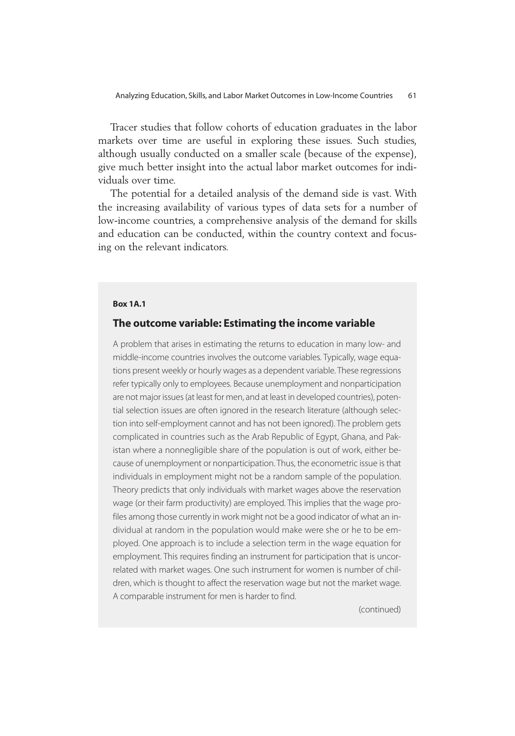Tracer studies that follow cohorts of education graduates in the labor markets over time are useful in exploring these issues. Such studies, although usually conducted on a smaller scale (because of the expense), give much better insight into the actual labor market outcomes for individuals over time.

The potential for a detailed analysis of the demand side is vast. With the increasing availability of various types of data sets for a number of low-income countries, a comprehensive analysis of the demand for skills and education can be conducted, within the country context and focusing on the relevant indicators.

**Box 1A.1**

### The outcome variable: Estimating the income variable

A problem that arises in estimating the returns to education in many low- and middle-income countries involves the outcome variables. Typically, wage equations present weekly or hourly wages as a dependent variable. These regressions refer typically only to employees. Because unemployment and nonparticipation are not major issues (at least for men, and at least in developed countries), potential selection issues are often ignored in the research literature (although selection into self-employment cannot and has not been ignored). The problem gets complicated in countries such as the Arab Republic of Egypt, Ghana, and Pakistan where a nonnegligible share of the population is out of work, either because of unemployment or nonparticipation. Thus, the econometric issue is that individuals in employment might not be a random sample of the population. Theory predicts that only individuals with market wages above the reservation wage (or their farm productivity) are employed. This implies that the wage profiles among those currently in work might not be a good indicator of what an individual at random in the population would make were she or he to be employed. One approach is to include a selection term in the wage equation for employment. This requires finding an instrument for participation that is uncorrelated with market wages. One such instrument for women is number of children, which is thought to affect the reservation wage but not the market wage. A comparable instrument for men is harder to find.

(continued)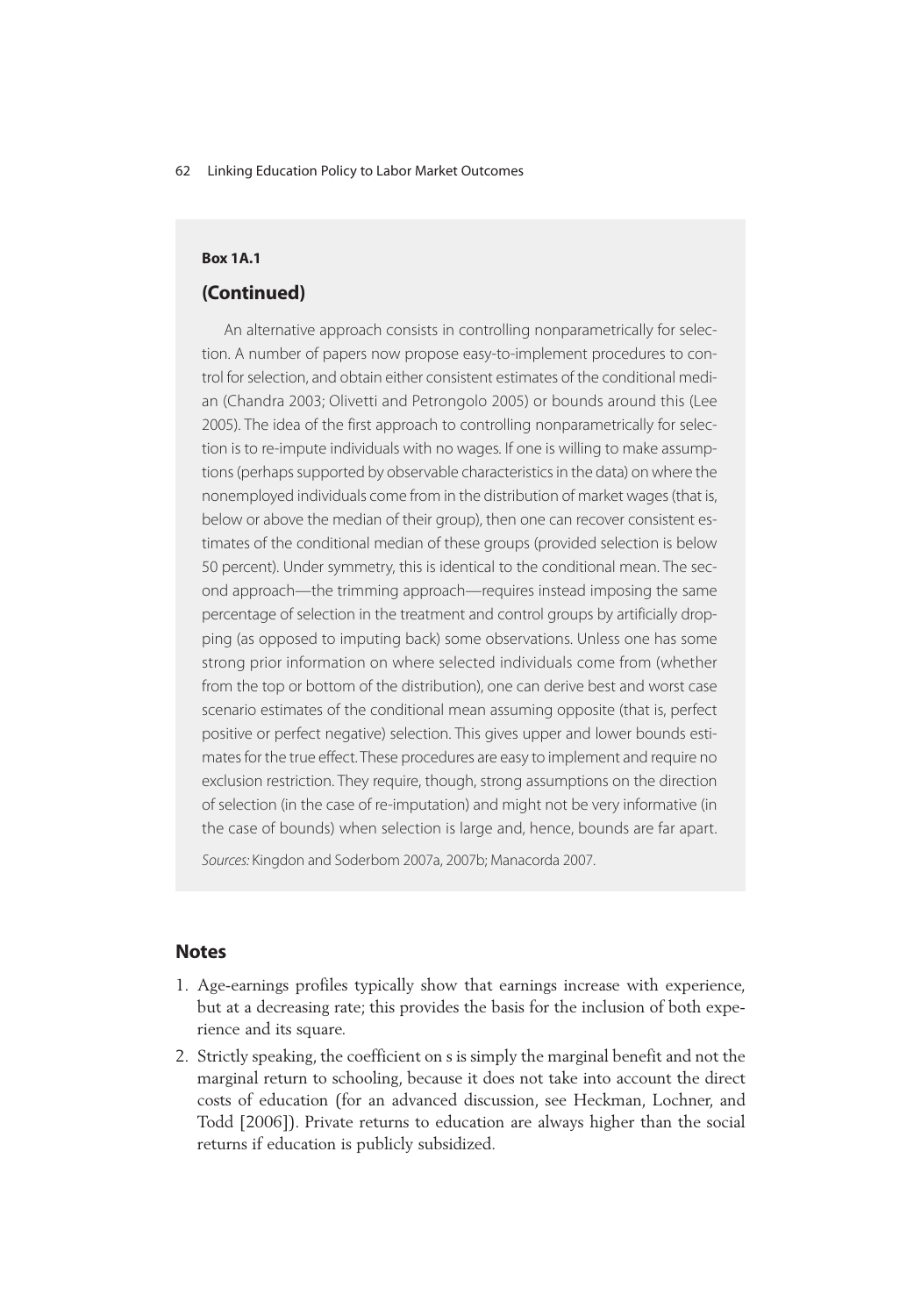**Box 1A.1**

## (Continued)

An alternative approach consists in controlling nonparametrically for selection. A number of papers now propose easy-to-implement procedures to control for selection, and obtain either consistent estimates of the conditional median (Chandra 2003; Olivetti and Petrongolo 2005) or bounds around this (Lee 2005). The idea of the first approach to controlling nonparametrically for selection is to re-impute individuals with no wages. If one is willing to make assumptions (perhaps supported by observable characteristics in the data) on where the nonemployed individuals come from in the distribution of market wages (that is, below or above the median of their group), then one can recover consistent estimates of the conditional median of these groups (provided selection is below 50 percent). Under symmetry, this is identical to the conditional mean. The second approach—the trimming approach—requires instead imposing the same percentage of selection in the treatment and control groups by artificially dropping (as opposed to imputing back) some observations. Unless one has some strong prior information on where selected individuals come from (whether from the top or bottom of the distribution), one can derive best and worst case scenario estimates of the conditional mean assuming opposite (that is, perfect positive or perfect negative) selection. This gives upper and lower bounds estimates for the true effect. These procedures are easy to implement and require no exclusion restriction. They require, though, strong assumptions on the direction of selection (in the case of re-imputation) and might not be very informative (in the case of bounds) when selection is large and, hence, bounds are far apart.

*Sources:* Kingdon and Soderbom 2007a, 2007b; Manacorda 2007.

## Notes

1. Age-earnings profiles typically show that earnings increase with experience, but at a decreasing rate; this provides the basis for the inclusion of both experience and its square.
2. Strictly speaking, the coefficient on s is simply the marginal benefit and not the marginal return to schooling, because it does not take into account the direct costs of education (for an advanced discussion, see Heckman, Lochner, and Todd [2006]). Private returns to education are always higher than the social returns if education is publicly subsidized.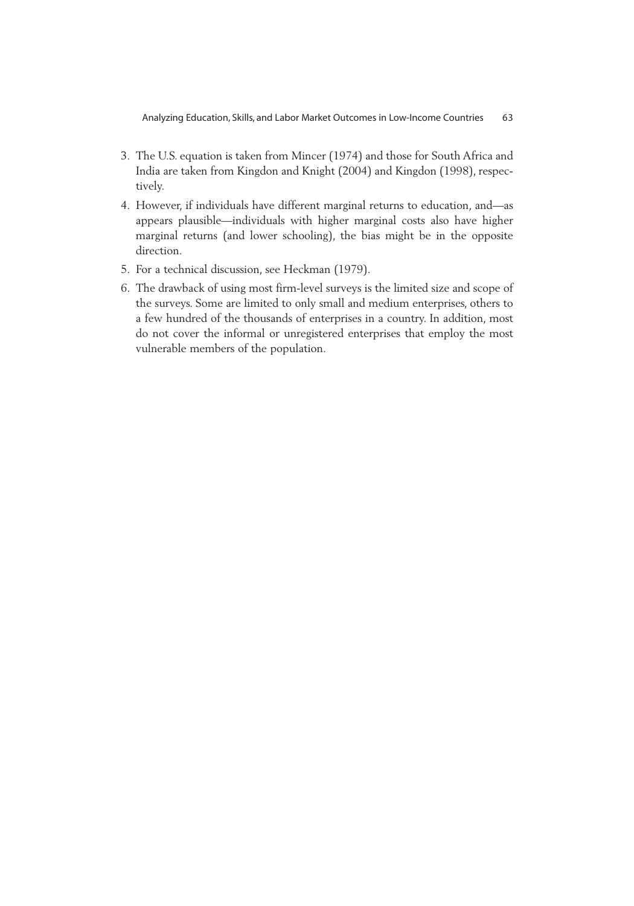3. The U.S. equation is taken from Mincer (1974) and those for South Africa and India are taken from Kingdon and Knight (2004) and Kingdon (1998), respectively.
4. However, if individuals have different marginal returns to education, and—as appears plausible—individuals with higher marginal costs also have higher marginal returns (and lower schooling), the bias might be in the opposite direction.
5. For a technical discussion, see Heckman (1979).
6. The drawback of using most firm-level surveys is the limited size and scope of the surveys. Some are limited to only small and medium enterprises, others to a few hundred of the thousands of enterprises in a country. In addition, most do not cover the informal or unregistered enterprises that employ the most vulnerable members of the population.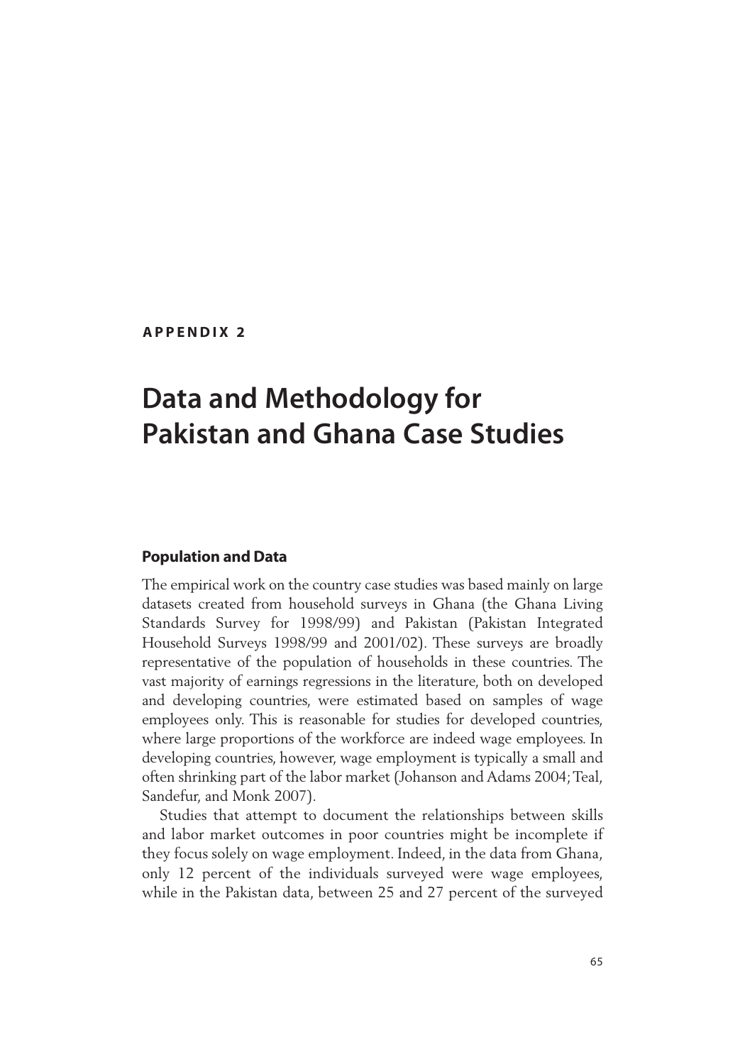**APPENDIX 2**

# Data and Methodology for Pakistan and Ghana Case Studies

## Population and Data

The empirical work on the country case studies was based mainly on large datasets created from household surveys in Ghana (the Ghana Living Standards Survey for 1998/99) and Pakistan (Pakistan Integrated Household Surveys 1998/99 and 2001/02). These surveys are broadly representative of the population of households in these countries. The vast majority of earnings regressions in the literature, both on developed and developing countries, were estimated based on samples of wage employees only. This is reasonable for studies for developed countries, where large proportions of the workforce are indeed wage employees. In developing countries, however, wage employment is typically a small and often shrinking part of the labor market (Johanson and Adams 2004; Teal, Sandefur, and Monk 2007).

Studies that attempt to document the relationships between skills and labor market outcomes in poor countries might be incomplete if they focus solely on wage employment. Indeed, in the data from Ghana, only 12 percent of the individuals surveyed were wage employees, while in the Pakistan data, between 25 and 27 percent of the surveyed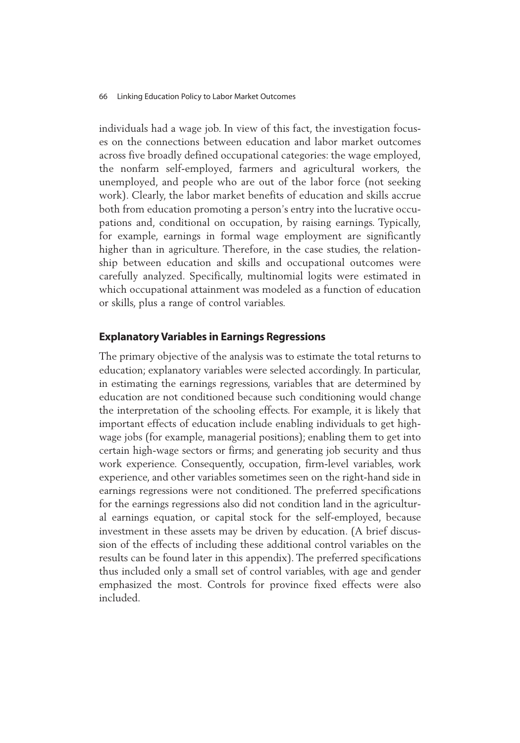individuals had a wage job. In view of this fact, the investigation focuses on the connections between education and labor market outcomes across five broadly defined occupational categories: the wage employed, the nonfarm self-employed, farmers and agricultural workers, the unemployed, and people who are out of the labor force (not seeking work). Clearly, the labor market benefits of education and skills accrue both from education promoting a person's entry into the lucrative occupations and, conditional on occupation, by raising earnings. Typically, for example, earnings in formal wage employment are significantly higher than in agriculture. Therefore, in the case studies, the relationship between education and skills and occupational outcomes were carefully analyzed. Specifically, multinomial logits were estimated in which occupational attainment was modeled as a function of education or skills, plus a range of control variables.

## Explanatory Variables in Earnings Regressions

The primary objective of the analysis was to estimate the total returns to education; explanatory variables were selected accordingly. In particular, in estimating the earnings regressions, variables that are determined by education are not conditioned because such conditioning would change the interpretation of the schooling effects. For example, it is likely that important effects of education include enabling individuals to get high-wage jobs (for example, managerial positions); enabling them to get into certain high-wage sectors or firms; and generating job security and thus work experience. Consequently, occupation, firm-level variables, work experience, and other variables sometimes seen on the right-hand side in earnings regressions were not conditioned. The preferred specifications for the earnings regressions also did not condition land in the agricultural earnings equation, or capital stock for the self-employed, because investment in these assets may be driven by education. (A brief discussion of the effects of including these additional control variables on the results can be found later in this appendix). The preferred specifications thus included only a small set of control variables, with age and gender emphasized the most. Controls for province fixed effects were also included.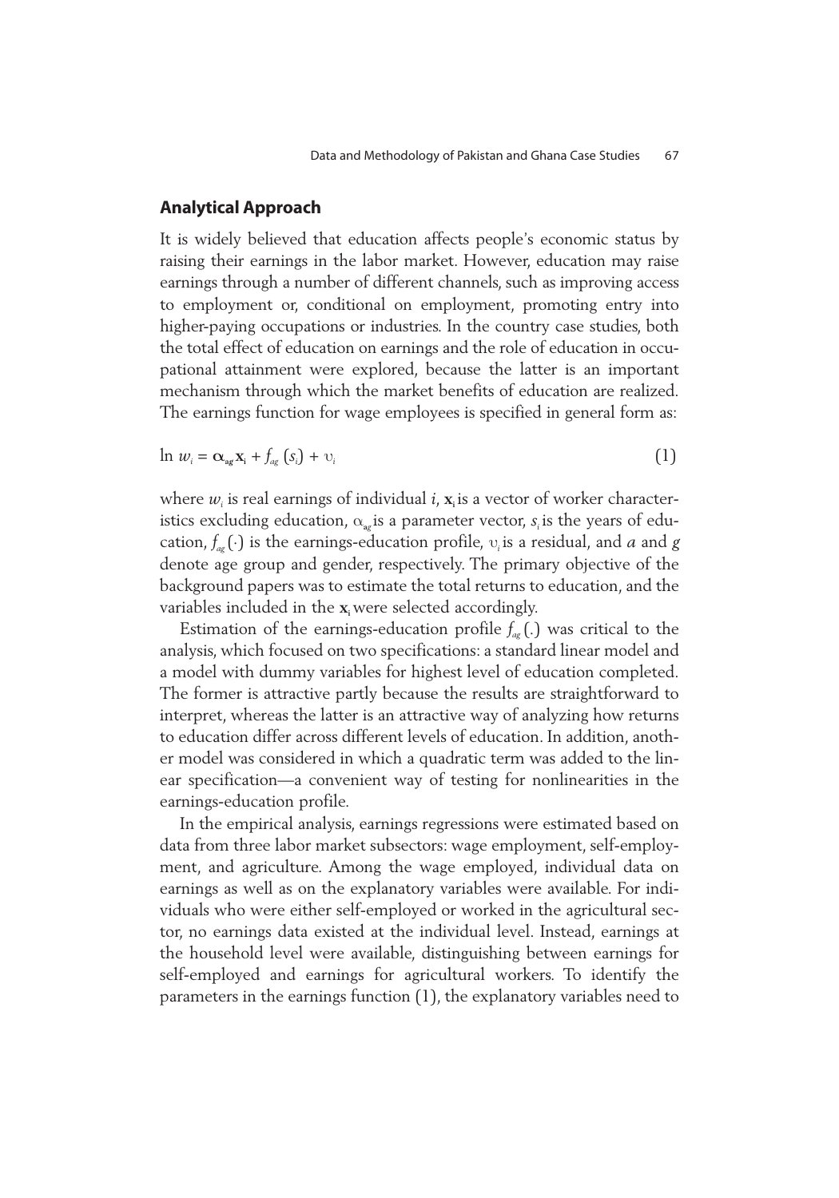## Analytical Approach

It is widely believed that education affects people's economic status by raising their earnings in the labor market. However, education may raise earnings through a number of different channels, such as improving access to employment or, conditional on employment, promoting entry into higher-paying occupations or industries. In the country case studies, both the total effect of education on earnings and the role of education in occupational attainment were explored, because the latter is an important mechanism through which the market benefits of education are realized. The earnings function for wage employees is specified in general form as:

$$\ln w_i = \boldsymbol{\alpha}_{ag} \mathbf{x}_i + f_{ag}(s_i) + \upsilon_i \tag{1}$$

where $w_i$ is real earnings of individual $i$, $\mathbf{x}_i$ is a vector of worker characteristics excluding education, $\alpha_{ag}$ is a parameter vector, $s_i$ is the years of education, $f_{ag}(\cdot)$ is the earnings-education profile, $\upsilon_i$ is a residual, and $a$ and $g$ denote age group and gender, respectively. The primary objective of the background papers was to estimate the total returns to education, and the variables included in the $\mathbf{x}_i$ were selected accordingly.

Estimation of the earnings-education profile $f_{ag}(.)$ was critical to the analysis, which focused on two specifications: a standard linear model and a model with dummy variables for highest level of education completed. The former is attractive partly because the results are straightforward to interpret, whereas the latter is an attractive way of analyzing how returns to education differ across different levels of education. In addition, another model was considered in which a quadratic term was added to the linear specification—a convenient way of testing for nonlinearities in the earnings-education profile.

In the empirical analysis, earnings regressions were estimated based on data from three labor market subsectors: wage employment, self-employment, and agriculture. Among the wage employed, individual data on earnings as well as on the explanatory variables were available. For individuals who were either self-employed or worked in the agricultural sector, no earnings data existed at the individual level. Instead, earnings at the household level were available, distinguishing between earnings for self-employed and earnings for agricultural workers. To identify the parameters in the earnings function (1), the explanatory variables need to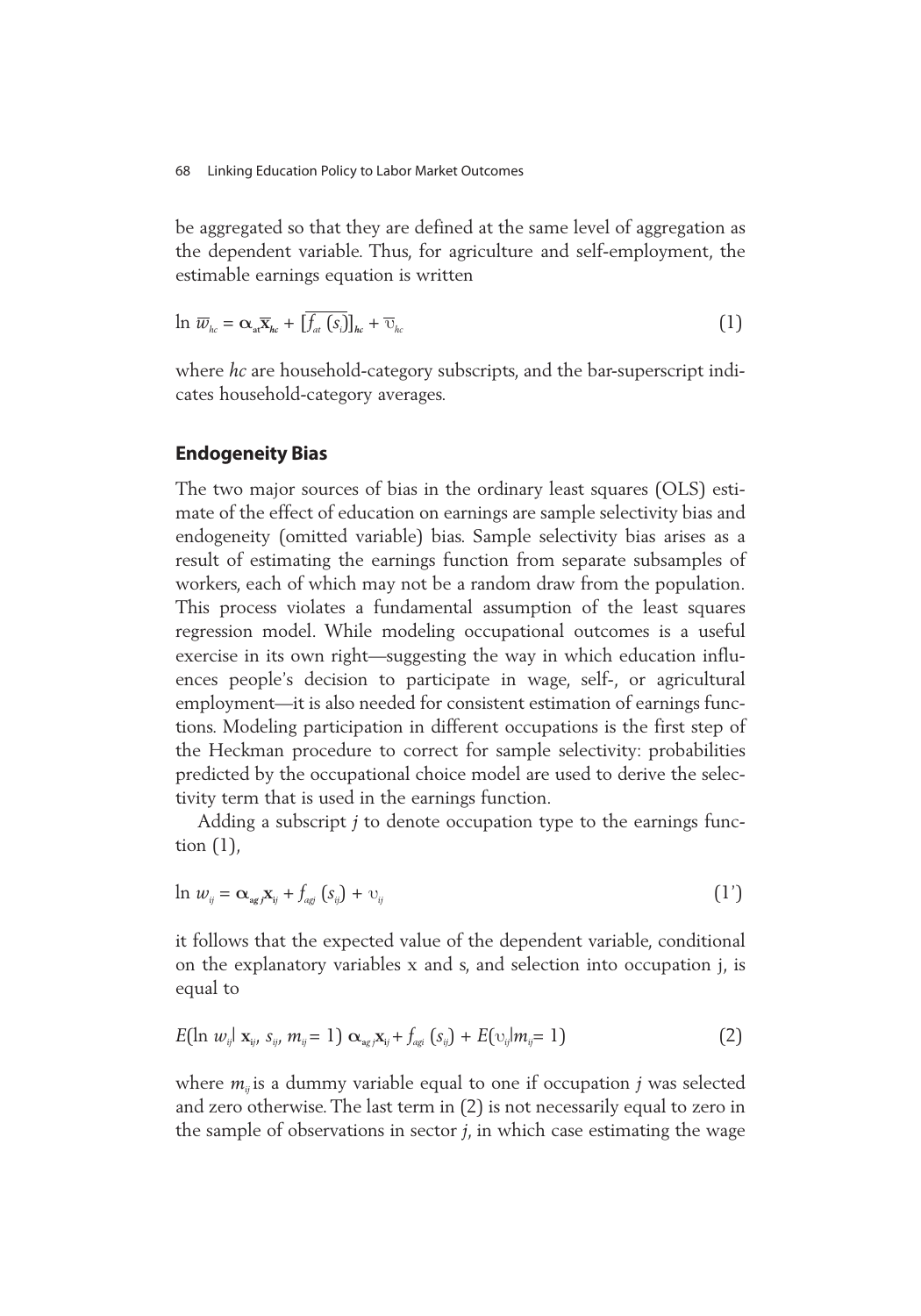be aggregated so that they are defined at the same level of aggregation as the dependent variable. Thus, for agriculture and self-employment, the estimable earnings equation is written

$$\ln \overline{w}_{hc} = \boldsymbol{\alpha}_{at}\overline{\mathbf{x}}_{hc} + [\overline{f_{at}\ (s_i)}]_{hc} + \overline{\upsilon}_{hc} \tag{1}$$

where *hc* are household-category subscripts, and the bar-superscript indicates household-category averages.

## Endogeneity Bias

The two major sources of bias in the ordinary least squares (OLS) estimate of the effect of education on earnings are sample selectivity bias and endogeneity (omitted variable) bias. Sample selectivity bias arises as a result of estimating the earnings function from separate subsamples of workers, each of which may not be a random draw from the population. This process violates a fundamental assumption of the least squares regression model. While modeling occupational outcomes is a useful exercise in its own right—suggesting the way in which education influences people's decision to participate in wage, self-, or agricultural employment—it is also needed for consistent estimation of earnings functions. Modeling participation in different occupations is the first step of the Heckman procedure to correct for sample selectivity: probabilities predicted by the occupational choice model are used to derive the selectivity term that is used in the earnings function.

Adding a subscript *j* to denote occupation type to the earnings function (1),

$$\ln w_{ij} = \boldsymbol{\alpha}_{agj}\mathbf{x}_{ij} + f_{agj}\ (s_{ij}) + \upsilon_{ij} \tag{1'}$$

it follows that the expected value of the dependent variable, conditional on the explanatory variables x and s, and selection into occupation j, is equal to

$$E(\ln w_{ij} |\ \mathbf{x}_{ij},\ s_{ij},\ m_{ij} = 1)\ \boldsymbol{\alpha}_{agj}\mathbf{x}_{ij} + f_{agi}\ (s_{ij}) + E(\upsilon_{ij} | m_{ij} = 1) \tag{2}$$

where $m_{ij}$ is a dummy variable equal to one if occupation *j* was selected and zero otherwise. The last term in (2) is not necessarily equal to zero in the sample of observations in sector *j*, in which case estimating the wage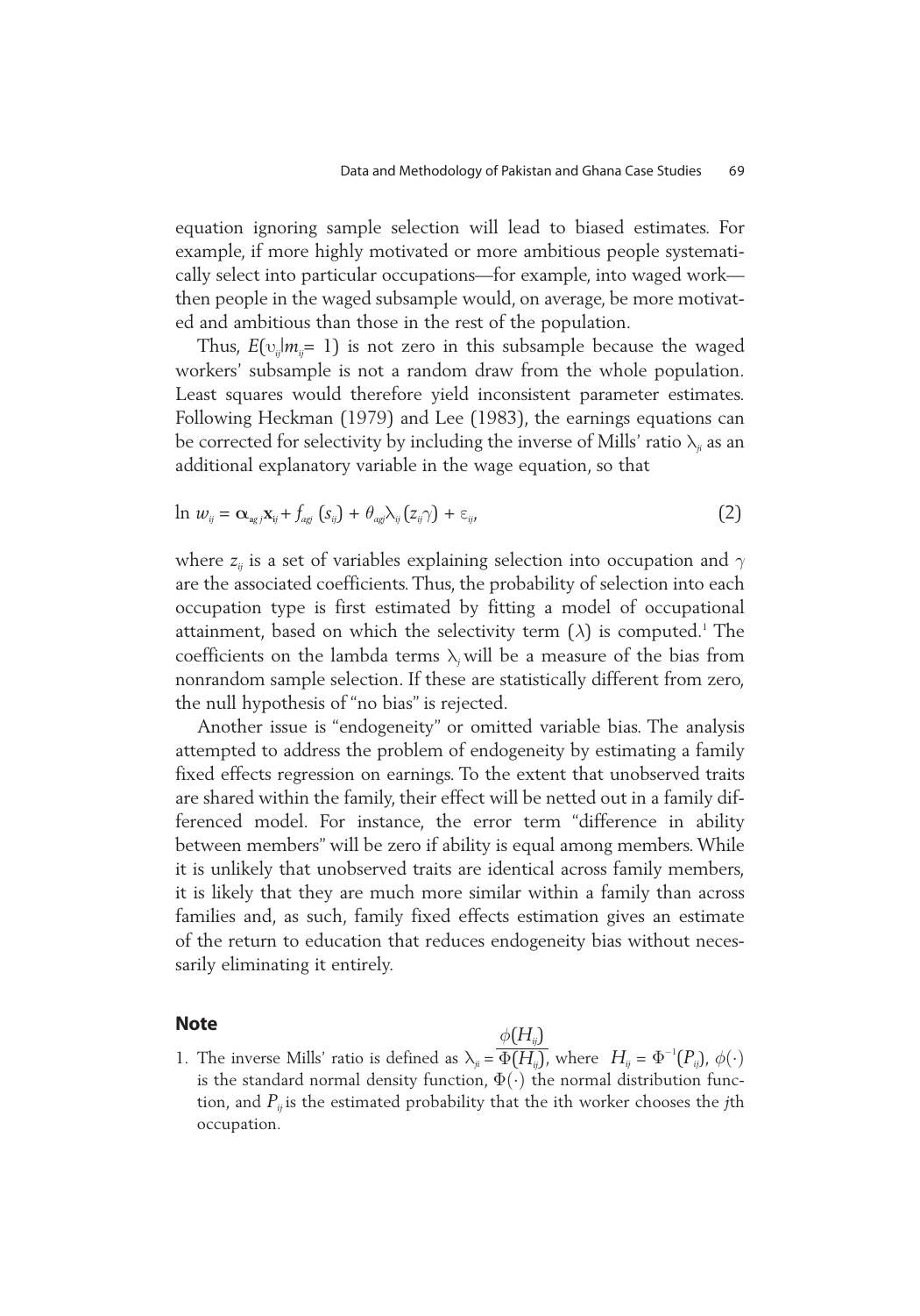equation ignoring sample selection will lead to biased estimates. For example, if more highly motivated or more ambitious people systematically select into particular occupations—for example, into waged work—then people in the waged subsample would, on average, be more motivated and ambitious than those in the rest of the population.

Thus, $E(\upsilon_{ij}|m_{ij}= 1)$ is not zero in this subsample because the waged workers' subsample is not a random draw from the whole population. Least squares would therefore yield inconsistent parameter estimates. Following Heckman (1979) and Lee (1983), the earnings equations can be corrected for selectivity by including the inverse of Mills' ratio $\lambda_{ji}$ as an additional explanatory variable in the wage equation, so that

$$\ln w_{ij} = \boldsymbol{\alpha}_{agj}\mathbf{x}_{ij} + f_{agj}\,(s_{ij}) + \theta_{agj}\lambda_{ij}\,(z_{ij}\gamma) + \varepsilon_{ij}, \tag{2}$$

where $z_{ij}$ is a set of variables explaining selection into occupation and $\gamma$ are the associated coefficients. Thus, the probability of selection into each occupation type is first estimated by fitting a model of occupational attainment, based on which the selectivity term ($\lambda$) is computed.[1] The coefficients on the lambda terms $\lambda_j$ will be a measure of the bias from nonrandom sample selection. If these are statistically different from zero, the null hypothesis of "no bias" is rejected.

Another issue is "endogeneity" or omitted variable bias. The analysis attempted to address the problem of endogeneity by estimating a family fixed effects regression on earnings. To the extent that unobserved traits are shared within the family, their effect will be netted out in a family differenced model. For instance, the error term "difference in ability between members" will be zero if ability is equal among members. While it is unlikely that unobserved traits are identical across family members, it is likely that they are much more similar within a family than across families and, as such, family fixed effects estimation gives an estimate of the return to education that reduces endogeneity bias without necessarily eliminating it entirely.

## Note

1. The inverse Mills' ratio is defined as $\lambda_{ji} = \dfrac{\phi(H_{ij})}{\Phi(H_{ij})}$, where $H_{ij} = \Phi^{-1}(P_{ij})$, $\phi(\cdot)$ is the standard normal density function, $\Phi(\cdot)$ the normal distribution function, and $P_{ij}$ is the estimated probability that the ith worker chooses the *j*th occupation.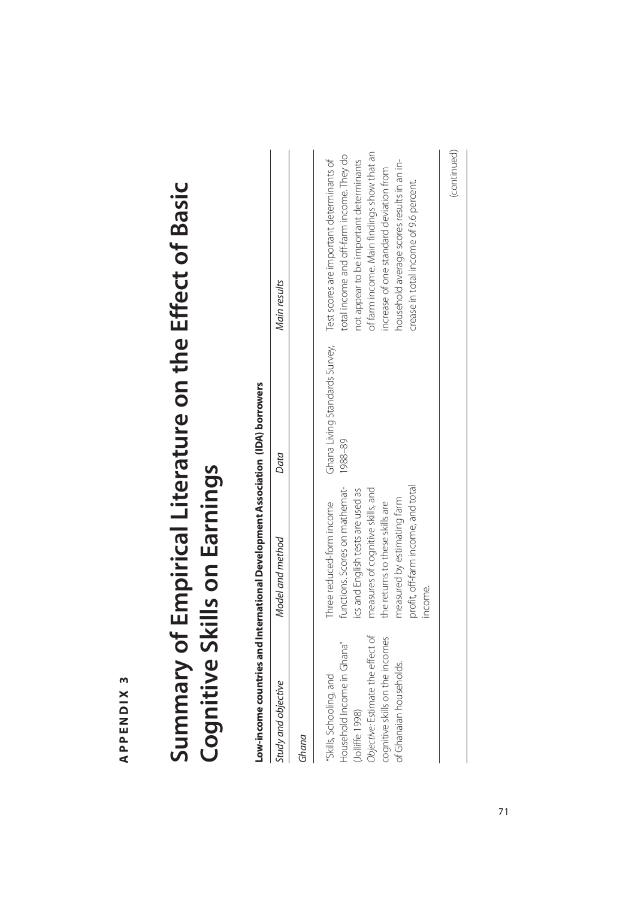**APPENDIX 3**

# Summary of Empirical Literature on the Effect of Basic Cognitive Skills on Earnings

**Low-income countries and International Development Association (IDA) borrowers**

| *Study and objective* | *Model and method* | *Data* | *Main results* |
|---|---|---|---|
| *Ghana* | | | |
| "Skills, Schooling, and Household Income in Ghana" (Jolliffe 1998) *Objective*: Estimate the effect of cognitive skills on the incomes of Ghanaian households. | Three reduced-form income functions. Scores on mathematics and English tests are used as measures of cognitive skills, and the returns to these skills are measured by estimating farm profit, off-farm income, and total income. | Ghana Living Standards Survey, 1988–89 | Test scores are important determinants of total income and off-farm income. They do not appear to be important determinants of farm income. Main findings show that an increase of one standard deviation from household average scores results in an increase in total income of 9.6 percent. |

(continued)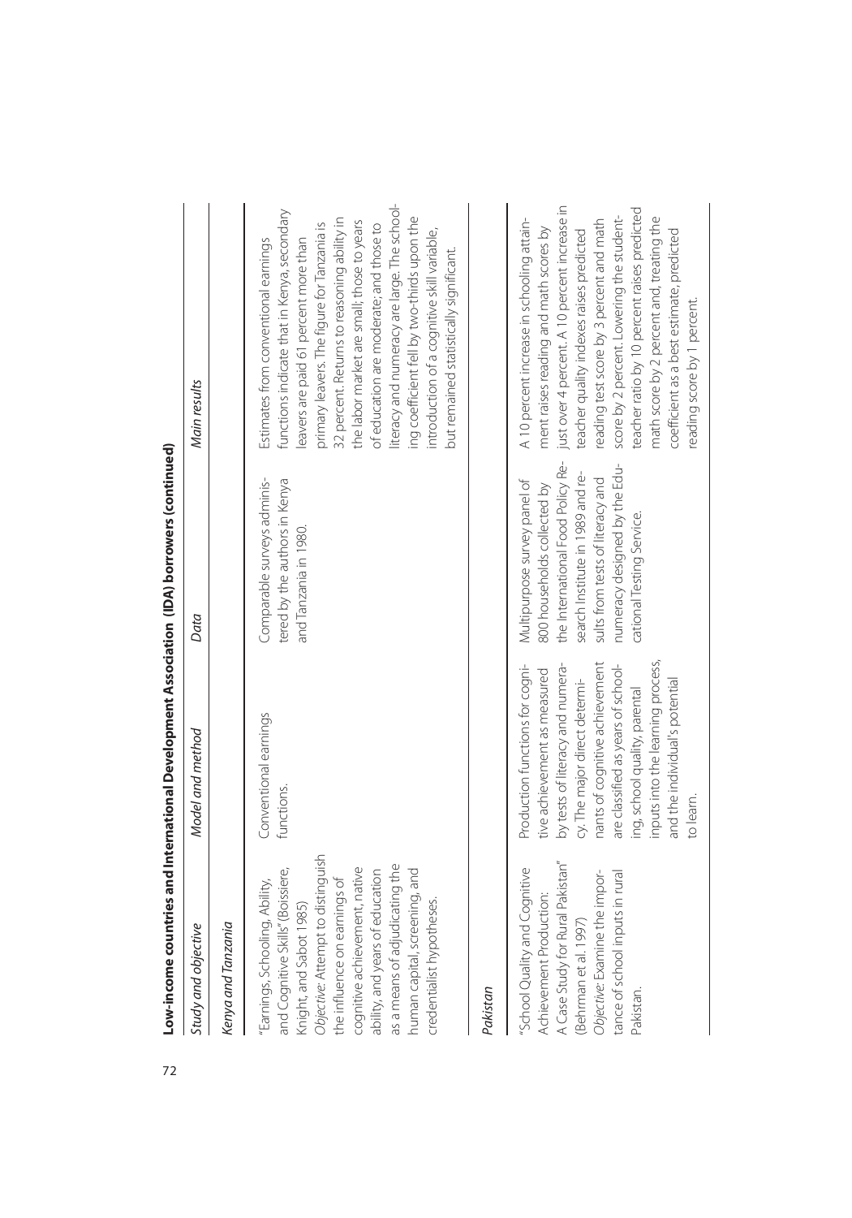**Low-income countries and International Development Association (IDA) borrowers (continued)**

| *Study and objective* | *Model and method* | *Data* | *Main results* |
|---|---|---|---|
| *Kenya and Tanzania* | | | |
| "Earnings, Schooling, Ability, and Cognitive Skills" (Boissiere, Knight, and Sabot 1985) *Objective:* Attempt to distinguish the influence on earnings of cognitive achievement, native ability, and years of education as a means of adjudicating the human capital, screening, and credentialist hypotheses. | Conventional earnings functions. | Comparable surveys administered by the authors in Kenya and Tanzania in 1980. | Estimates from conventional earnings functions indicate that in Kenya, secondary leavers are paid 61 percent more than primary leavers. The figure for Tanzania is 32 percent. Returns to reasoning ability in the labor market are small; those to years of education are moderate; and those to literacy and numeracy are large. The schooling coefficient fell by two-thirds upon the introduction of a cognitive skill variable, but remained statistically significant. |
| *Pakistan* | | | |
| "School Quality and Cognitive Achievement Production: A Case Study for Rural Pakistan" (Behrman et al. 1997) *Objective:* Examine the importance of school inputs in rural Pakistan. | Production functions for cognitive achievement as measured by tests of literacy and numeracy. The major direct determinants of cognitive achievement are classified as years of schooling, school quality, parental inputs into the learning process, and the individual's potential to learn. | Multipurpose survey panel of 800 households collected by the International Food Policy Research Institute in 1989 and results from tests of literacy and numeracy designed by the Educational Testing Service. | A 10 percent increase in schooling attainment raises reading and math scores by just over 4 percent. A 10 percent increase in teacher quality indexes raises predicted reading test score by 3 percent and math score by 2 percent. Lowering the student-teacher ratio by 10 percent raises predicted math score by 2 percent and, treating the coefficient as a best estimate, predicted reading score by 1 percent. |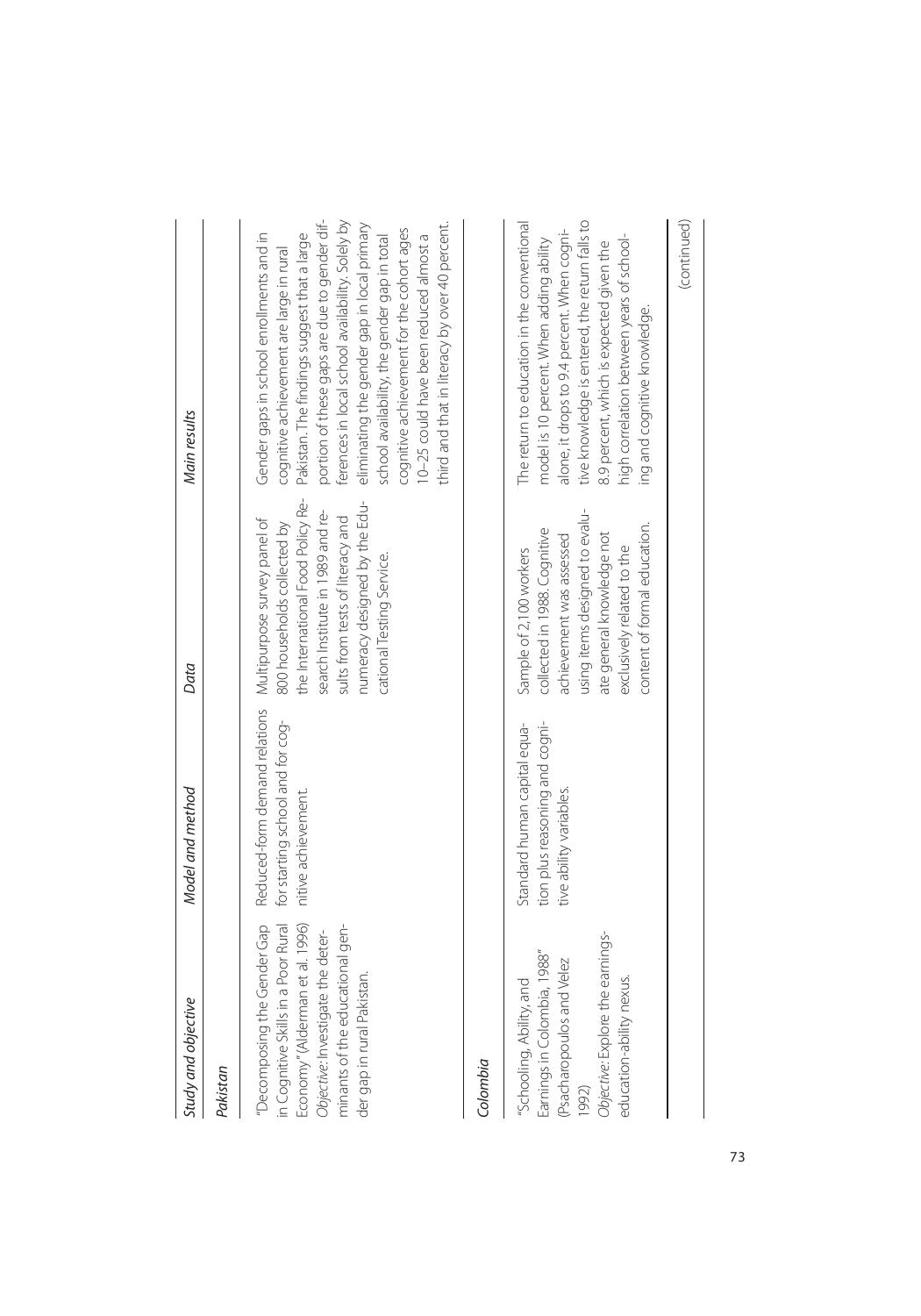| Study and objective | Model and method | Data | Main results |
|---|---|---|---|
| ***Pakistan*** | | | |
| "Decomposing the Gender Gap in Cognitive Skills in a Poor Rural Economy" (Alderman et al. 1996) *Objective:* Investigate the determinants of the educational gender gap in rural Pakistan. | Reduced-form demand relations for starting school and for cognitive achievement. | Multipurpose survey panel of 800 households collected by the International Food Policy Research Institute in 1989 and results from tests of literacy and numeracy designed by the Educational Testing Service. | Gender gaps in school enrollments and in cognitive achievement are large in rural Pakistan. The findings suggest that a large portion of these gaps are due to gender differences in local school availability. Solely by eliminating the gender gap in local primary school availability, the gender gap in total cognitive achievement for the cohort ages 10–25 could have been reduced almost a third and that in literacy by over 40 percent. |
| ***Colombia*** | | | |
| "Schooling, Ability, and Earnings in Colombia, 1988" (Psacharopoulos and Velez 1992) *Objective:* Explore the earnings-education-ability nexus. | Standard human capital equation plus reasoning and cognitive ability variables. | Sample of 2,100 workers collected in 1988. Cognitive achievement was assessed using items designed to evaluate general knowledge not exclusively related to the content of formal education. | The return to education in the conventional model is 10 percent. When adding ability alone, it drops to 9.4 percent. When cognitive knowledge is entered, the return falls to 8.9 percent, which is expected given the high correlation between years of schooling and cognitive knowledge. |

(continued)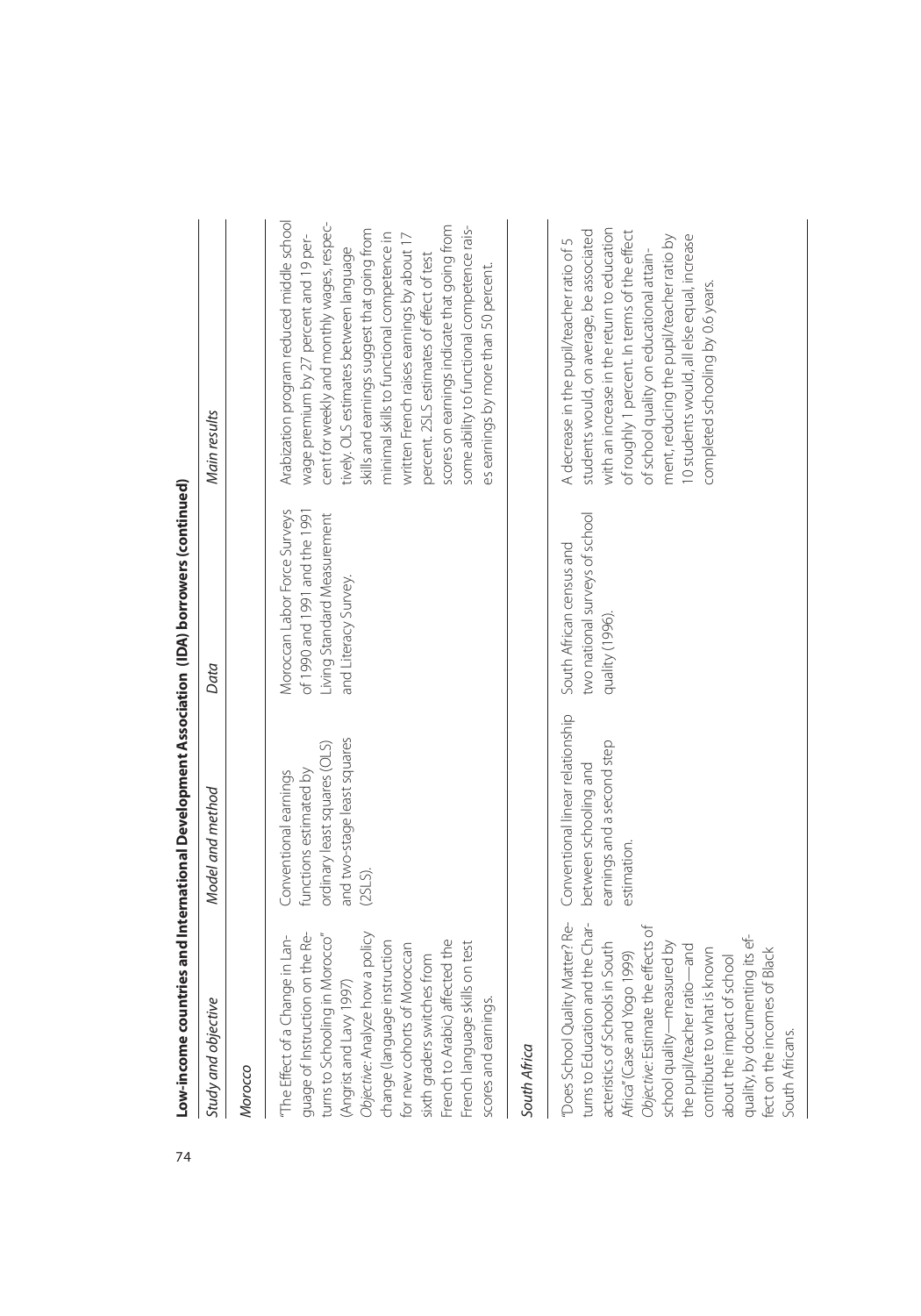**Low-income countries and International Development Association (IDA) borrowers (continued)**

| *Study and objective* | *Model and method* | *Data* | *Main results* |
|---|---|---|---|
| *Morocco* | | | |
| "The Effect of a Change in Language of Instruction on the Returns to Schooling in Morocco" (Angrist and Lavy 1997) *Objective:* Analyze how a policy change (language instruction for new cohorts of Moroccan sixth graders switches from French to Arabic) affected the French language skills on test scores and earnings. | Conventional earnings functions estimated by ordinary least squares (OLS) and two-stage least squares (2SLS). | Moroccan Labor Force Surveys of 1990 and 1991 and the 1991 Living Standard Measurement and Literacy Survey. | Arabization program reduced middle school wage premium by 27 percent and 19 percent for weekly and monthly wages, respectively. OLS estimates between language skills and earnings suggest that going from minimal skills to functional competence in written French raises earnings by about 17 percent. 2SLS estimates of effect of test scores on earnings indicate that going from some ability to functional competence raises earnings by more than 50 percent. |
| *South Africa* | | | |
| "Does School Quality Matter? Returns to Education and the Characteristics of Schools in South Africa" (Case and Yogo 1999) *Objective:* Estimate the effects of school quality—measured by the pupil/teacher ratio—and contribute to what is known about the impact of school quality, by documenting its effect on the incomes of Black South Africans. | Conventional linear relationship between schooling and earnings and a second step estimation. | South African census and two national surveys of school quality (1996). | A decrease in the pupil/teacher ratio of 5 students would, on average, be associated with an increase in the return to education of roughly 1 percent. In terms of the effect of school quality on educational attainment, reducing the pupil/teacher ratio by 10 students would, all else equal, increase completed schooling by 0.6 years. |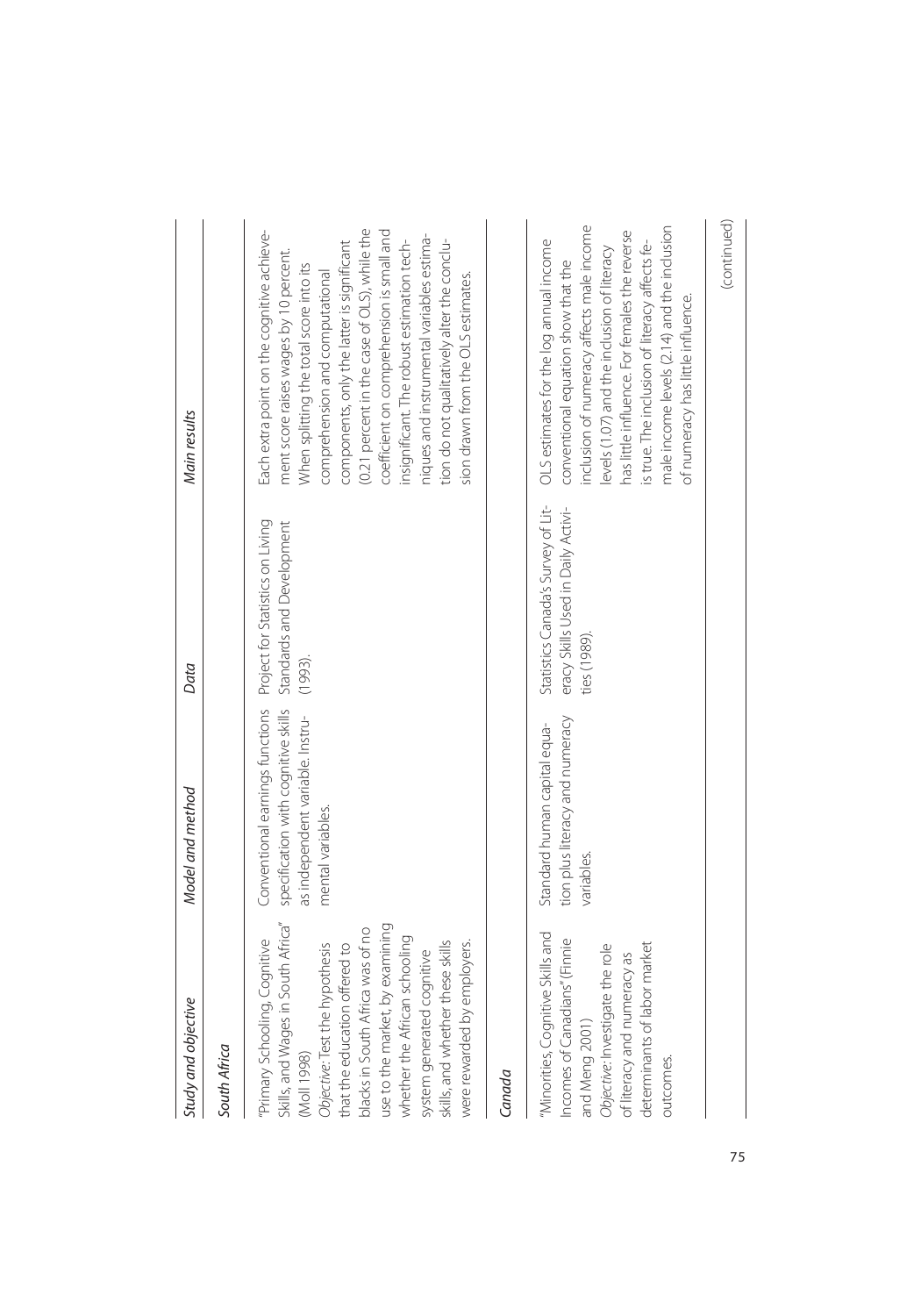| Study and objective | Model and method | Data | Main results |
|---|---|---|---|
| *South Africa* | | | |
| "Primary Schooling, Cognitive Skills, and Wages in South Africa" (Moll 1998) *Objective*: Test the hypothesis that the education offered to blacks in South Africa was of no use to the market, by examining whether the African schooling system generated cognitive skills, and whether these skills were rewarded by employers. | Conventional earnings functions specification with cognitive skills as independent variable. Instrumental variables. | Project for Statistics on Living Standards and Development (1993). | Each extra point on the cognitive achievement score raises wages by 10 percent. When splitting the total score into its comprehension and computational components, only the latter is significant (0.21 percent in the case of OLS), while the coefficient on comprehension is small and insignificant. The robust estimation techniques and instrumental variables estimation do not qualitatively alter the conclusion drawn from the OLS estimates. |
| *Canada* | | | |
| "Minorities, Cognitive Skills and Incomes of Canadians" (Finnie and Meng 2001) *Objective*: Investigate the role of literacy and numeracy as determinants of labor market outcomes. | Standard human capital equation plus literacy and numeracy variables. | Statistics Canada's Survey of Literacy Skills Used in Daily Activities (1989). | OLS estimates for the log annual income conventional equation show that the inclusion of numeracy affects male income levels (1.07) and the inclusion of literacy has little influence. For females the reverse is true. The inclusion of literacy affects female income levels (2.14) and the inclusion of numeracy has little influence. |

(continued)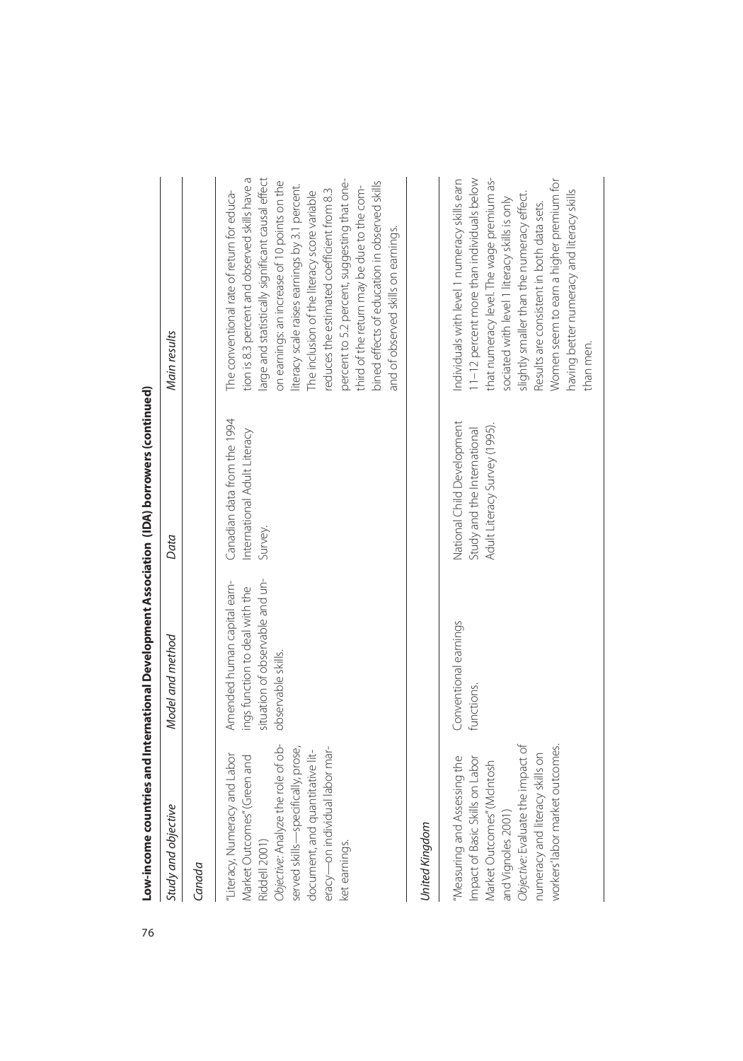**Low-income countries and International Development Association (IDA) borrowers (continued)**

| *Study and objective* | *Model and method* | *Data* | *Main results* |
|---|---|---|---|
| *Canada* | | | |
| "Literacy, Numeracy and Labor Market Outcomes" (Green and Riddell 2001) *Objective:* Analyze the role of observed skills—specifically, prose, document, and quantitative literacy—on individual labor market earnings. | Amended human capital earnings function to deal with the situation of observable and unobservable skills. | Canadian data from the 1994 International Adult Literacy Survey. | The conventional rate of return for education is 8.3 percent and observed skills have a large and statistically significant causal effect on earnings: an increase of 10 points on the literacy scale raises earnings by 3.1 percent. The inclusion of the literacy score variable reduces the estimated coefficient from 8.3 percent to 5.2 percent, suggesting that one-third of the return may be due to the combined effects of education in observed skills and of observed skills on earnings. |
| *United Kingdom* | | | |
| "Measuring and Assessing the Impact of Basic Skills on Labor Market Outcomes" (McIntosh and Vignoles 2001) *Objective:* Evaluate the impact of numeracy and literacy skills on workers' labor market outcomes. | Conventional earnings functions. | National Child Development Study and the International Adult Literacy Survey (1995). | Individuals with level 1 numeracy skills earn 11–12 percent more than individuals below that numeracy level. The wage premium associated with level 1 literacy skills is only slightly smaller than the numeracy effect. Results are consistent in both data sets. Women seem to earn a higher premium for having better numeracy and literacy skills than men. |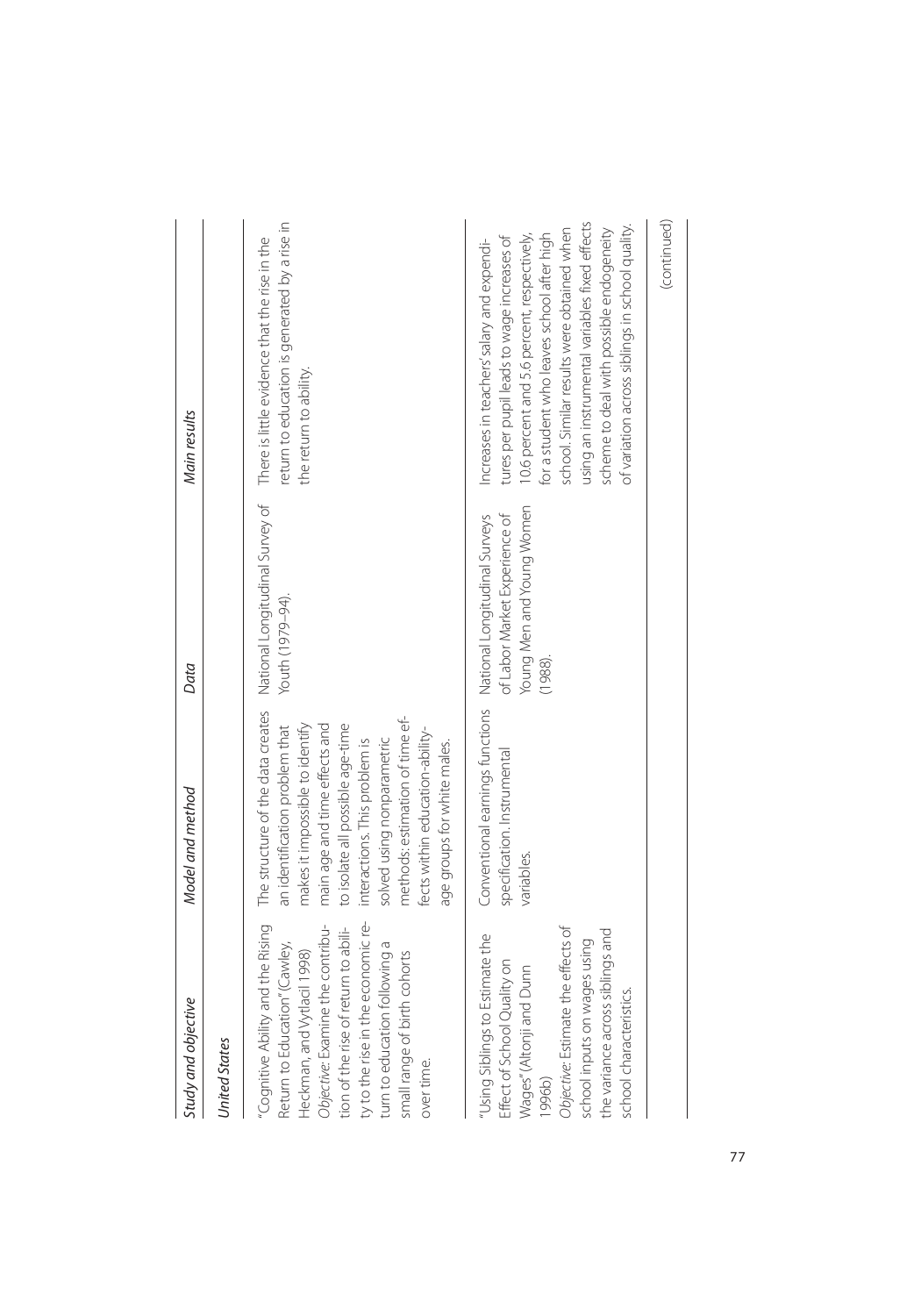| Study and objective | Model and method | Data | Main results |
|---|---|---|---|
| *United States* | | | |
| "Cognitive Ability and the Rising Return to Education" (Cawley, Heckman, and Vytlacil 1998) *Objective:* Examine the contribution of the rise of return to ability to the rise in the economic return to education following a small range of birth cohorts over time. | The structure of the data creates an identification problem that makes it impossible to identify main age and time effects and to isolate all possible age-time interactions. This problem is solved using nonparametric methods: estimation of time effects within education-ability-age groups for white males. | National Longitudinal Survey of Youth (1979–94). | There is little evidence that the rise in the return to education is generated by a rise in the return to ability. |
| "Using Siblings to Estimate the Effect of School Quality on Wages" (Altonji and Dunn 1996b) *Objective:* Estimate the effects of school inputs on wages using the variance across siblings and school characteristics. | Conventional earnings functions specification. Instrumental variables. | National Longitudinal Surveys of Labor Market Experience of Young Men and Young Women (1988). | Increases in teachers' salary and expenditures per pupil leads to wage increases of 10.6 percent and 5.6 percent, respectively, for a student who leaves school after high school. Similar results were obtained when using an instrumental variables fixed effects scheme to deal with possible endogeneity of variation across siblings in school quality. |

(continued)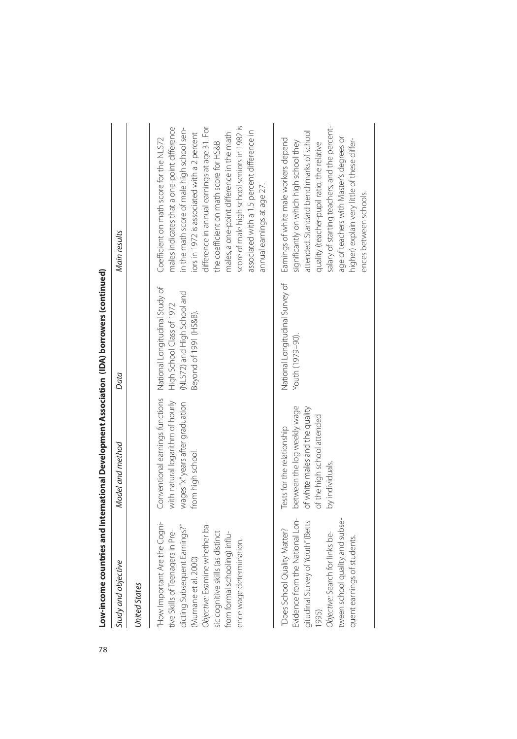**Low-income countries and International Development Association (IDA) borrowers (continued)**

| *Study and objective* | *Model and method* | *Data* | *Main results* |
|---|---|---|---|
| *United States* | | | |
| "How Important Are the Cognitive Skills of Teenagers in Predicting Subsequent Earnings?" (Murnane et al. 2000) *Objective:* Examine whether basic cognitive skills (as distinct from formal schooling) influence wage determination. | Conventional earnings functions with natural logarithm of hourly wages "x" years after graduation from high school. | National Longitudinal Study of High School Class of 1972 (NLS72) and High School and Beyond of 1991 (HS&B). | Coefficient on math score for the NLS72 males indicates that a one-point difference in the math score of male high school seniors in 1972 is associated with a 2 percent difference in annual earnings at age 31. For the coefficient on math score for HS&B males, a one-point difference in the math score of male high school seniors in 1982 is associated with a 1.5 percent difference in annual earnings at age 27. |
| "Does School Quality Matter? Evidence from the National Longitudinal Survey of Youth" (Betts 1995) *Objective:* Search for links between school quality and subsequent earnings of students. | Tests for the relationship between the log weekly wage of white males and the quality of the high school attended by individuals. | National Longitudinal Survey of Youth (1979–90). | Earnings of white male workers depend significantly on which high school they attended. Standard benchmarks of school quality (teacher-pupil ratio, the relative salary of starting teachers, and the percentage of teachers with Master's degrees or higher) explain very little of these differences between schools. |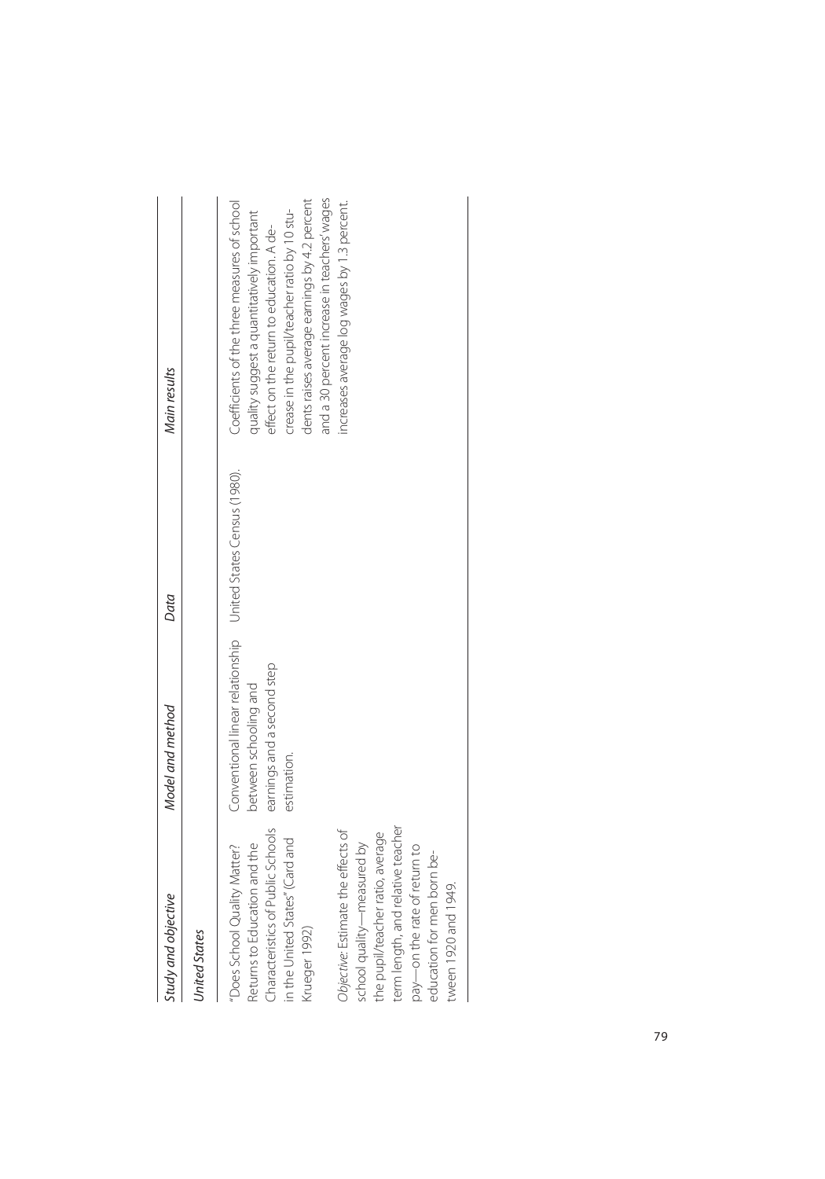| *Study and objective* | *Model and method* | *Data* | *Main results* |
|---|---|---|---|
| *United States* | | | |
| "Does School Quality Matter? Returns to Education and the Characteristics of Public Schools in the United States" (Card and Krueger 1992)<br><br>*Objective*: Estimate the effects of school quality—measured by the pupil/teacher ratio, average term length, and relative teacher pay—on the rate of return to education for men born between 1920 and 1949. | Conventional linear relationship between schooling and earnings and a second step estimation. | United States Census (1980). | Coefficients of the three measures of school quality suggest a quantitatively important effect on the return to education. A decrease in the pupil/teacher ratio by 10 students raises average earnings by 4.2 percent and a 30 percent increase in teachers' wages increases average log wages by 1.3 percent. |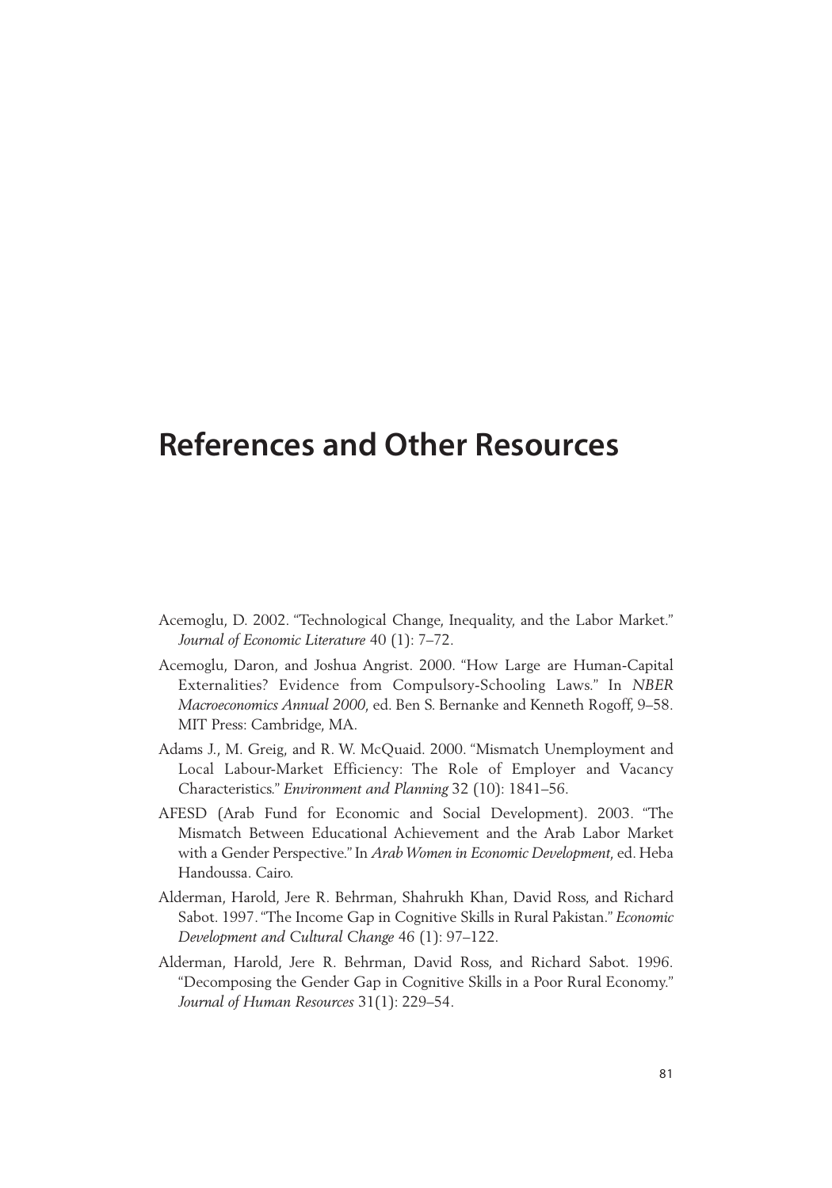# References and Other Resources

Acemoglu, D. 2002. "Technological Change, Inequality, and the Labor Market." *Journal of Economic Literature* 40 (1): 7–72.

Acemoglu, Daron, and Joshua Angrist. 2000. "How Large are Human-Capital Externalities? Evidence from Compulsory-Schooling Laws." In *NBER Macroeconomics Annual 2000*, ed. Ben S. Bernanke and Kenneth Rogoff, 9–58. MIT Press: Cambridge, MA.

Adams J., M. Greig, and R. W. McQuaid. 2000. "Mismatch Unemployment and Local Labour-Market Efficiency: The Role of Employer and Vacancy Characteristics." *Environment and Planning* 32 (10): 1841–56.

AFESD (Arab Fund for Economic and Social Development). 2003. "The Mismatch Between Educational Achievement and the Arab Labor Market with a Gender Perspective." In *Arab Women in Economic Development*, ed. Heba Handoussa. Cairo.

Alderman, Harold, Jere R. Behrman, Shahrukh Khan, David Ross, and Richard Sabot. 1997. "The Income Gap in Cognitive Skills in Rural Pakistan." *Economic Development and Cultural Change* 46 (1): 97–122.

Alderman, Harold, Jere R. Behrman, David Ross, and Richard Sabot. 1996. "Decomposing the Gender Gap in Cognitive Skills in a Poor Rural Economy." *Journal of Human Resources* 31(1): 229–54.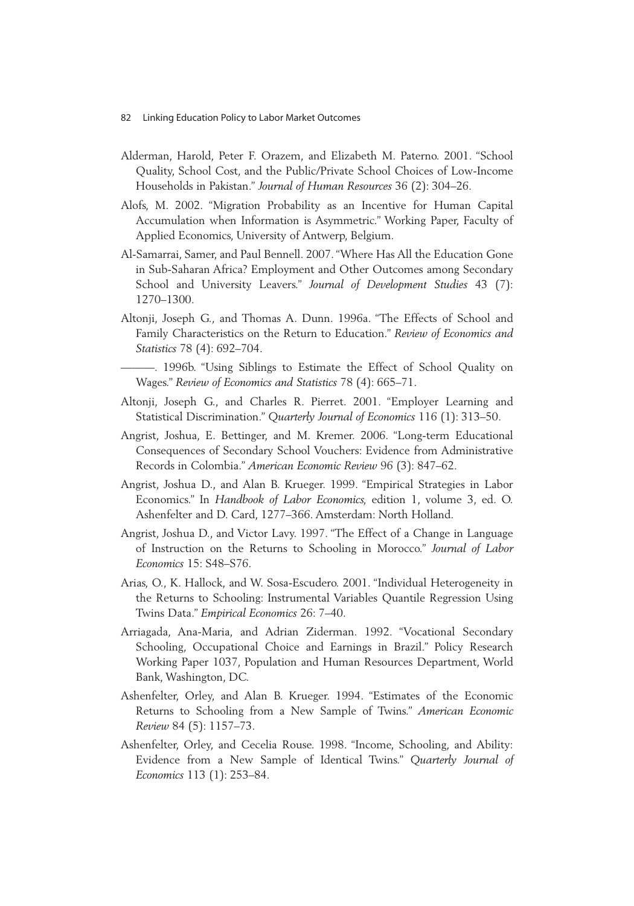Alderman, Harold, Peter F. Orazem, and Elizabeth M. Paterno. 2001. "School Quality, School Cost, and the Public/Private School Choices of Low-Income Households in Pakistan." *Journal of Human Resources* 36 (2): 304–26.

Alofs, M. 2002. "Migration Probability as an Incentive for Human Capital Accumulation when Information is Asymmetric." Working Paper, Faculty of Applied Economics, University of Antwerp, Belgium.

Al-Samarrai, Samer, and Paul Bennell. 2007. "Where Has All the Education Gone in Sub-Saharan Africa? Employment and Other Outcomes among Secondary School and University Leavers." *Journal of Development Studies* 43 (7): 1270–1300.

Altonji, Joseph G., and Thomas A. Dunn. 1996a. "The Effects of School and Family Characteristics on the Return to Education." *Review of Economics and Statistics* 78 (4): 692–704.

———. 1996b. "Using Siblings to Estimate the Effect of School Quality on Wages." *Review of Economics and Statistics* 78 (4): 665–71.

Altonji, Joseph G., and Charles R. Pierret. 2001. "Employer Learning and Statistical Discrimination." *Quarterly Journal of Economics* 116 (1): 313–50.

Angrist, Joshua, E. Bettinger, and M. Kremer. 2006. "Long-term Educational Consequences of Secondary School Vouchers: Evidence from Administrative Records in Colombia." *American Economic Review* 96 (3): 847–62.

Angrist, Joshua D., and Alan B. Krueger. 1999. "Empirical Strategies in Labor Economics." In *Handbook of Labor Economics*, edition 1, volume 3, ed. O. Ashenfelter and D. Card, 1277–366. Amsterdam: North Holland.

Angrist, Joshua D., and Victor Lavy. 1997. "The Effect of a Change in Language of Instruction on the Returns to Schooling in Morocco." *Journal of Labor Economics* 15: S48–S76.

Arias, O., K. Hallock, and W. Sosa-Escudero. 2001. "Individual Heterogeneity in the Returns to Schooling: Instrumental Variables Quantile Regression Using Twins Data." *Empirical Economics* 26: 7–40.

Arriagada, Ana-Maria, and Adrian Ziderman. 1992. "Vocational Secondary Schooling, Occupational Choice and Earnings in Brazil." Policy Research Working Paper 1037, Population and Human Resources Department, World Bank, Washington, DC.

Ashenfelter, Orley, and Alan B. Krueger. 1994. "Estimates of the Economic Returns to Schooling from a New Sample of Twins." *American Economic Review* 84 (5): 1157–73.

Ashenfelter, Orley, and Cecelia Rouse. 1998. "Income, Schooling, and Ability: Evidence from a New Sample of Identical Twins." *Quarterly Journal of Economics* 113 (1): 253–84.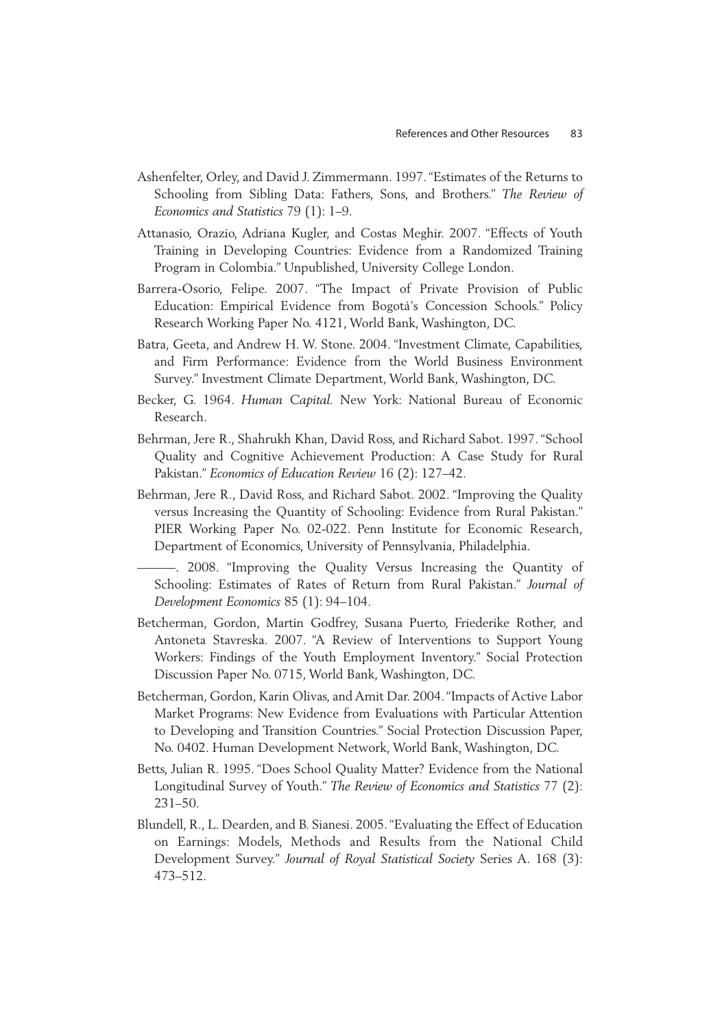Ashenfelter, Orley, and David J. Zimmermann. 1997. "Estimates of the Returns to Schooling from Sibling Data: Fathers, Sons, and Brothers." *The Review of Economics and Statistics* 79 (1): 1–9.

Attanasio, Orazio, Adriana Kugler, and Costas Meghir. 2007. "Effects of Youth Training in Developing Countries: Evidence from a Randomized Training Program in Colombia." Unpublished, University College London.

Barrera-Osorio, Felipe. 2007. "The Impact of Private Provision of Public Education: Empirical Evidence from Bogotá's Concession Schools." Policy Research Working Paper No. 4121, World Bank, Washington, DC.

Batra, Geeta, and Andrew H. W. Stone. 2004. "Investment Climate, Capabilities, and Firm Performance: Evidence from the World Business Environment Survey." Investment Climate Department, World Bank, Washington, DC.

Becker, G. 1964. *Human Capital*. New York: National Bureau of Economic Research.

Behrman, Jere R., Shahrukh Khan, David Ross, and Richard Sabot. 1997. "School Quality and Cognitive Achievement Production: A Case Study for Rural Pakistan." *Economics of Education Review* 16 (2): 127–42.

Behrman, Jere R., David Ross, and Richard Sabot. 2002. "Improving the Quality versus Increasing the Quantity of Schooling: Evidence from Rural Pakistan." PIER Working Paper No. 02-022. Penn Institute for Economic Research, Department of Economics, University of Pennsylvania, Philadelphia.

———. 2008. "Improving the Quality Versus Increasing the Quantity of Schooling: Estimates of Rates of Return from Rural Pakistan." *Journal of Development Economics* 85 (1): 94–104.

Betcherman, Gordon, Martin Godfrey, Susana Puerto, Friederike Rother, and Antoneta Stavreska. 2007. "A Review of Interventions to Support Young Workers: Findings of the Youth Employment Inventory." Social Protection Discussion Paper No. 0715, World Bank, Washington, DC.

Betcherman, Gordon, Karin Olivas, and Amit Dar. 2004. "Impacts of Active Labor Market Programs: New Evidence from Evaluations with Particular Attention to Developing and Transition Countries." Social Protection Discussion Paper, No. 0402. Human Development Network, World Bank, Washington, DC.

Betts, Julian R. 1995. "Does School Quality Matter? Evidence from the National Longitudinal Survey of Youth." *The Review of Economics and Statistics* 77 (2): 231–50.

Blundell, R., L. Dearden, and B. Sianesi. 2005. "Evaluating the Effect of Education on Earnings: Models, Methods and Results from the National Child Development Survey." *Journal of Royal Statistical Society* Series A. 168 (3): 473–512.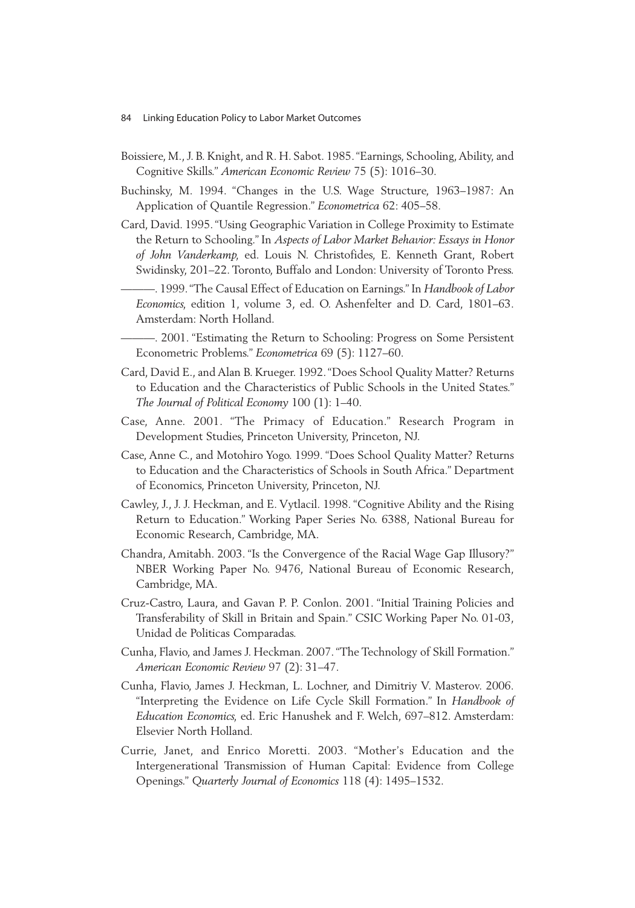Boissiere, M., J. B. Knight, and R. H. Sabot. 1985. "Earnings, Schooling, Ability, and Cognitive Skills." *American Economic Review* 75 (5): 1016–30.

Buchinsky, M. 1994. "Changes in the U.S. Wage Structure, 1963–1987: An Application of Quantile Regression." *Econometrica* 62: 405–58.

Card, David. 1995. "Using Geographic Variation in College Proximity to Estimate the Return to Schooling." In *Aspects of Labor Market Behavior: Essays in Honor of John Vanderkamp*, ed. Louis N. Christofides, E. Kenneth Grant, Robert Swidinsky, 201–22. Toronto, Buffalo and London: University of Toronto Press.

———. 1999. "The Causal Effect of Education on Earnings." In *Handbook of Labor Economics*, edition 1, volume 3, ed. O. Ashenfelter and D. Card, 1801–63. Amsterdam: North Holland.

———. 2001. "Estimating the Return to Schooling: Progress on Some Persistent Econometric Problems." *Econometrica* 69 (5): 1127–60.

Card, David E., and Alan B. Krueger. 1992. "Does School Quality Matter? Returns to Education and the Characteristics of Public Schools in the United States." *The Journal of Political Economy* 100 (1): 1–40.

Case, Anne. 2001. "The Primacy of Education." Research Program in Development Studies, Princeton University, Princeton, NJ.

Case, Anne C., and Motohiro Yogo. 1999. "Does School Quality Matter? Returns to Education and the Characteristics of Schools in South Africa." Department of Economics, Princeton University, Princeton, NJ.

Cawley, J., J. J. Heckman, and E. Vytlacil. 1998. "Cognitive Ability and the Rising Return to Education." Working Paper Series No. 6388, National Bureau for Economic Research, Cambridge, MA.

Chandra, Amitabh. 2003. "Is the Convergence of the Racial Wage Gap Illusory?" NBER Working Paper No. 9476, National Bureau of Economic Research, Cambridge, MA.

Cruz-Castro, Laura, and Gavan P. P. Conlon. 2001. "Initial Training Policies and Transferability of Skill in Britain and Spain." CSIC Working Paper No. 01-03, Unidad de Politicas Comparadas.

Cunha, Flavio, and James J. Heckman. 2007. "The Technology of Skill Formation." *American Economic Review* 97 (2): 31–47.

Cunha, Flavio, James J. Heckman, L. Lochner, and Dimitriy V. Masterov. 2006. "Interpreting the Evidence on Life Cycle Skill Formation." In *Handbook of Education Economics*, ed. Eric Hanushek and F. Welch, 697–812. Amsterdam: Elsevier North Holland.

Currie, Janet, and Enrico Moretti. 2003. "Mother's Education and the Intergenerational Transmission of Human Capital: Evidence from College Openings." *Quarterly Journal of Economics* 118 (4): 1495–1532.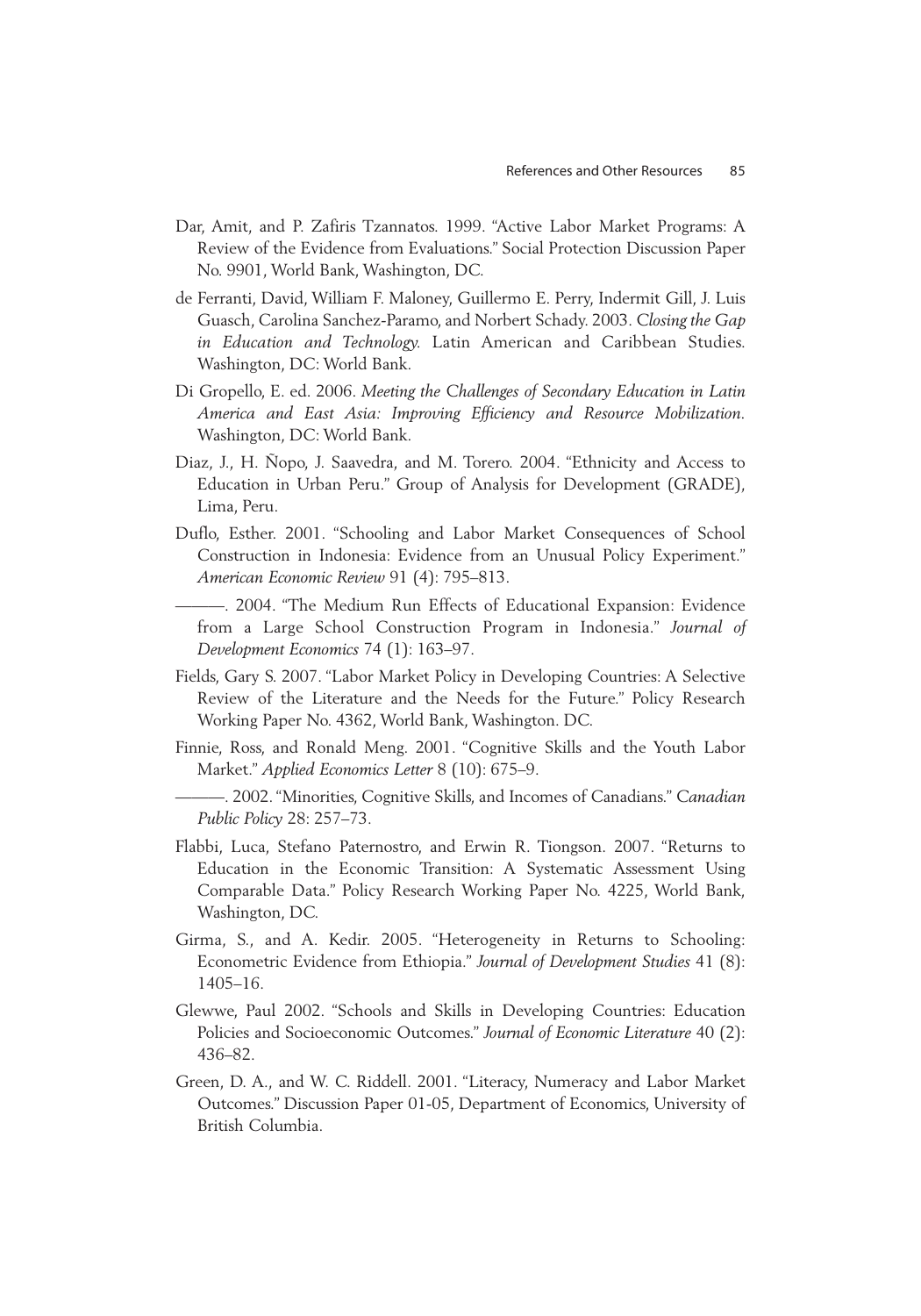Dar, Amit, and P. Zafiris Tzannatos. 1999. "Active Labor Market Programs: A Review of the Evidence from Evaluations." Social Protection Discussion Paper No. 9901, World Bank, Washington, DC.

de Ferranti, David, William F. Maloney, Guillermo E. Perry, Indermit Gill, J. Luis Guasch, Carolina Sanchez-Paramo, and Norbert Schady. 2003. *Closing the Gap in Education and Technology.* Latin American and Caribbean Studies. Washington, DC: World Bank.

Di Gropello, E. ed. 2006. *Meeting the Challenges of Secondary Education in Latin America and East Asia: Improving Efficiency and Resource Mobilization*. Washington, DC: World Bank.

Diaz, J., H. Ñopo, J. Saavedra, and M. Torero. 2004. "Ethnicity and Access to Education in Urban Peru." Group of Analysis for Development (GRADE), Lima, Peru.

Duflo, Esther. 2001. "Schooling and Labor Market Consequences of School Construction in Indonesia: Evidence from an Unusual Policy Experiment." *American Economic Review* 91 (4): 795–813.

———. 2004. "The Medium Run Effects of Educational Expansion: Evidence from a Large School Construction Program in Indonesia." *Journal of Development Economics* 74 (1): 163–97.

Fields, Gary S. 2007. "Labor Market Policy in Developing Countries: A Selective Review of the Literature and the Needs for the Future." Policy Research Working Paper No. 4362, World Bank, Washington. DC.

Finnie, Ross, and Ronald Meng. 2001. "Cognitive Skills and the Youth Labor Market." *Applied Economics Letter* 8 (10): 675–9.

———. 2002. "Minorities, Cognitive Skills, and Incomes of Canadians." *Canadian Public Policy* 28: 257–73.

Flabbi, Luca, Stefano Paternostro, and Erwin R. Tiongson. 2007. "Returns to Education in the Economic Transition: A Systematic Assessment Using Comparable Data." Policy Research Working Paper No. 4225, World Bank, Washington, DC.

Girma, S., and A. Kedir. 2005. "Heterogeneity in Returns to Schooling: Econometric Evidence from Ethiopia." *Journal of Development Studies* 41 (8): 1405–16.

Glewwe, Paul 2002. "Schools and Skills in Developing Countries: Education Policies and Socioeconomic Outcomes." *Journal of Economic Literature* 40 (2): 436–82.

Green, D. A., and W. C. Riddell. 2001. "Literacy, Numeracy and Labor Market Outcomes." Discussion Paper 01-05, Department of Economics, University of British Columbia.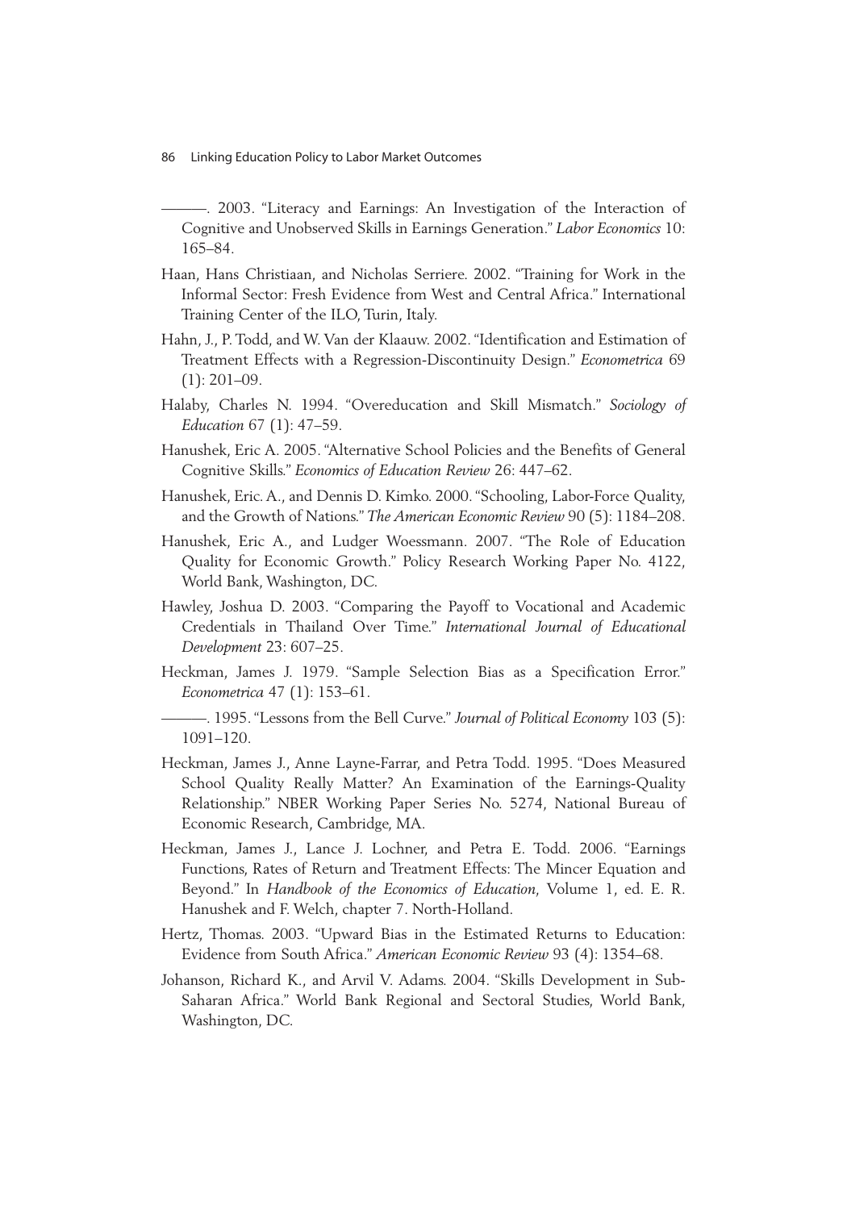———. 2003. "Literacy and Earnings: An Investigation of the Interaction of Cognitive and Unobserved Skills in Earnings Generation." *Labor Economics* 10: 165–84.

Haan, Hans Christiaan, and Nicholas Serriere. 2002. "Training for Work in the Informal Sector: Fresh Evidence from West and Central Africa." International Training Center of the ILO, Turin, Italy.

Hahn, J., P. Todd, and W. Van der Klaauw. 2002. "Identification and Estimation of Treatment Effects with a Regression-Discontinuity Design." *Econometrica* 69 (1): 201–09.

Halaby, Charles N. 1994. "Overeducation and Skill Mismatch." *Sociology of Education* 67 (1): 47–59.

Hanushek, Eric A. 2005. "Alternative School Policies and the Benefits of General Cognitive Skills." *Economics of Education Review* 26: 447–62.

Hanushek, Eric. A., and Dennis D. Kimko. 2000. "Schooling, Labor-Force Quality, and the Growth of Nations." *The American Economic Review* 90 (5): 1184–208.

Hanushek, Eric A., and Ludger Woessmann. 2007. "The Role of Education Quality for Economic Growth." Policy Research Working Paper No. 4122, World Bank, Washington, DC.

Hawley, Joshua D. 2003. "Comparing the Payoff to Vocational and Academic Credentials in Thailand Over Time." *International Journal of Educational Development* 23: 607–25.

Heckman, James J. 1979. "Sample Selection Bias as a Specification Error." *Econometrica* 47 (1): 153–61.

———. 1995. "Lessons from the Bell Curve." *Journal of Political Economy* 103 (5): 1091–120.

Heckman, James J., Anne Layne-Farrar, and Petra Todd. 1995. "Does Measured School Quality Really Matter? An Examination of the Earnings-Quality Relationship." NBER Working Paper Series No. 5274, National Bureau of Economic Research, Cambridge, MA.

Heckman, James J., Lance J. Lochner, and Petra E. Todd. 2006. "Earnings Functions, Rates of Return and Treatment Effects: The Mincer Equation and Beyond." In *Handbook of the Economics of Education*, Volume 1, ed. E. R. Hanushek and F. Welch, chapter 7. North-Holland.

Hertz, Thomas. 2003. "Upward Bias in the Estimated Returns to Education: Evidence from South Africa." *American Economic Review* 93 (4): 1354–68.

Johanson, Richard K., and Arvil V. Adams. 2004. "Skills Development in Sub-Saharan Africa." World Bank Regional and Sectoral Studies, World Bank, Washington, DC.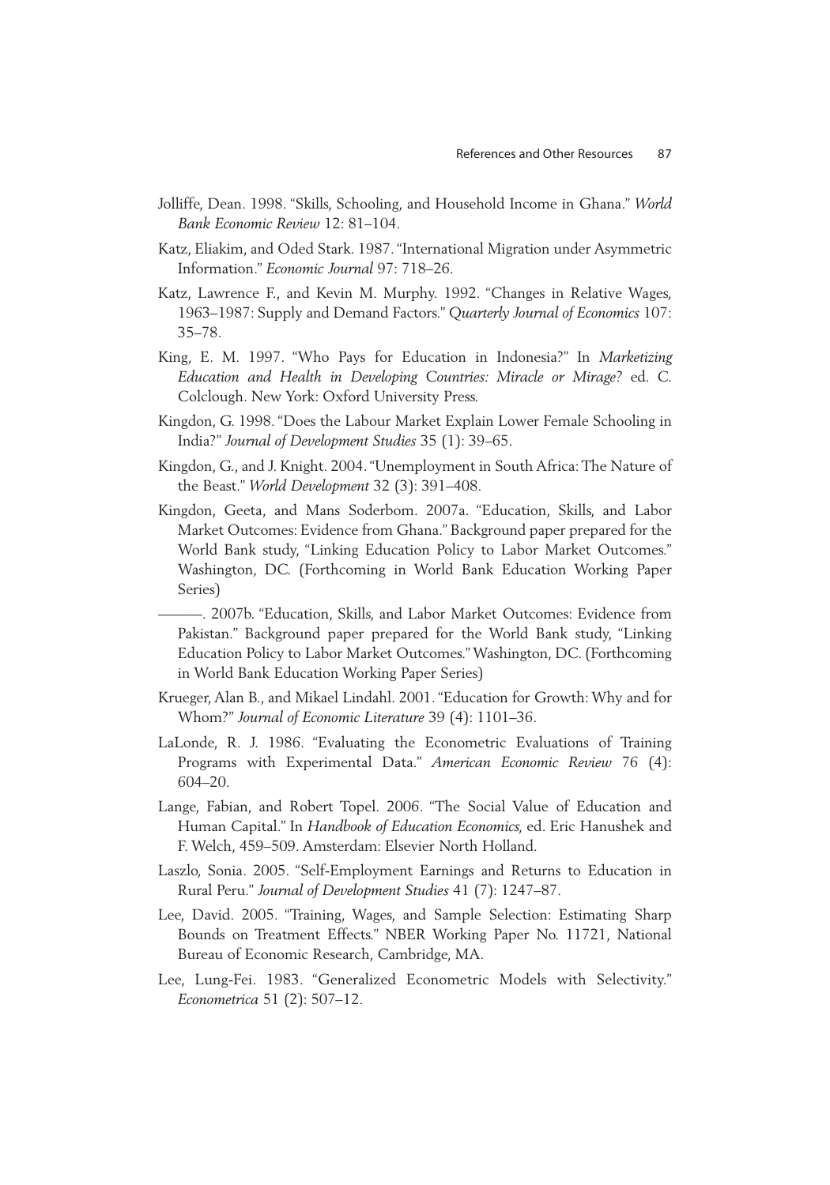Jolliffe, Dean. 1998. "Skills, Schooling, and Household Income in Ghana." *World Bank Economic Review* 12: 81–104.

Katz, Eliakim, and Oded Stark. 1987. "International Migration under Asymmetric Information." *Economic Journal* 97: 718–26.

Katz, Lawrence F., and Kevin M. Murphy. 1992. "Changes in Relative Wages, 1963–1987: Supply and Demand Factors." *Quarterly Journal of Economics* 107: 35–78.

King, E. M. 1997. "Who Pays for Education in Indonesia?" In *Marketizing Education and Health in Developing Countries: Miracle or Mirage?* ed. C. Colclough. New York: Oxford University Press.

Kingdon, G. 1998. "Does the Labour Market Explain Lower Female Schooling in India?" *Journal of Development Studies* 35 (1): 39–65.

Kingdon, G., and J. Knight. 2004. "Unemployment in South Africa: The Nature of the Beast." *World Development* 32 (3): 391–408.

Kingdon, Geeta, and Mans Soderbom. 2007a. "Education, Skills, and Labor Market Outcomes: Evidence from Ghana." Background paper prepared for the World Bank study, "Linking Education Policy to Labor Market Outcomes." Washington, DC. (Forthcoming in World Bank Education Working Paper Series)

———. 2007b. "Education, Skills, and Labor Market Outcomes: Evidence from Pakistan." Background paper prepared for the World Bank study, "Linking Education Policy to Labor Market Outcomes." Washington, DC. (Forthcoming in World Bank Education Working Paper Series)

Krueger, Alan B., and Mikael Lindahl. 2001. "Education for Growth: Why and for Whom?" *Journal of Economic Literature* 39 (4): 1101–36.

LaLonde, R. J. 1986. "Evaluating the Econometric Evaluations of Training Programs with Experimental Data." *American Economic Review* 76 (4): 604–20.

Lange, Fabian, and Robert Topel. 2006. "The Social Value of Education and Human Capital." In *Handbook of Education Economics*, ed. Eric Hanushek and F. Welch, 459–509. Amsterdam: Elsevier North Holland.

Laszlo, Sonia. 2005. "Self-Employment Earnings and Returns to Education in Rural Peru." *Journal of Development Studies* 41 (7): 1247–87.

Lee, David. 2005. "Training, Wages, and Sample Selection: Estimating Sharp Bounds on Treatment Effects." NBER Working Paper No. 11721, National Bureau of Economic Research, Cambridge, MA.

Lee, Lung-Fei. 1983. "Generalized Econometric Models with Selectivity." *Econometrica* 51 (2): 507–12.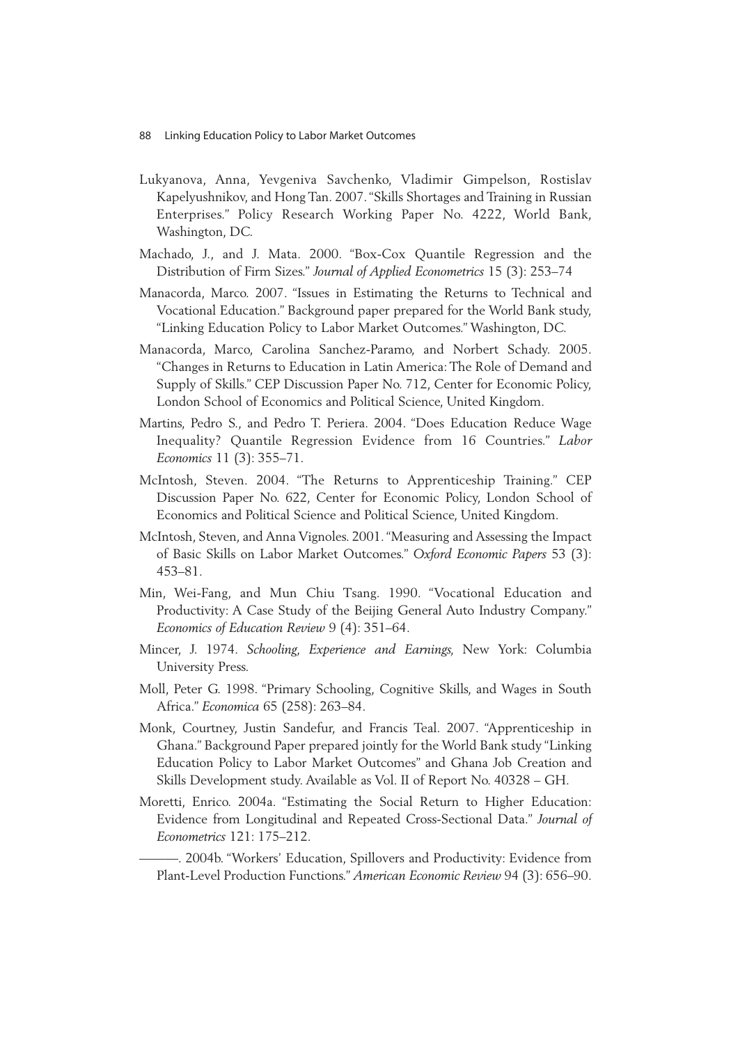Lukyanova, Anna, Yevgeniva Savchenko, Vladimir Gimpelson, Rostislav Kapelyushnikov, and Hong Tan. 2007. "Skills Shortages and Training in Russian Enterprises." Policy Research Working Paper No. 4222, World Bank, Washington, DC.

Machado, J., and J. Mata. 2000. "Box-Cox Quantile Regression and the Distribution of Firm Sizes." *Journal of Applied Econometrics* 15 (3): 253–74

Manacorda, Marco. 2007. "Issues in Estimating the Returns to Technical and Vocational Education." Background paper prepared for the World Bank study, "Linking Education Policy to Labor Market Outcomes." Washington, DC.

Manacorda, Marco, Carolina Sanchez-Paramo, and Norbert Schady. 2005. "Changes in Returns to Education in Latin America: The Role of Demand and Supply of Skills." CEP Discussion Paper No. 712, Center for Economic Policy, London School of Economics and Political Science, United Kingdom.

Martins, Pedro S., and Pedro T. Periera. 2004. "Does Education Reduce Wage Inequality? Quantile Regression Evidence from 16 Countries." *Labor Economics* 11 (3): 355–71.

McIntosh, Steven. 2004. "The Returns to Apprenticeship Training." CEP Discussion Paper No. 622, Center for Economic Policy, London School of Economics and Political Science and Political Science, United Kingdom.

McIntosh, Steven, and Anna Vignoles. 2001. "Measuring and Assessing the Impact of Basic Skills on Labor Market Outcomes." *Oxford Economic Papers* 53 (3): 453–81.

Min, Wei-Fang, and Mun Chiu Tsang. 1990. "Vocational Education and Productivity: A Case Study of the Beijing General Auto Industry Company." *Economics of Education Review* 9 (4): 351–64.

Mincer, J. 1974. *Schooling, Experience and Earnings*, New York: Columbia University Press.

Moll, Peter G. 1998. "Primary Schooling, Cognitive Skills, and Wages in South Africa." *Economica* 65 (258): 263–84.

Monk, Courtney, Justin Sandefur, and Francis Teal. 2007. "Apprenticeship in Ghana." Background Paper prepared jointly for the World Bank study "Linking Education Policy to Labor Market Outcomes" and Ghana Job Creation and Skills Development study. Available as Vol. II of Report No. 40328 – GH.

Moretti, Enrico. 2004a. "Estimating the Social Return to Higher Education: Evidence from Longitudinal and Repeated Cross-Sectional Data." *Journal of Econometrics* 121: 175–212.

———. 2004b. "Workers' Education, Spillovers and Productivity: Evidence from Plant-Level Production Functions." *American Economic Review* 94 (3): 656–90.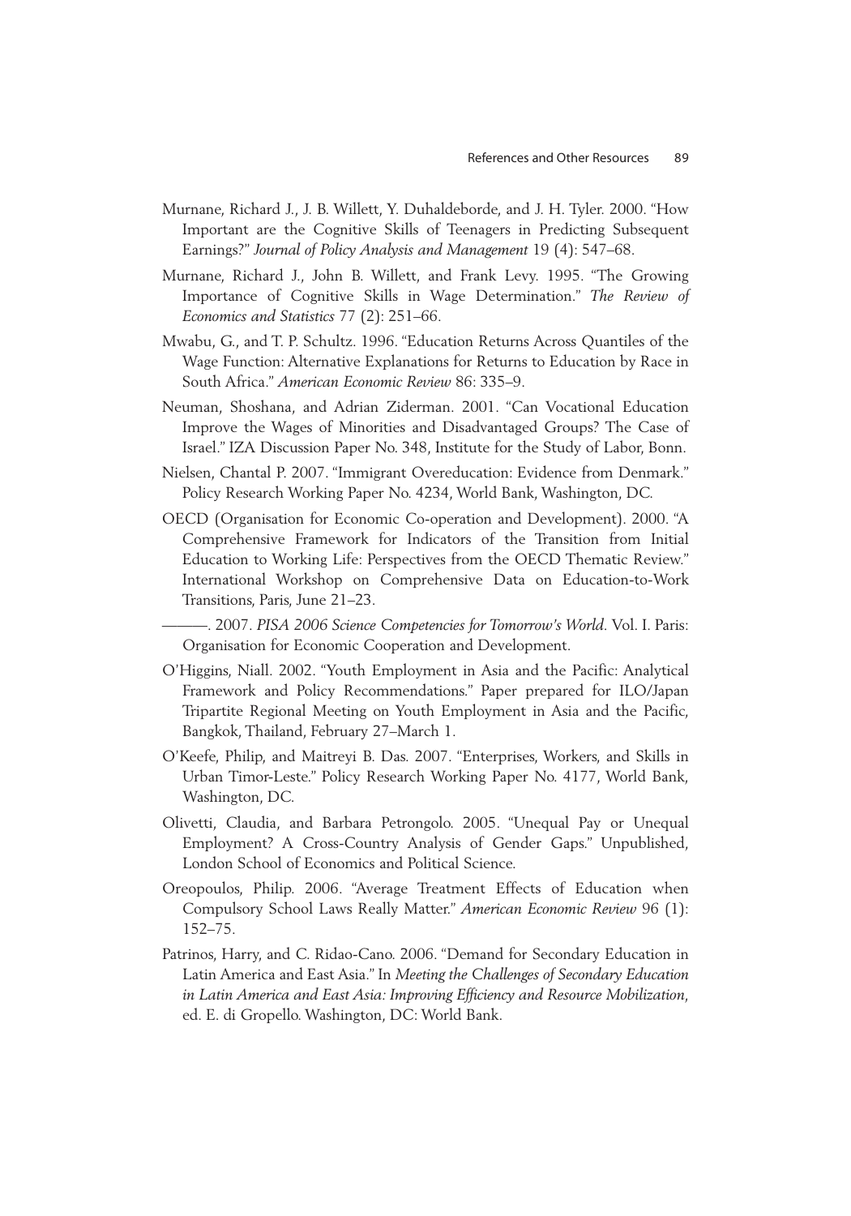Murnane, Richard J., J. B. Willett, Y. Duhaldeborde, and J. H. Tyler. 2000. "How Important are the Cognitive Skills of Teenagers in Predicting Subsequent Earnings?" *Journal of Policy Analysis and Management* 19 (4): 547–68.

Murnane, Richard J., John B. Willett, and Frank Levy. 1995. "The Growing Importance of Cognitive Skills in Wage Determination." *The Review of Economics and Statistics* 77 (2): 251–66.

Mwabu, G., and T. P. Schultz. 1996. "Education Returns Across Quantiles of the Wage Function: Alternative Explanations for Returns to Education by Race in South Africa." *American Economic Review* 86: 335–9.

Neuman, Shoshana, and Adrian Ziderman. 2001. "Can Vocational Education Improve the Wages of Minorities and Disadvantaged Groups? The Case of Israel." IZA Discussion Paper No. 348, Institute for the Study of Labor, Bonn.

Nielsen, Chantal P. 2007. "Immigrant Overeducation: Evidence from Denmark." Policy Research Working Paper No. 4234, World Bank, Washington, DC.

OECD (Organisation for Economic Co-operation and Development). 2000. "A Comprehensive Framework for Indicators of the Transition from Initial Education to Working Life: Perspectives from the OECD Thematic Review." International Workshop on Comprehensive Data on Education-to-Work Transitions, Paris, June 21–23.

———. 2007. *PISA 2006 Science Competencies for Tomorrow's World*. Vol. I. Paris: Organisation for Economic Cooperation and Development.

O'Higgins, Niall. 2002. "Youth Employment in Asia and the Pacific: Analytical Framework and Policy Recommendations." Paper prepared for ILO/Japan Tripartite Regional Meeting on Youth Employment in Asia and the Pacific, Bangkok, Thailand, February 27–March 1.

O'Keefe, Philip, and Maitreyi B. Das. 2007. "Enterprises, Workers, and Skills in Urban Timor-Leste." Policy Research Working Paper No. 4177, World Bank, Washington, DC.

Olivetti, Claudia, and Barbara Petrongolo. 2005. "Unequal Pay or Unequal Employment? A Cross-Country Analysis of Gender Gaps." Unpublished, London School of Economics and Political Science.

Oreopoulos, Philip. 2006. "Average Treatment Effects of Education when Compulsory School Laws Really Matter." *American Economic Review* 96 (1): 152–75.

Patrinos, Harry, and C. Ridao-Cano. 2006. "Demand for Secondary Education in Latin America and East Asia." In *Meeting the Challenges of Secondary Education in Latin America and East Asia: Improving Efficiency and Resource Mobilization*, ed. E. di Gropello. Washington, DC: World Bank.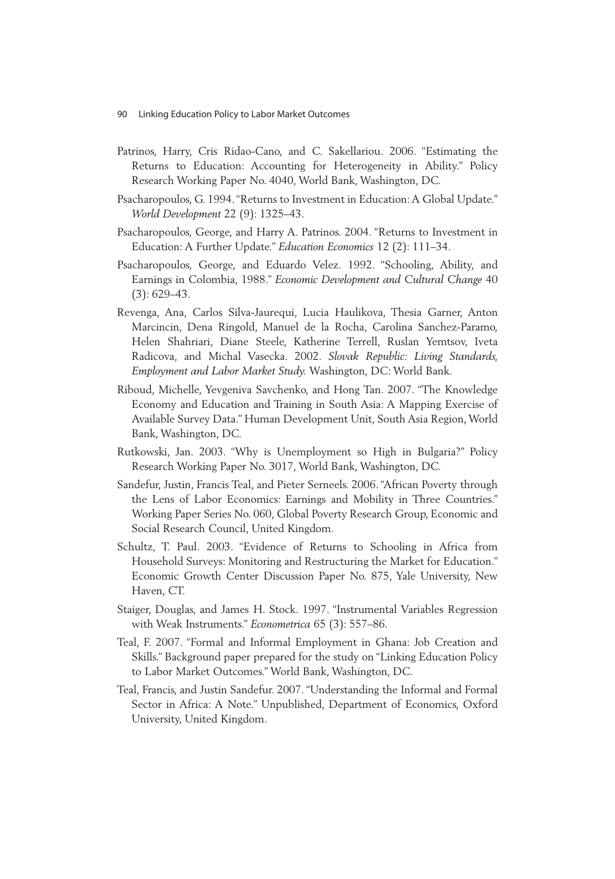Patrinos, Harry, Cris Ridao-Cano, and C. Sakellariou. 2006. "Estimating the Returns to Education: Accounting for Heterogeneity in Ability." Policy Research Working Paper No. 4040, World Bank, Washington, DC.

Psacharopoulos, G. 1994. "Returns to Investment in Education: A Global Update." *World Development* 22 (9): 1325–43.

Psacharopoulos, George, and Harry A. Patrinos. 2004. "Returns to Investment in Education: A Further Update." *Education Economics* 12 (2): 111–34.

Psacharopoulos, George, and Eduardo Velez. 1992. "Schooling, Ability, and Earnings in Colombia, 1988." *Economic Development and Cultural Change* 40 (3): 629–43.

Revenga, Ana, Carlos Silva-Jaurequi, Lucia Haulikova, Thesia Garner, Anton Marcincin, Dena Ringold, Manuel de la Rocha, Carolina Sanchez-Paramo, Helen Shahriari, Diane Steele, Katherine Terrell, Ruslan Yemtsov, Iveta Radicova, and Michal Vasecka. 2002. *Slovak Republic: Living Standards, Employment and Labor Market Study.* Washington, DC: World Bank.

Riboud, Michelle, Yevgeniva Savchenko, and Hong Tan. 2007. "The Knowledge Economy and Education and Training in South Asia: A Mapping Exercise of Available Survey Data." Human Development Unit, South Asia Region, World Bank, Washington, DC.

Rutkowski, Jan. 2003. "Why is Unemployment so High in Bulgaria?" Policy Research Working Paper No. 3017, World Bank, Washington, DC.

Sandefur, Justin, Francis Teal, and Pieter Serneels. 2006. "African Poverty through the Lens of Labor Economics: Earnings and Mobility in Three Countries." Working Paper Series No. 060, Global Poverty Research Group, Economic and Social Research Council, United Kingdom.

Schultz, T. Paul. 2003. "Evidence of Returns to Schooling in Africa from Household Surveys: Monitoring and Restructuring the Market for Education." Economic Growth Center Discussion Paper No. 875, Yale University, New Haven, CT.

Staiger, Douglas, and James H. Stock. 1997. "Instrumental Variables Regression with Weak Instruments." *Econometrica* 65 (3): 557–86.

Teal, F. 2007. "Formal and Informal Employment in Ghana: Job Creation and Skills." Background paper prepared for the study on "Linking Education Policy to Labor Market Outcomes." World Bank, Washington, DC.

Teal, Francis, and Justin Sandefur. 2007. "Understanding the Informal and Formal Sector in Africa: A Note." Unpublished, Department of Economics, Oxford University, United Kingdom.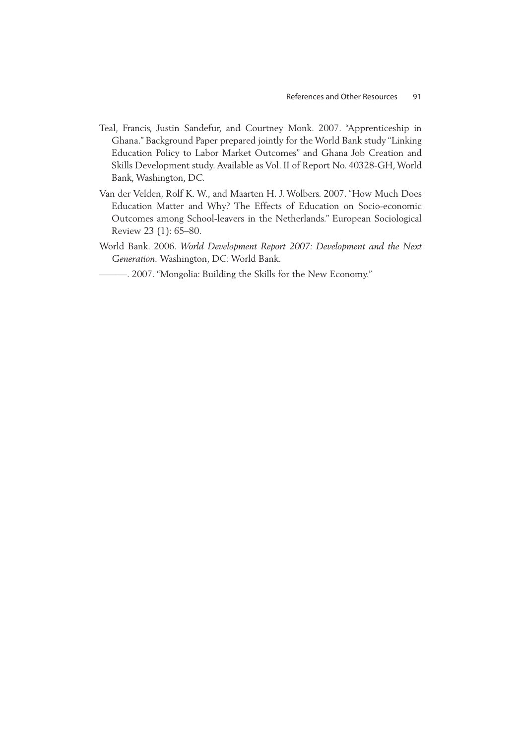Teal, Francis, Justin Sandefur, and Courtney Monk. 2007. "Apprenticeship in Ghana." Background Paper prepared jointly for the World Bank study "Linking Education Policy to Labor Market Outcomes" and Ghana Job Creation and Skills Development study. Available as Vol. II of Report No. 40328-GH, World Bank, Washington, DC.

Van der Velden, Rolf K. W., and Maarten H. J. Wolbers. 2007. "How Much Does Education Matter and Why? The Effects of Education on Socio-economic Outcomes among School-leavers in the Netherlands." European Sociological Review 23 (1): 65–80.

World Bank. 2006. *World Development Report 2007: Development and the Next Generation*. Washington, DC: World Bank.

———. 2007. "Mongolia: Building the Skills for the New Economy."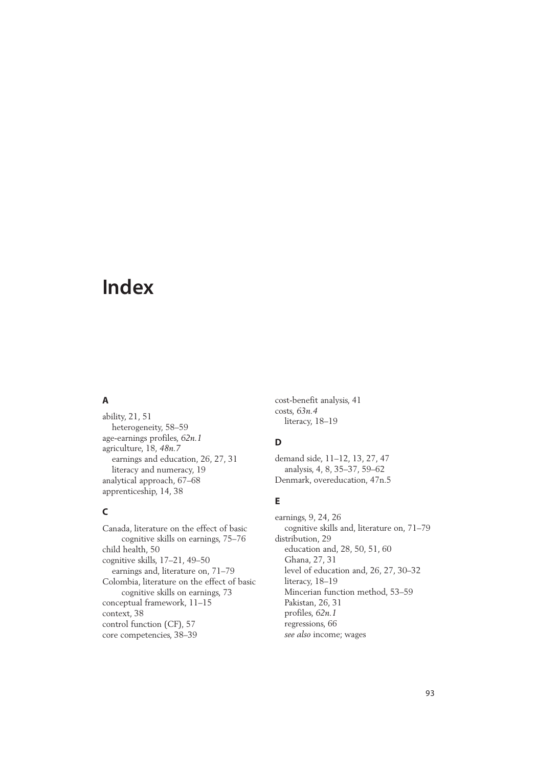# Index

## A

ability, 21, 51
  heterogeneity, 58–59
age-earnings profiles, *62n.1*
agriculture, 18, *48n.7*
  earnings and education, 26, 27, 31
  literacy and numeracy, 19
analytical approach, 67–68
apprenticeship, 14, 38

## C

Canada, literature on the effect of basic cognitive skills on earnings, 75–76
child health, 50
cognitive skills, 17–21, 49–50
  earnings and, literature on, 71–79
Colombia, literature on the effect of basic cognitive skills on earnings, 73
conceptual framework, 11–15
context, 38
control function (CF), 57
core competencies, 38–39
cost-benefit analysis, 41
costs, *63n.4*
  literacy, 18–19

## D

demand side, 11–12, 13, 27, 47
  analysis, 4, 8, 35–37, 59–62
Denmark, overeducation, 47n.5

## E

earnings, 9, 24, 26
  cognitive skills and, literature on, 71–79
distribution, 29
  education and, 28, 50, 51, 60
  Ghana, 27, 31
  level of education and, 26, 27, 30–32
  literacy, 18–19
  Mincerian function method, 53–59
  Pakistan, 26, 31
  profiles, *62n.1*
  regressions, 66
  *see also* income; wages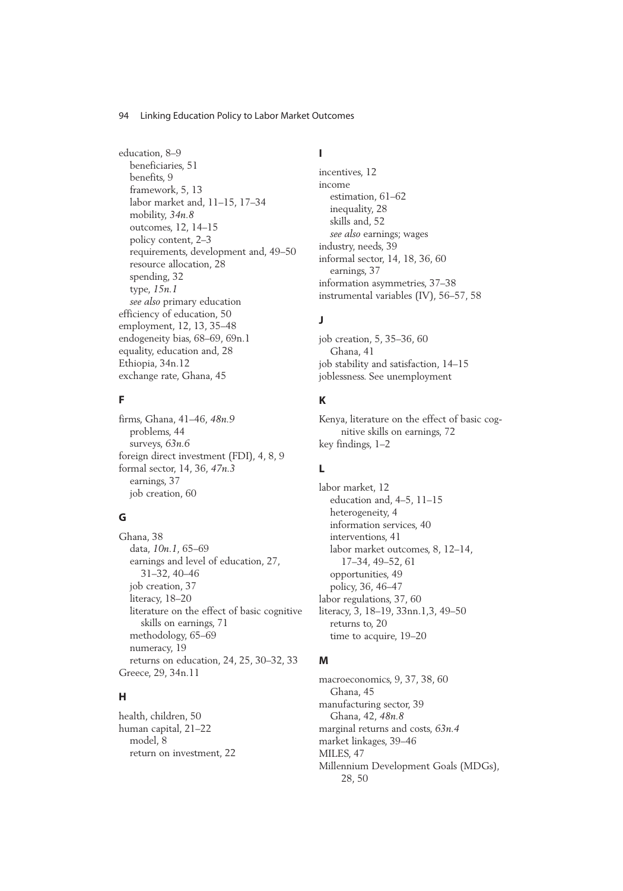education, 8–9
- beneficiaries, 51
- benefits, 9
- framework, 5, 13
- labor market and, 11–15, 17–34
- mobility, *34n.8*
- outcomes, 12, 14–15
- policy content, 2–3
- requirements, development and, 49–50
- resource allocation, 28
- spending, 32
- type, *15n.1*
- *see also* primary education

efficiency of education, 50
employment, 12, 13, 35–48
endogeneity bias, 68–69, 69n.1
equality, education and, 28
Ethiopia, 34n.12
exchange rate, Ghana, 45

## F

firms, Ghana, 41–46, *48n.9*
- problems, 44
- surveys, *63n.6*

foreign direct investment (FDI), 4, 8, 9
formal sector, 14, 36, *47n.3*
- earnings, 37
- job creation, 60

## G

Ghana, 38
- data, *10n.1*, 65–69
- earnings and level of education, 27, 31–32, 40–46
- job creation, 37
- literacy, 18–20
- literature on the effect of basic cognitive skills on earnings, 71
- methodology, 65–69
- numeracy, 19
- returns on education, 24, 25, 30–32, 33

Greece, 29, 34n.11

## H

health, children, 50
human capital, 21–22
- model, 8
- return on investment, 22

## I

incentives, 12
income
- estimation, 61–62
- inequality, 28
- skills and, 52
- *see also* earnings; wages

industry, needs, 39
informal sector, 14, 18, 36, 60
- earnings, 37

information asymmetries, 37–38
instrumental variables (IV), 56–57, 58

## J

job creation, 5, 35–36, 60
- Ghana, 41

job stability and satisfaction, 14–15
joblessness. See unemployment

## K

Kenya, literature on the effect of basic cognitive skills on earnings, 72
key findings, 1–2

## L

labor market, 12
- education and, 4–5, 11–15
- heterogeneity, 4
- information services, 40
- interventions, 41
- labor market outcomes, 8, 12–14, 17–34, 49–52, 61
- opportunities, 49
- policy, 36, 46–47

labor regulations, 37, 60
literacy, 3, 18–19, 33nn.1,3, 49–50
- returns to, 20
- time to acquire, 19–20

## M

macroeconomics, 9, 37, 38, 60
- Ghana, 45

manufacturing sector, 39
- Ghana, 42, *48n.8*

marginal returns and costs, *63n.4*
market linkages, 39–46
MILES, 47
Millennium Development Goals (MDGs), 28, 50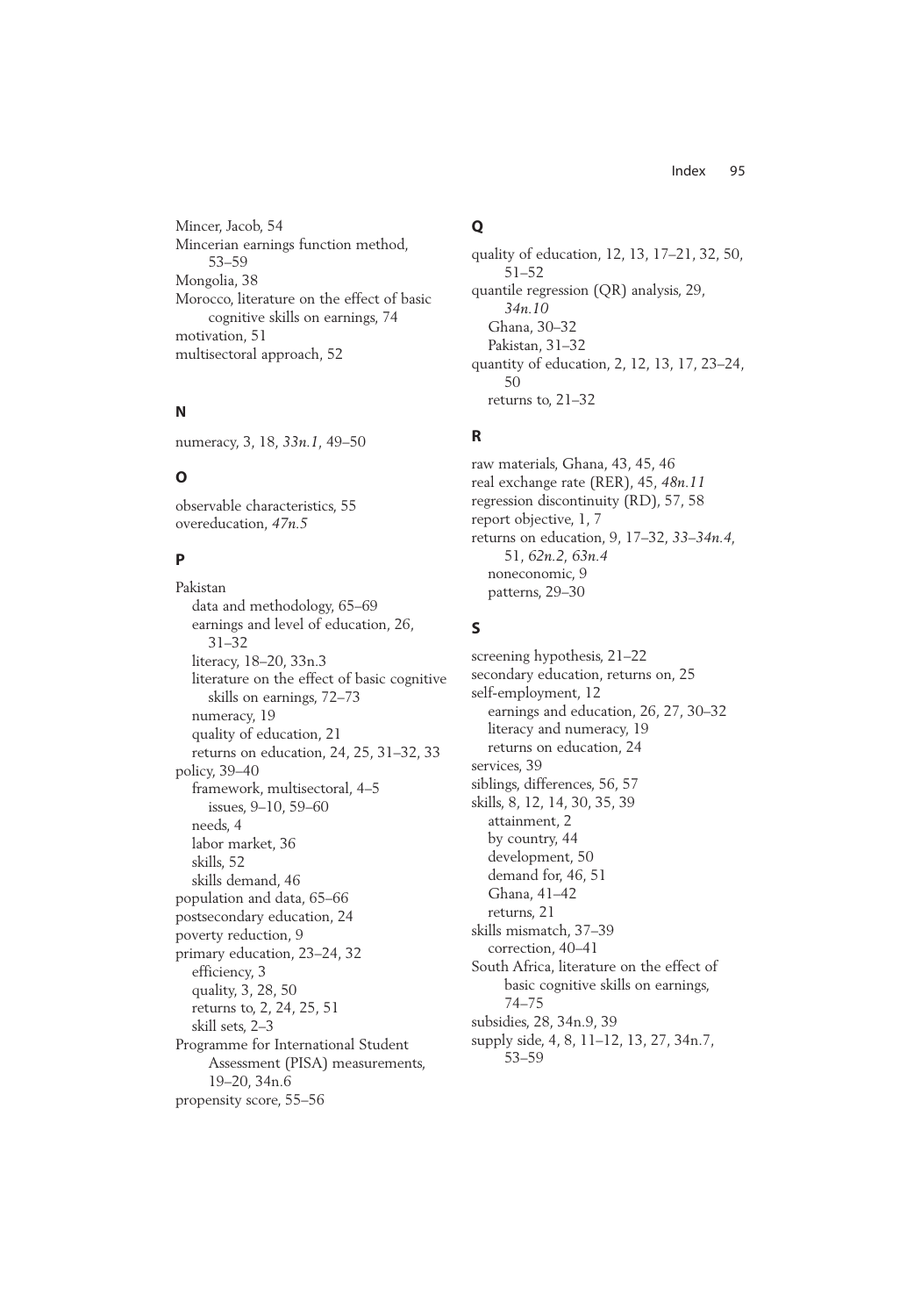Mincer, Jacob, 54
Mincerian earnings function method, 53–59
Mongolia, 38
Morocco, literature on the effect of basic cognitive skills on earnings, 74
motivation, 51
multisectoral approach, 52

## N

numeracy, 3, 18, *33n.1*, 49–50

## O

observable characteristics, 55
overeducation, *47n.5*

## P

Pakistan
- data and methodology, 65–69
- earnings and level of education, 26, 31–32
- literacy, 18–20, 33n.3
- literature on the effect of basic cognitive skills on earnings, 72–73
- numeracy, 19
- quality of education, 21
- returns on education, 24, 25, 31–32, 33

policy, 39–40
- framework, multisectoral, 4–5
  - issues, 9–10, 59–60
- needs, 4
- labor market, 36
- skills, 52
- skills demand, 46

population and data, 65–66
postsecondary education, 24
poverty reduction, 9
primary education, 23–24, 32
- efficiency, 3
- quality, 3, 28, 50
- returns to, 2, 24, 25, 51
- skill sets, 2–3

Programme for International Student Assessment (PISA) measurements, 19–20, 34n.6
propensity score, 55–56

## Q

quality of education, 12, 13, 17–21, 32, 50, 51–52
quantile regression (QR) analysis, 29, *34n.10*
- Ghana, 30–32
- Pakistan, 31–32

quantity of education, 2, 12, 13, 17, 23–24, 50
- returns to, 21–32

## R

raw materials, Ghana, 43, 45, 46
real exchange rate (RER), 45, *48n.11*
regression discontinuity (RD), 57, 58
report objective, 1, 7
returns on education, 9, 17–32, *33–34n.4*, 51, *62n.2*, *63n.4*
- noneconomic, 9
- patterns, 29–30

## S

screening hypothesis, 21–22
secondary education, returns on, 25
self-employment, 12
- earnings and education, 26, 27, 30–32
- literacy and numeracy, 19
- returns on education, 24

services, 39
siblings, differences, 56, 57
skills, 8, 12, 14, 30, 35, 39
- attainment, 2
- by country, 44
- development, 50
- demand for, 46, 51
- Ghana, 41–42
- returns, 21

skills mismatch, 37–39
- correction, 40–41

South Africa, literature on the effect of basic cognitive skills on earnings, 74–75
subsidies, 28, 34n.9, 39
supply side, 4, 8, 11–12, 13, 27, 34n.7, 53–59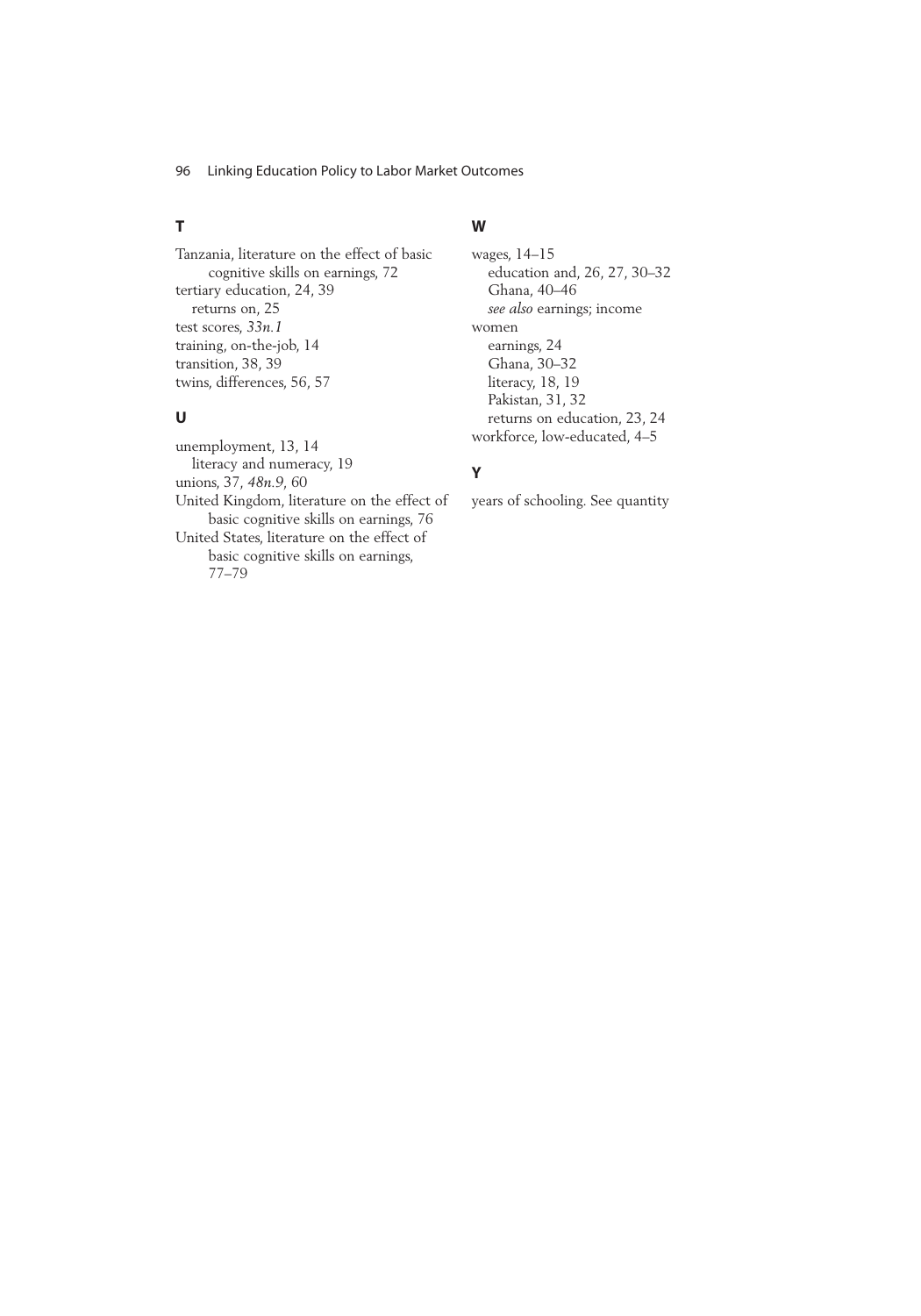## T

Tanzania, literature on the effect of basic cognitive skills on earnings, 72
tertiary education, 24, 39
  returns on, 25
test scores, *33n.1*
training, on-the-job, 14
transition, 38, 39
twins, differences, 56, 57

## U

unemployment, 13, 14
  literacy and numeracy, 19
unions, 37, *48n.9*, 60
United Kingdom, literature on the effect of basic cognitive skills on earnings, 76
United States, literature on the effect of basic cognitive skills on earnings, 77–79

## W

wages, 14–15
  education and, 26, 27, 30–32
  Ghana, 40–46
  *see also* earnings; income
women
  earnings, 24
  Ghana, 30–32
  literacy, 18, 19
  Pakistan, 31, 32
  returns on education, 23, 24
workforce, low-educated, 4–5

## Y

years of schooling. See quantity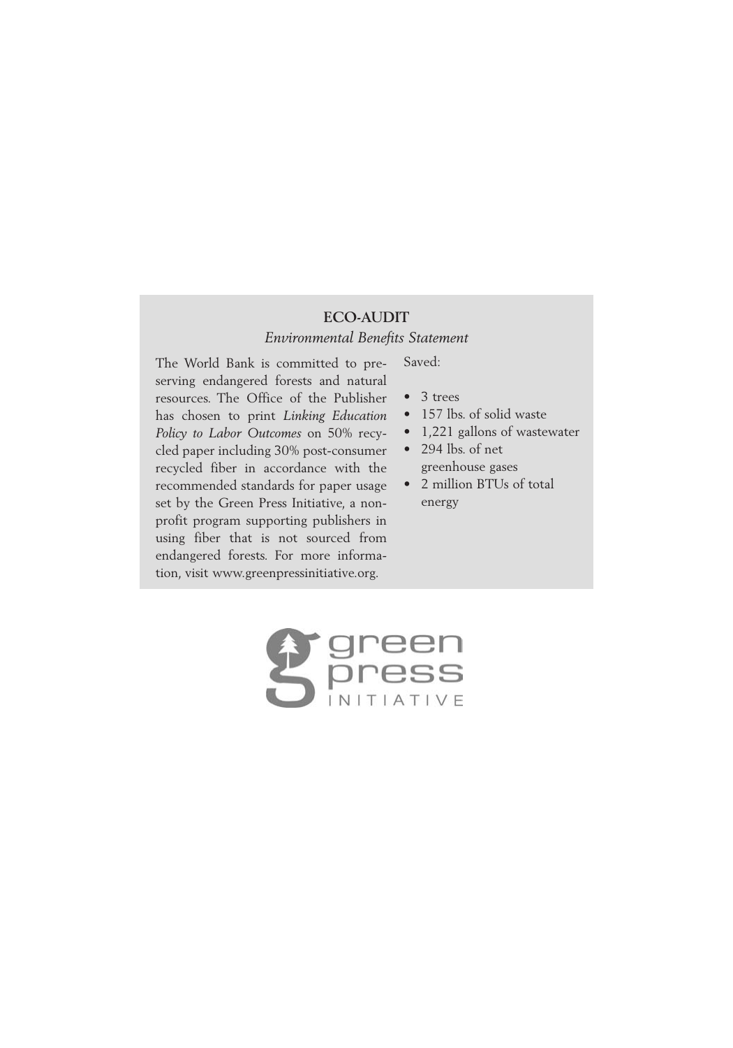## ECO-AUDIT

*Environmental Benefits Statement*

The World Bank is committed to preserving endangered forests and natural resources. The Office of the Publisher has chosen to print *Linking Education Policy to Labor Outcomes* on 50% recycled paper including 30% post-consumer recycled fiber in accordance with the recommended standards for paper usage set by the Green Press Initiative, a nonprofit program supporting publishers in using fiber that is not sourced from endangered forests. For more information, visit www.greenpressinitiative.org.

Saved:

- 3 trees
- 157 lbs. of solid waste
- 1,221 gallons of wastewater
- 294 lbs. of net greenhouse gases
- 2 million BTUs of total energy

green press INITIATIVE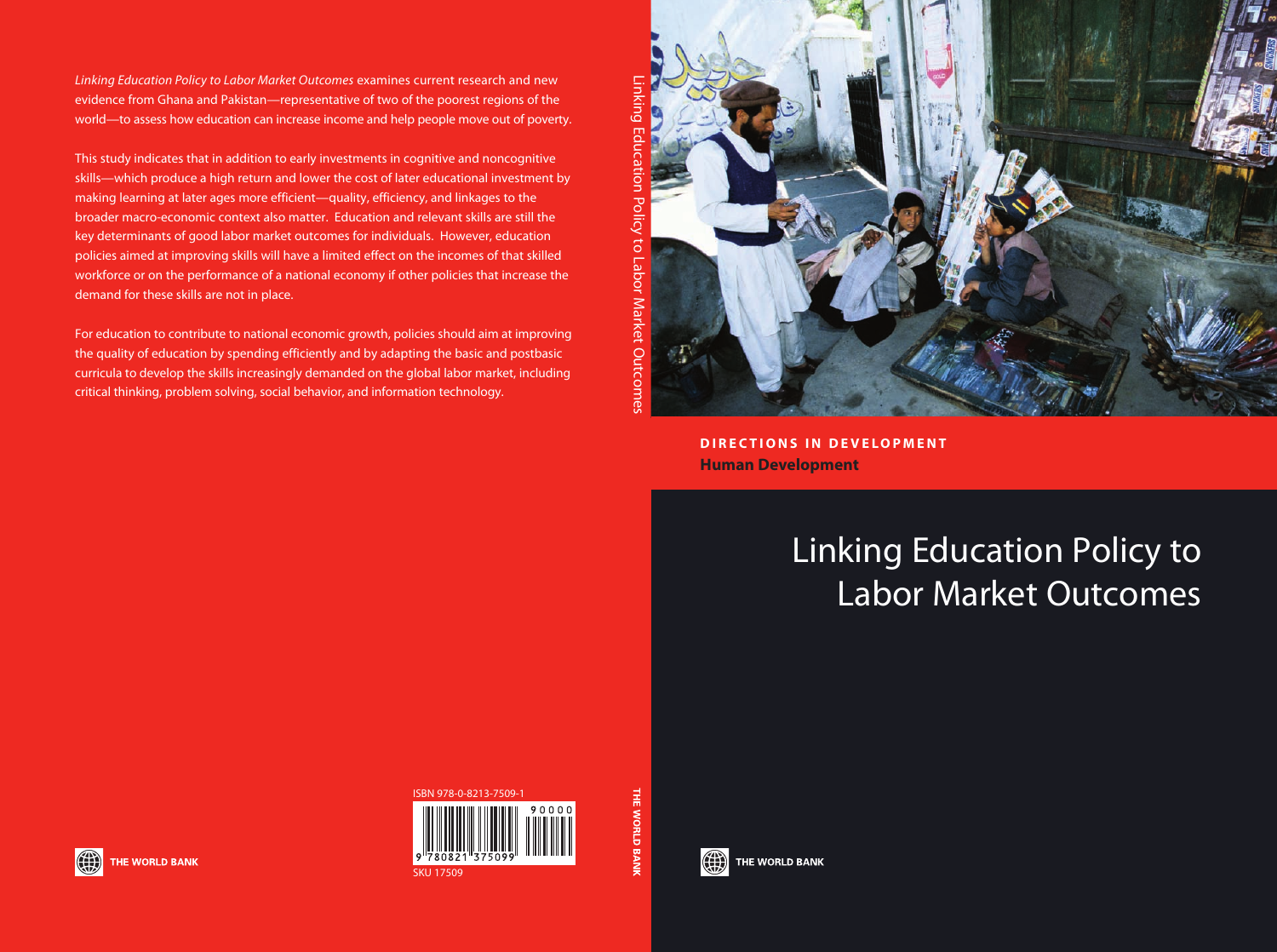*Linking Education Policy to Labor Market Outcomes* examines current research and new evidence from Ghana and Pakistan—representative of two of the poorest regions of the world—to assess how education can increase income and help people move out of poverty.

This study indicates that in addition to early investments in cognitive and noncognitive skills—which produce a high return and lower the cost of later educational investment by making learning at later ages more efficient—quality, efficiency, and linkages to the broader macro-economic context also matter. Education and relevant skills are still the key determinants of good labor market outcomes for individuals. However, education policies aimed at improving skills will have a limited effect on the incomes of that skilled workforce or on the performance of a national economy if other policies that increase the demand for these skills are not in place.

For education to contribute to national economic growth, policies should aim at improving the quality of education by spending efficiently and by adapting the basic and postbasic curricula to develop the skills increasingly demanded on the global labor market, including critical thinking, problem solving, social behavior, and information technology.

ISBN 978-0-8213-7509-1

SKU 17509

THE WORLD BANK

Linking Education Policy to Labor Market Outcomes

THE WORLD BANK

**DIRECTIONS IN DEVELOPMENT**

**Human Development**

# Linking Education Policy to Labor Market Outcomes

THE WORLD BANK